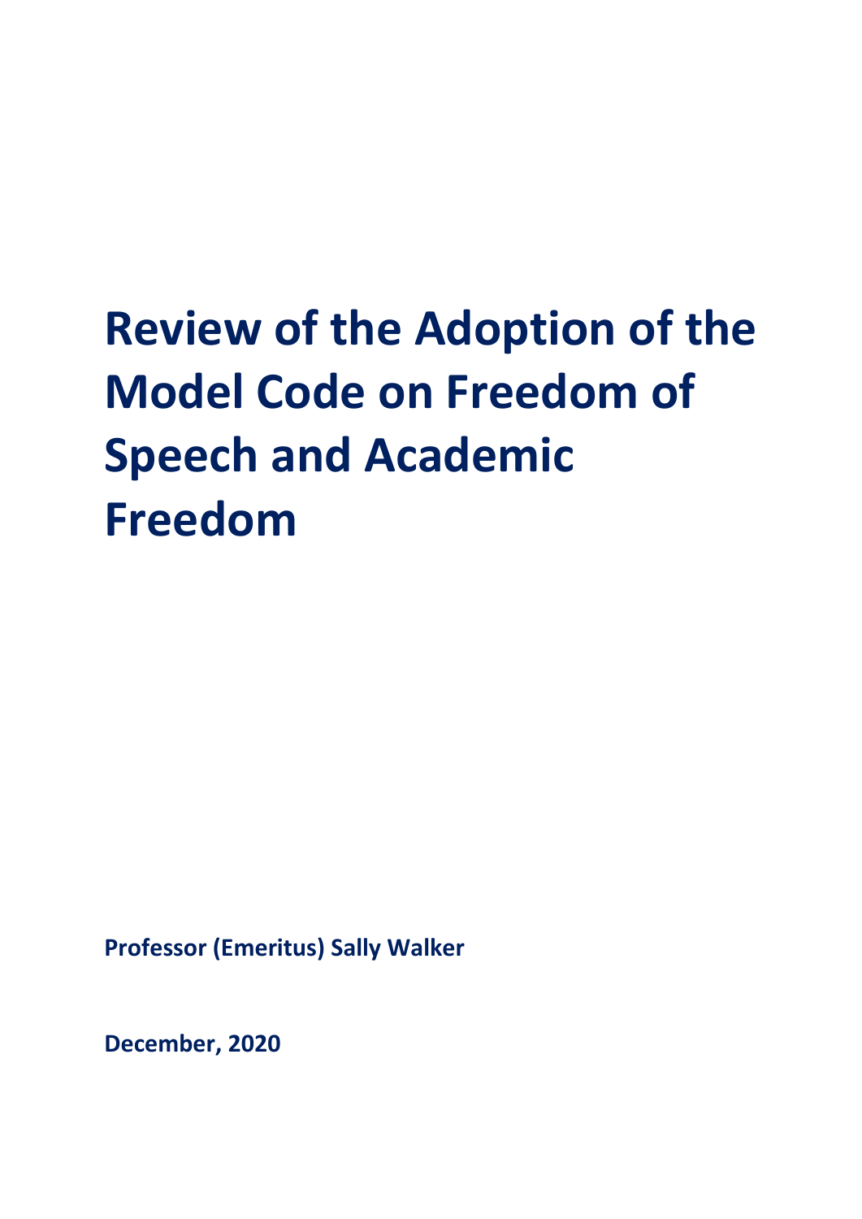# Review of the Adoption of the Model Code on Freedom of Speech and Academic Freedom

**Professor (Emeritus) Sally Walker**

**December, 2020**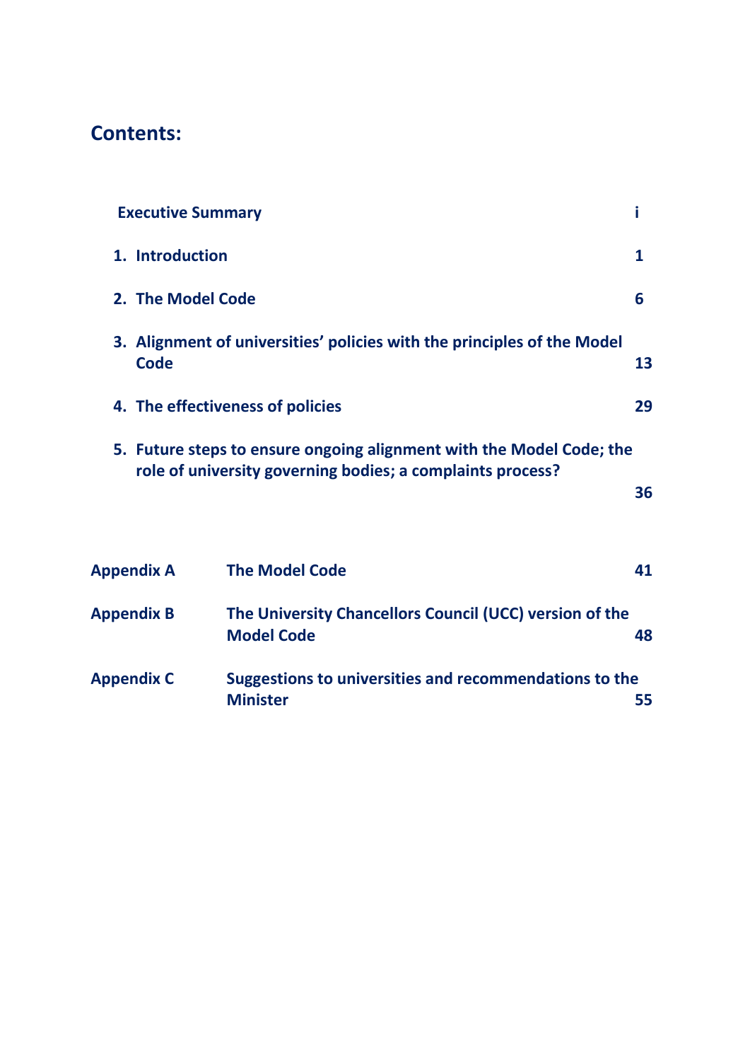## Contents:

| | | |
|---|---|---|
| **Executive Summary** | | **i** |
| **1. Introduction** | | **1** |
| **2. The Model Code** | | **6** |
| **3. Alignment of universities' policies with the principles of the Model Code** | | **13** |
| **4. The effectiveness of policies** | | **29** |
| **5. Future steps to ensure ongoing alignment with the Model Code; the role of university governing bodies; a complaints process?** | | **36** |
| **Appendix A** | **The Model Code** | **41** |
| **Appendix B** | **The University Chancellors Council (UCC) version of the Model Code** | **48** |
| **Appendix C** | **Suggestions to universities and recommendations to the Minister** | **55** |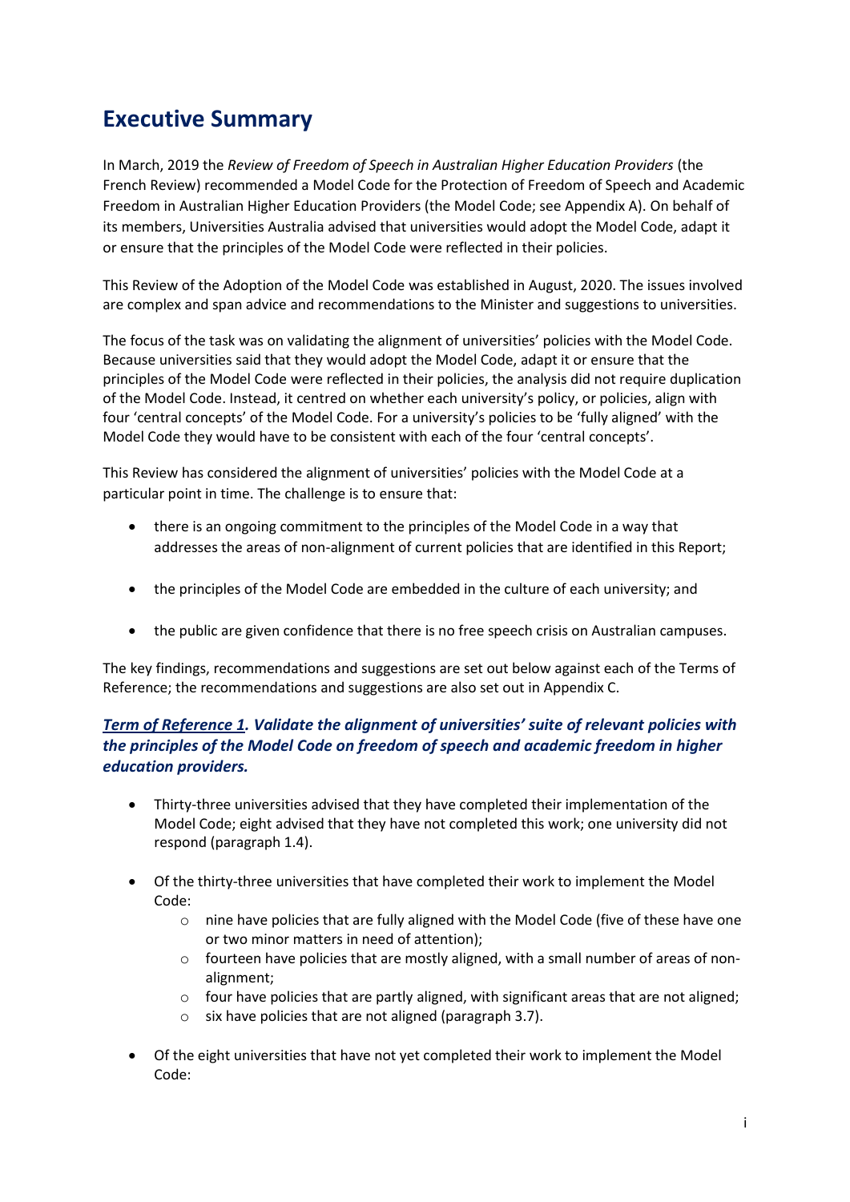# Executive Summary

In March, 2019 the *Review of Freedom of Speech in Australian Higher Education Providers* (the French Review) recommended a Model Code for the Protection of Freedom of Speech and Academic Freedom in Australian Higher Education Providers (the Model Code; see Appendix A). On behalf of its members, Universities Australia advised that universities would adopt the Model Code, adapt it or ensure that the principles of the Model Code were reflected in their policies.

This Review of the Adoption of the Model Code was established in August, 2020. The issues involved are complex and span advice and recommendations to the Minister and suggestions to universities.

The focus of the task was on validating the alignment of universities' policies with the Model Code. Because universities said that they would adopt the Model Code, adapt it or ensure that the principles of the Model Code were reflected in their policies, the analysis did not require duplication of the Model Code. Instead, it centred on whether each university's policy, or policies, align with four 'central concepts' of the Model Code. For a university's policies to be 'fully aligned' with the Model Code they would have to be consistent with each of the four 'central concepts'.

This Review has considered the alignment of universities' policies with the Model Code at a particular point in time. The challenge is to ensure that:

- there is an ongoing commitment to the principles of the Model Code in a way that addresses the areas of non-alignment of current policies that are identified in this Report;
- the principles of the Model Code are embedded in the culture of each university; and
- the public are given confidence that there is no free speech crisis on Australian campuses.

The key findings, recommendations and suggestions are set out below against each of the Terms of Reference; the recommendations and suggestions are also set out in Appendix C.

### ***Term of Reference 1. Validate the alignment of universities' suite of relevant policies with the principles of the Model Code on freedom of speech and academic freedom in higher education providers.***

- Thirty-three universities advised that they have completed their implementation of the Model Code; eight advised that they have not completed this work; one university did not respond (paragraph 1.4).
- Of the thirty-three universities that have completed their work to implement the Model Code:
  - nine have policies that are fully aligned with the Model Code (five of these have one or two minor matters in need of attention);
  - fourteen have policies that are mostly aligned, with a small number of areas of non-alignment;
  - four have policies that are partly aligned, with significant areas that are not aligned;
  - six have policies that are not aligned (paragraph 3.7).
- Of the eight universities that have not yet completed their work to implement the Model Code: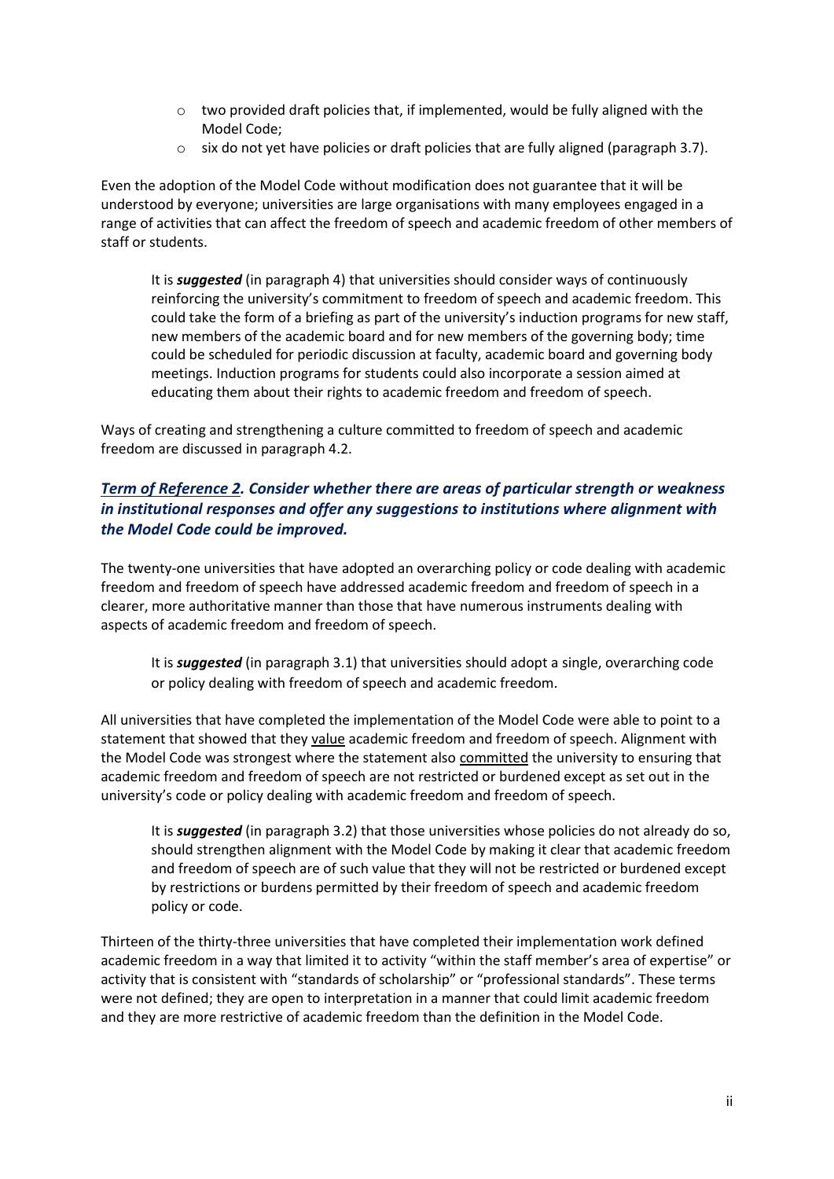- two provided draft policies that, if implemented, would be fully aligned with the Model Code;
- six do not yet have policies or draft policies that are fully aligned (paragraph 3.7).

Even the adoption of the Model Code without modification does not guarantee that it will be understood by everyone; universities are large organisations with many employees engaged in a range of activities that can affect the freedom of speech and academic freedom of other members of staff or students.

> It is ***suggested*** (in paragraph 4) that universities should consider ways of continuously reinforcing the university's commitment to freedom of speech and academic freedom. This could take the form of a briefing as part of the university's induction programs for new staff, new members of the academic board and for new members of the governing body; time could be scheduled for periodic discussion at faculty, academic board and governing body meetings. Induction programs for students could also incorporate a session aimed at educating them about their rights to academic freedom and freedom of speech.

Ways of creating and strengthening a culture committed to freedom of speech and academic freedom are discussed in paragraph 4.2.

### ***Term of Reference 2. Consider whether there are areas of particular strength or weakness in institutional responses and offer any suggestions to institutions where alignment with the Model Code could be improved.***

The twenty-one universities that have adopted an overarching policy or code dealing with academic freedom and freedom of speech have addressed academic freedom and freedom of speech in a clearer, more authoritative manner than those that have numerous instruments dealing with aspects of academic freedom and freedom of speech.

> It is ***suggested*** (in paragraph 3.1) that universities should adopt a single, overarching code or policy dealing with freedom of speech and academic freedom.

All universities that have completed the implementation of the Model Code were able to point to a statement that showed that they value academic freedom and freedom of speech. Alignment with the Model Code was strongest where the statement also committed the university to ensuring that academic freedom and freedom of speech are not restricted or burdened except as set out in the university's code or policy dealing with academic freedom and freedom of speech.

> It is ***suggested*** (in paragraph 3.2) that those universities whose policies do not already do so, should strengthen alignment with the Model Code by making it clear that academic freedom and freedom of speech are of such value that they will not be restricted or burdened except by restrictions or burdens permitted by their freedom of speech and academic freedom policy or code.

Thirteen of the thirty-three universities that have completed their implementation work defined academic freedom in a way that limited it to activity "within the staff member's area of expertise" or activity that is consistent with "standards of scholarship" or "professional standards". These terms were not defined; they are open to interpretation in a manner that could limit academic freedom and they are more restrictive of academic freedom than the definition in the Model Code.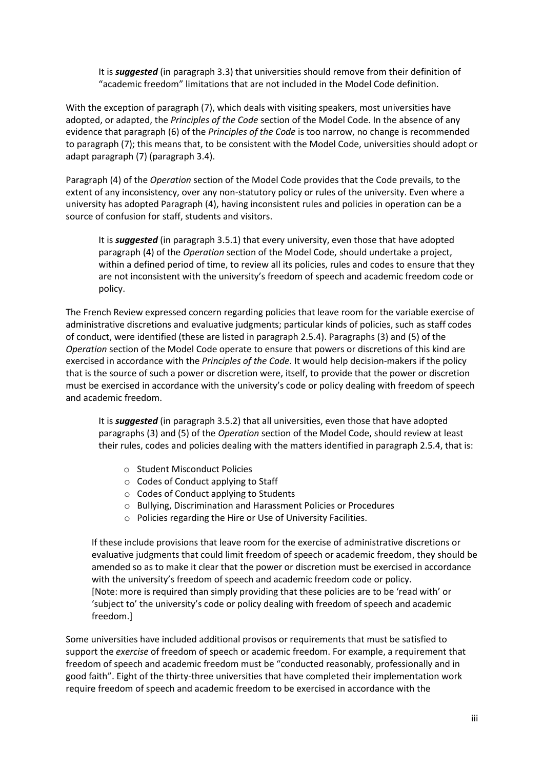It is ***suggested*** (in paragraph 3.3) that universities should remove from their definition of "academic freedom" limitations that are not included in the Model Code definition.

With the exception of paragraph (7), which deals with visiting speakers, most universities have adopted, or adapted, the *Principles of the Code* section of the Model Code. In the absence of any evidence that paragraph (6) of the *Principles of the Code* is too narrow, no change is recommended to paragraph (7); this means that, to be consistent with the Model Code, universities should adopt or adapt paragraph (7) (paragraph 3.4).

Paragraph (4) of the *Operation* section of the Model Code provides that the Code prevails, to the extent of any inconsistency, over any non-statutory policy or rules of the university. Even where a university has adopted Paragraph (4), having inconsistent rules and policies in operation can be a source of confusion for staff, students and visitors.

It is ***suggested*** (in paragraph 3.5.1) that every university, even those that have adopted paragraph (4) of the *Operation* section of the Model Code, should undertake a project, within a defined period of time, to review all its policies, rules and codes to ensure that they are not inconsistent with the university's freedom of speech and academic freedom code or policy.

The French Review expressed concern regarding policies that leave room for the variable exercise of administrative discretions and evaluative judgments; particular kinds of policies, such as staff codes of conduct, were identified (these are listed in paragraph 2.5.4). Paragraphs (3) and (5) of the *Operation* section of the Model Code operate to ensure that powers or discretions of this kind are exercised in accordance with the *Principles of the Code*. It would help decision-makers if the policy that is the source of such a power or discretion were, itself, to provide that the power or discretion must be exercised in accordance with the university's code or policy dealing with freedom of speech and academic freedom.

It is ***suggested*** (in paragraph 3.5.2) that all universities, even those that have adopted paragraphs (3) and (5) of the *Operation* section of the Model Code, should review at least their rules, codes and policies dealing with the matters identified in paragraph 2.5.4, that is:

- Student Misconduct Policies
- Codes of Conduct applying to Staff
- Codes of Conduct applying to Students
- Bullying, Discrimination and Harassment Policies or Procedures
- Policies regarding the Hire or Use of University Facilities.

If these include provisions that leave room for the exercise of administrative discretions or evaluative judgments that could limit freedom of speech or academic freedom, they should be amended so as to make it clear that the power or discretion must be exercised in accordance with the university's freedom of speech and academic freedom code or policy.
[Note: more is required than simply providing that these policies are to be 'read with' or 'subject to' the university's code or policy dealing with freedom of speech and academic freedom.]

Some universities have included additional provisos or requirements that must be satisfied to support the *exercise* of freedom of speech or academic freedom. For example, a requirement that freedom of speech and academic freedom must be "conducted reasonably, professionally and in good faith". Eight of the thirty-three universities that have completed their implementation work require freedom of speech and academic freedom to be exercised in accordance with the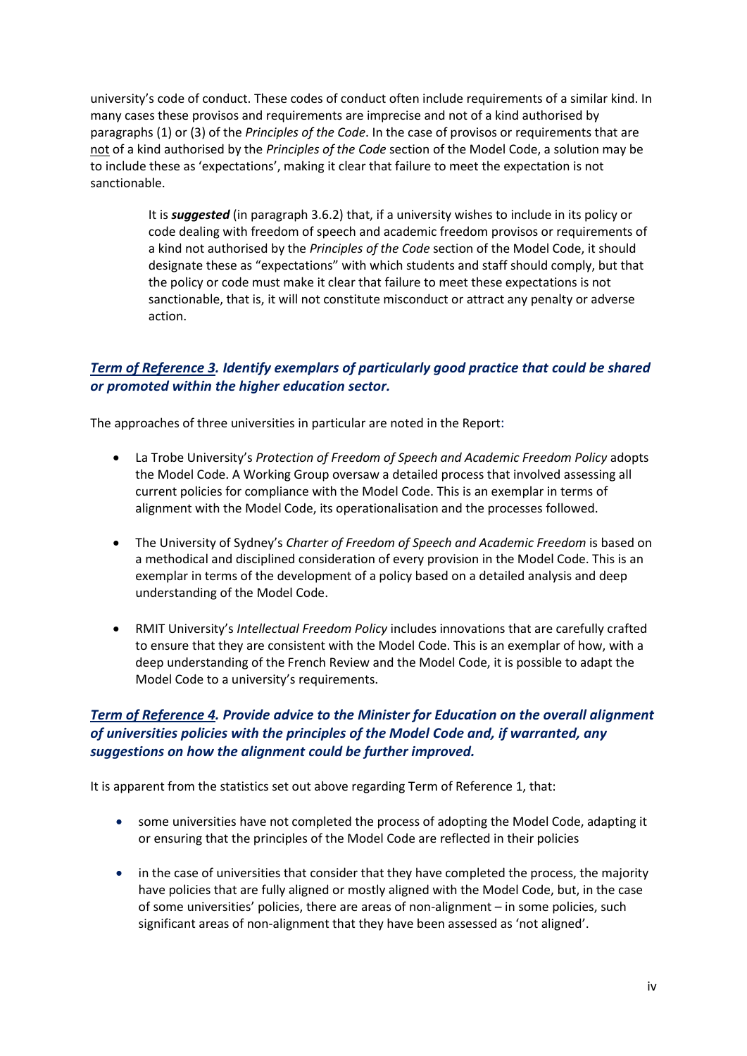university's code of conduct. These codes of conduct often include requirements of a similar kind. In many cases these provisos and requirements are imprecise and not of a kind authorised by paragraphs (1) or (3) of the *Principles of the Code*. In the case of provisos or requirements that are not of a kind authorised by the *Principles of the Code* section of the Model Code, a solution may be to include these as 'expectations', making it clear that failure to meet the expectation is not sanctionable.

> It is ***suggested*** (in paragraph 3.6.2) that, if a university wishes to include in its policy or code dealing with freedom of speech and academic freedom provisos or requirements of a kind not authorised by the *Principles of the Code* section of the Model Code, it should designate these as "expectations" with which students and staff should comply, but that the policy or code must make it clear that failure to meet these expectations is not sanctionable, that is, it will not constitute misconduct or attract any penalty or adverse action.

### ***Term of Reference 3. Identify exemplars of particularly good practice that could be shared or promoted within the higher education sector.***

The approaches of three universities in particular are noted in the Report:

- La Trobe University's *Protection of Freedom of Speech and Academic Freedom Policy* adopts the Model Code. A Working Group oversaw a detailed process that involved assessing all current policies for compliance with the Model Code. This is an exemplar in terms of alignment with the Model Code, its operationalisation and the processes followed.
- The University of Sydney's *Charter of Freedom of Speech and Academic Freedom* is based on a methodical and disciplined consideration of every provision in the Model Code. This is an exemplar in terms of the development of a policy based on a detailed analysis and deep understanding of the Model Code.
- RMIT University's *Intellectual Freedom Policy* includes innovations that are carefully crafted to ensure that they are consistent with the Model Code. This is an exemplar of how, with a deep understanding of the French Review and the Model Code, it is possible to adapt the Model Code to a university's requirements.

### ***Term of Reference 4. Provide advice to the Minister for Education on the overall alignment of universities policies with the principles of the Model Code and, if warranted, any suggestions on how the alignment could be further improved.***

It is apparent from the statistics set out above regarding Term of Reference 1, that:

- some universities have not completed the process of adopting the Model Code, adapting it or ensuring that the principles of the Model Code are reflected in their policies
- in the case of universities that consider that they have completed the process, the majority have policies that are fully aligned or mostly aligned with the Model Code, but, in the case of some universities' policies, there are areas of non-alignment – in some policies, such significant areas of non-alignment that they have been assessed as 'not aligned'.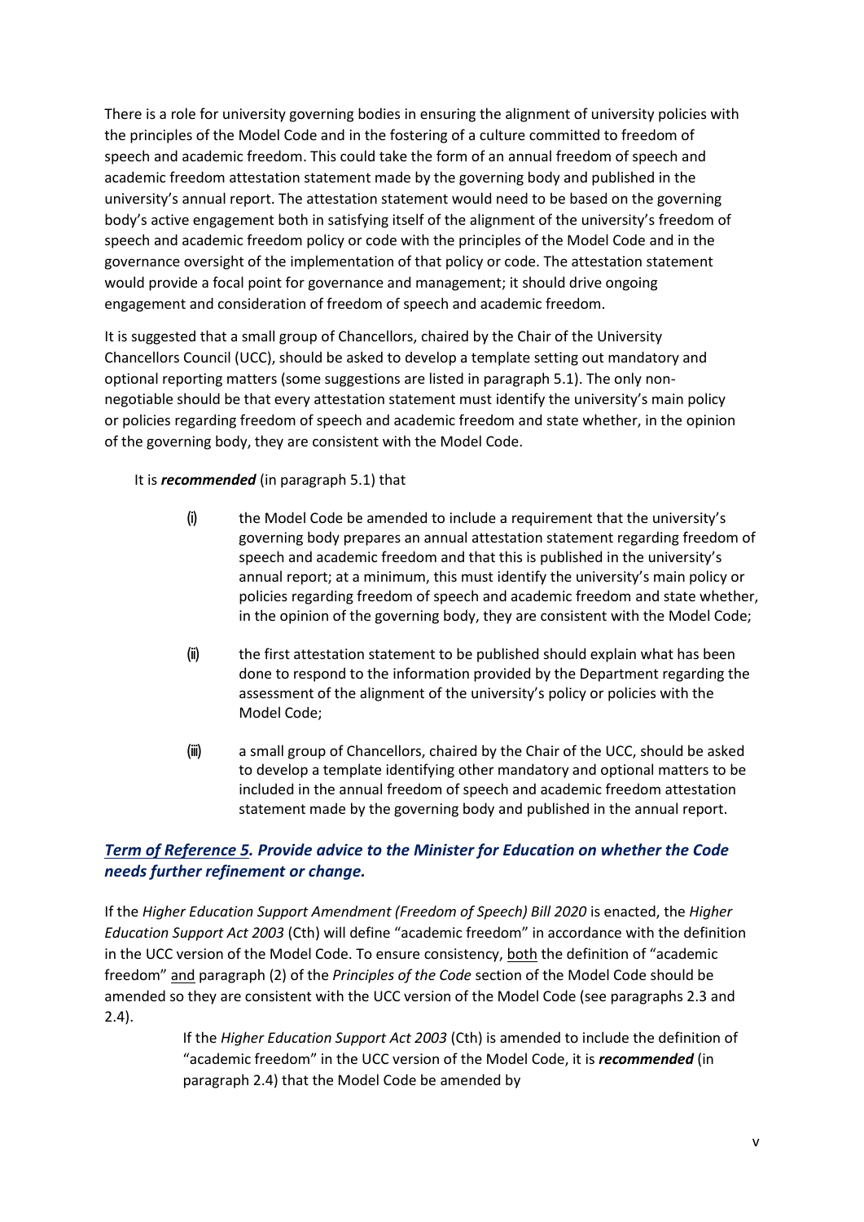There is a role for university governing bodies in ensuring the alignment of university policies with the principles of the Model Code and in the fostering of a culture committed to freedom of speech and academic freedom. This could take the form of an annual freedom of speech and academic freedom attestation statement made by the governing body and published in the university's annual report. The attestation statement would need to be based on the governing body's active engagement both in satisfying itself of the alignment of the university's freedom of speech and academic freedom policy or code with the principles of the Model Code and in the governance oversight of the implementation of that policy or code. The attestation statement would provide a focal point for governance and management; it should drive ongoing engagement and consideration of freedom of speech and academic freedom.

It is suggested that a small group of Chancellors, chaired by the Chair of the University Chancellors Council (UCC), should be asked to develop a template setting out mandatory and optional reporting matters (some suggestions are listed in paragraph 5.1). The only non-negotiable should be that every attestation statement must identify the university's main policy or policies regarding freedom of speech and academic freedom and state whether, in the opinion of the governing body, they are consistent with the Model Code.

It is ***recommended*** (in paragraph 5.1) that

(i) the Model Code be amended to include a requirement that the university's governing body prepares an annual attestation statement regarding freedom of speech and academic freedom and that this is published in the university's annual report; at a minimum, this must identify the university's main policy or policies regarding freedom of speech and academic freedom and state whether, in the opinion of the governing body, they are consistent with the Model Code;

(ii) the first attestation statement to be published should explain what has been done to respond to the information provided by the Department regarding the assessment of the alignment of the university's policy or policies with the Model Code;

(iii) a small group of Chancellors, chaired by the Chair of the UCC, should be asked to develop a template identifying other mandatory and optional matters to be included in the annual freedom of speech and academic freedom attestation statement made by the governing body and published in the annual report.

## *Term of Reference 5. Provide advice to the Minister for Education on whether the Code needs further refinement or change.*

If the *Higher Education Support Amendment (Freedom of Speech) Bill 2020* is enacted, the *Higher Education Support Act 2003* (Cth) will define "academic freedom" in accordance with the definition in the UCC version of the Model Code. To ensure consistency, both the definition of "academic freedom" and paragraph (2) of the *Principles of the Code* section of the Model Code should be amended so they are consistent with the UCC version of the Model Code (see paragraphs 2.3 and 2.4).

If the *Higher Education Support Act 2003* (Cth) is amended to include the definition of "academic freedom" in the UCC version of the Model Code, it is ***recommended*** (in paragraph 2.4) that the Model Code be amended by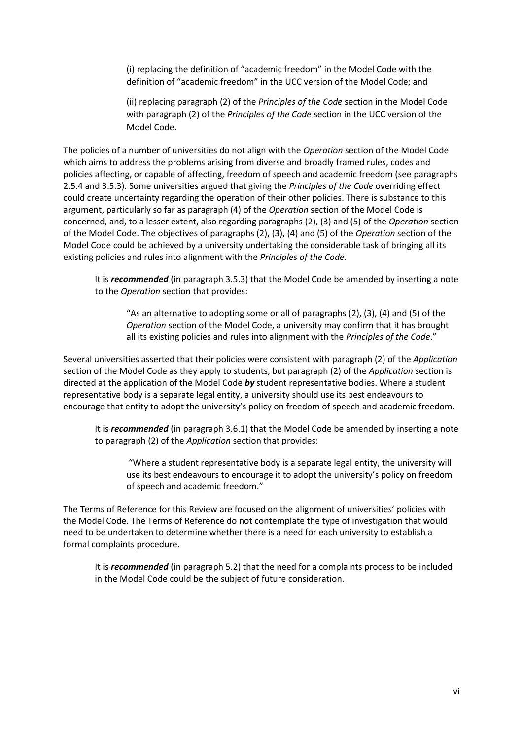(i) replacing the definition of "academic freedom" in the Model Code with the definition of "academic freedom" in the UCC version of the Model Code; and

(ii) replacing paragraph (2) of the *Principles of the Code* section in the Model Code with paragraph (2) of the *Principles of the Code* section in the UCC version of the Model Code.

The policies of a number of universities do not align with the *Operation* section of the Model Code which aims to address the problems arising from diverse and broadly framed rules, codes and policies affecting, or capable of affecting, freedom of speech and academic freedom (see paragraphs 2.5.4 and 3.5.3). Some universities argued that giving the *Principles of the Code* overriding effect could create uncertainty regarding the operation of their other policies. There is substance to this argument, particularly so far as paragraph (4) of the *Operation* section of the Model Code is concerned, and, to a lesser extent, also regarding paragraphs (2), (3) and (5) of the *Operation* section of the Model Code. The objectives of paragraphs (2), (3), (4) and (5) of the *Operation* section of the Model Code could be achieved by a university undertaking the considerable task of bringing all its existing policies and rules into alignment with the *Principles of the Code*.

> It is ***recommended*** (in paragraph 3.5.3) that the Model Code be amended by inserting a note to the *Operation* section that provides:
>
> > "As an <u>alternative</u> to adopting some or all of paragraphs (2), (3), (4) and (5) of the *Operation* section of the Model Code, a university may confirm that it has brought all its existing policies and rules into alignment with the *Principles of the Code*."

Several universities asserted that their policies were consistent with paragraph (2) of the *Application* section of the Model Code as they apply to students, but paragraph (2) of the *Application* section is directed at the application of the Model Code ***by*** student representative bodies. Where a student representative body is a separate legal entity, a university should use its best endeavours to encourage that entity to adopt the university's policy on freedom of speech and academic freedom.

> It is ***recommended*** (in paragraph 3.6.1) that the Model Code be amended by inserting a note to paragraph (2) of the *Application* section that provides:
>
> > "Where a student representative body is a separate legal entity, the university will use its best endeavours to encourage it to adopt the university's policy on freedom of speech and academic freedom."

The Terms of Reference for this Review are focused on the alignment of universities' policies with the Model Code. The Terms of Reference do not contemplate the type of investigation that would need to be undertaken to determine whether there is a need for each university to establish a formal complaints procedure.

> It is ***recommended*** (in paragraph 5.2) that the need for a complaints process to be included in the Model Code could be the subject of future consideration.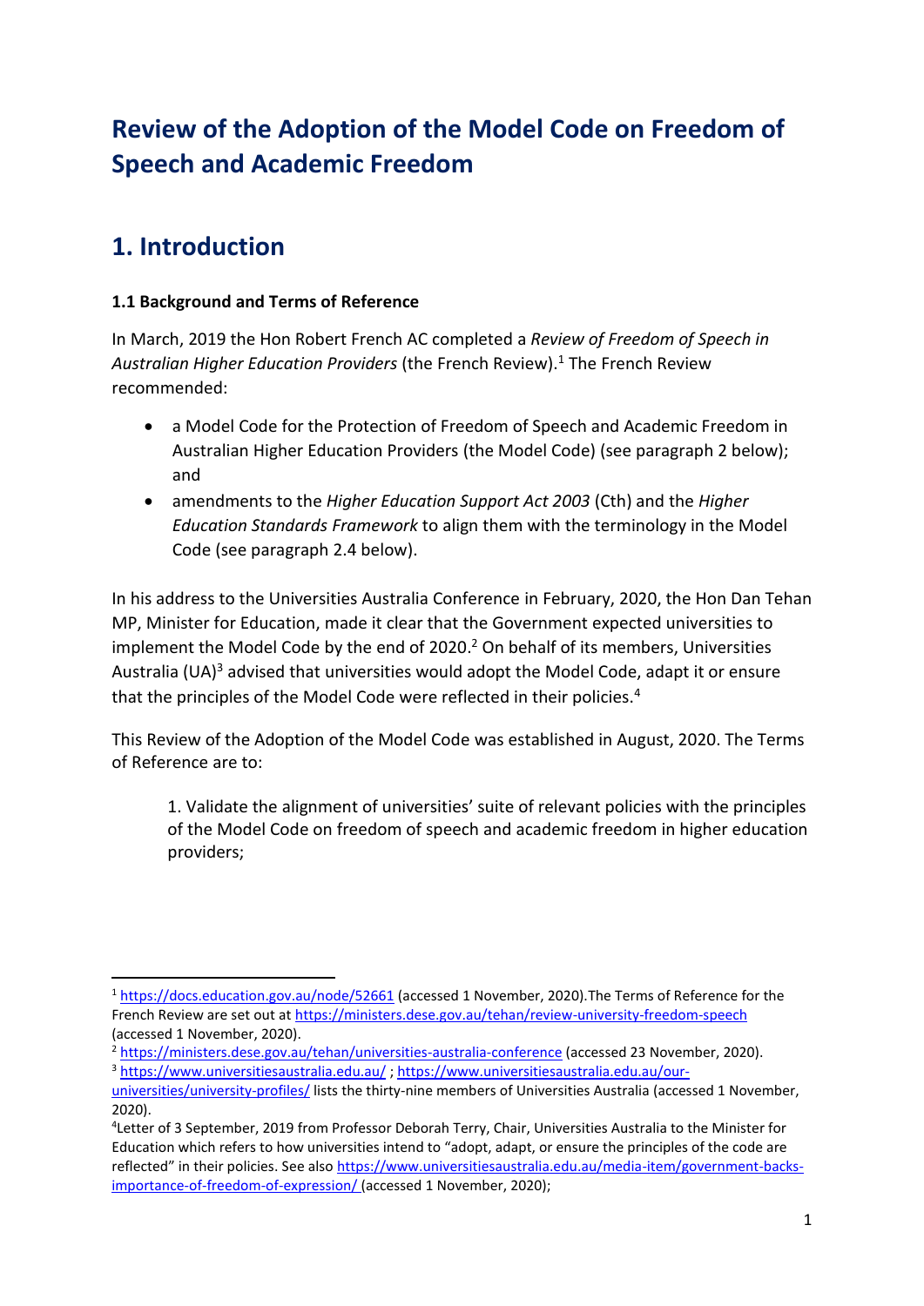# Review of the Adoption of the Model Code on Freedom of Speech and Academic Freedom

## 1. Introduction

### 1.1 Background and Terms of Reference

In March, 2019 the Hon Robert French AC completed a *Review of Freedom of Speech in Australian Higher Education Providers* (the French Review).[1] The French Review recommended:

- a Model Code for the Protection of Freedom of Speech and Academic Freedom in Australian Higher Education Providers (the Model Code) (see paragraph 2 below); and
- amendments to the *Higher Education Support Act 2003* (Cth) and the *Higher Education Standards Framework* to align them with the terminology in the Model Code (see paragraph 2.4 below).

In his address to the Universities Australia Conference in February, 2020, the Hon Dan Tehan MP, Minister for Education, made it clear that the Government expected universities to implement the Model Code by the end of 2020.[2] On behalf of its members, Universities Australia (UA)[3] advised that universities would adopt the Model Code, adapt it or ensure that the principles of the Model Code were reflected in their policies.[4]

This Review of the Adoption of the Model Code was established in August, 2020. The Terms of Reference are to:

> 1. Validate the alignment of universities' suite of relevant policies with the principles of the Model Code on freedom of speech and academic freedom in higher education providers;

---

[1] https://docs.education.gov.au/node/52661 (accessed 1 November, 2020).The Terms of Reference for the French Review are set out at https://ministers.dese.gov.au/tehan/review-university-freedom-speech (accessed 1 November, 2020).

[2] https://ministers.dese.gov.au/tehan/universities-australia-conference (accessed 23 November, 2020).

[3] https://www.universitiesaustralia.edu.au/ ; https://www.universitiesaustralia.edu.au/our-universities/university-profiles/ lists the thirty-nine members of Universities Australia (accessed 1 November, 2020).

[4] Letter of 3 September, 2019 from Professor Deborah Terry, Chair, Universities Australia to the Minister for Education which refers to how universities intend to "adopt, adapt, or ensure the principles of the code are reflected" in their policies. See also https://www.universitiesaustralia.edu.au/media-item/government-backs-importance-of-freedom-of-expression/ (accessed 1 November, 2020);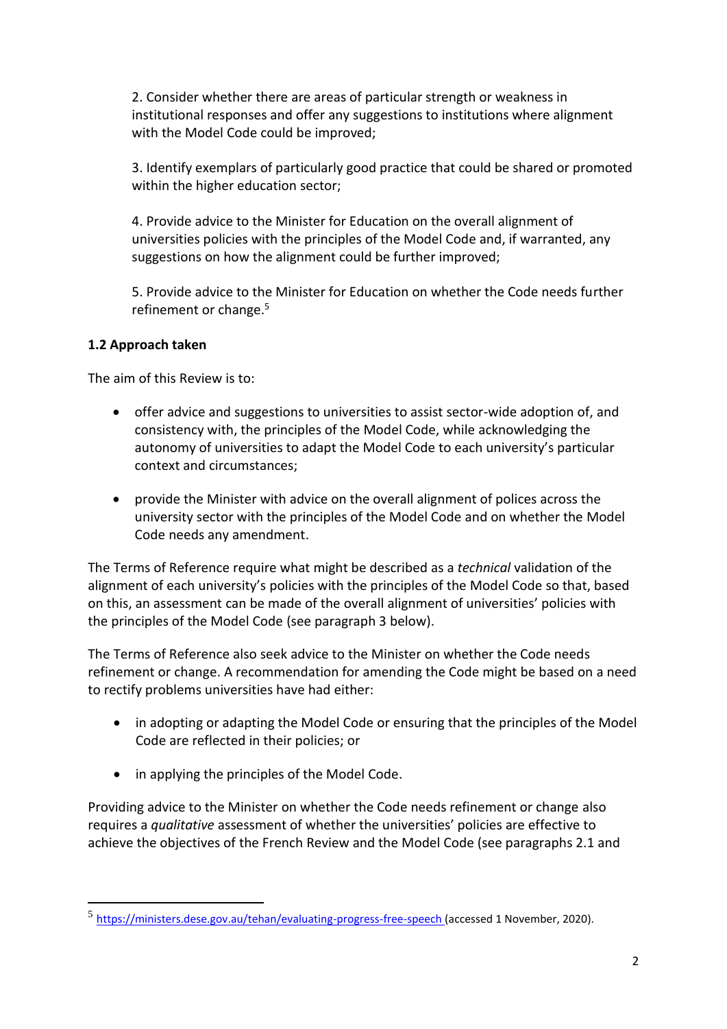2. Consider whether there are areas of particular strength or weakness in institutional responses and offer any suggestions to institutions where alignment with the Model Code could be improved;

3. Identify exemplars of particularly good practice that could be shared or promoted within the higher education sector;

4. Provide advice to the Minister for Education on the overall alignment of universities policies with the principles of the Model Code and, if warranted, any suggestions on how the alignment could be further improved;

5. Provide advice to the Minister for Education on whether the Code needs further refinement or change.[5]

**1.2 Approach taken**

The aim of this Review is to:

- offer advice and suggestions to universities to assist sector-wide adoption of, and consistency with, the principles of the Model Code, while acknowledging the autonomy of universities to adapt the Model Code to each university's particular context and circumstances;

- provide the Minister with advice on the overall alignment of polices across the university sector with the principles of the Model Code and on whether the Model Code needs any amendment.

The Terms of Reference require what might be described as a *technical* validation of the alignment of each university's policies with the principles of the Model Code so that, based on this, an assessment can be made of the overall alignment of universities' policies with the principles of the Model Code (see paragraph 3 below).

The Terms of Reference also seek advice to the Minister on whether the Code needs refinement or change. A recommendation for amending the Code might be based on a need to rectify problems universities have had either:

- in adopting or adapting the Model Code or ensuring that the principles of the Model Code are reflected in their policies; or

- in applying the principles of the Model Code.

Providing advice to the Minister on whether the Code needs refinement or change also requires a *qualitative* assessment of whether the universities' policies are effective to achieve the objectives of the French Review and the Model Code (see paragraphs 2.1 and

[5] https://ministers.dese.gov.au/tehan/evaluating-progress-free-speech (accessed 1 November, 2020).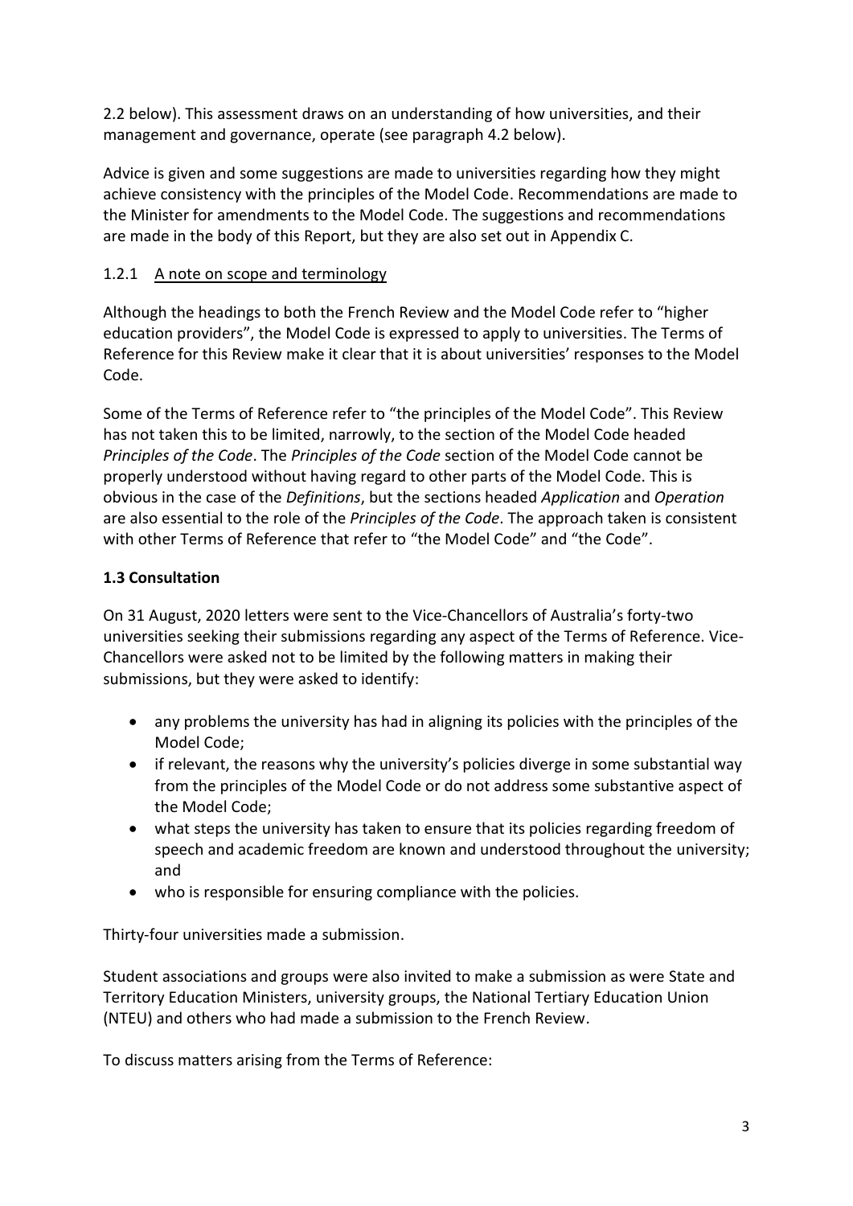2.2 below). This assessment draws on an understanding of how universities, and their management and governance, operate (see paragraph 4.2 below).

Advice is given and some suggestions are made to universities regarding how they might achieve consistency with the principles of the Model Code. Recommendations are made to the Minister for amendments to the Model Code. The suggestions and recommendations are made in the body of this Report, but they are also set out in Appendix C.

### 1.2.1 A note on scope and terminology

Although the headings to both the French Review and the Model Code refer to "higher education providers", the Model Code is expressed to apply to universities. The Terms of Reference for this Review make it clear that it is about universities' responses to the Model Code.

Some of the Terms of Reference refer to "the principles of the Model Code". This Review has not taken this to be limited, narrowly, to the section of the Model Code headed *Principles of the Code*. The *Principles of the Code* section of the Model Code cannot be properly understood without having regard to other parts of the Model Code. This is obvious in the case of the *Definitions*, but the sections headed *Application* and *Operation* are also essential to the role of the *Principles of the Code*. The approach taken is consistent with other Terms of Reference that refer to "the Model Code" and "the Code".

## 1.3 Consultation

On 31 August, 2020 letters were sent to the Vice-Chancellors of Australia's forty-two universities seeking their submissions regarding any aspect of the Terms of Reference. Vice-Chancellors were asked not to be limited by the following matters in making their submissions, but they were asked to identify:

- any problems the university has had in aligning its policies with the principles of the Model Code;
- if relevant, the reasons why the university's policies diverge in some substantial way from the principles of the Model Code or do not address some substantive aspect of the Model Code;
- what steps the university has taken to ensure that its policies regarding freedom of speech and academic freedom are known and understood throughout the university; and
- who is responsible for ensuring compliance with the policies.

Thirty-four universities made a submission.

Student associations and groups were also invited to make a submission as were State and Territory Education Ministers, university groups, the National Tertiary Education Union (NTEU) and others who had made a submission to the French Review.

To discuss matters arising from the Terms of Reference: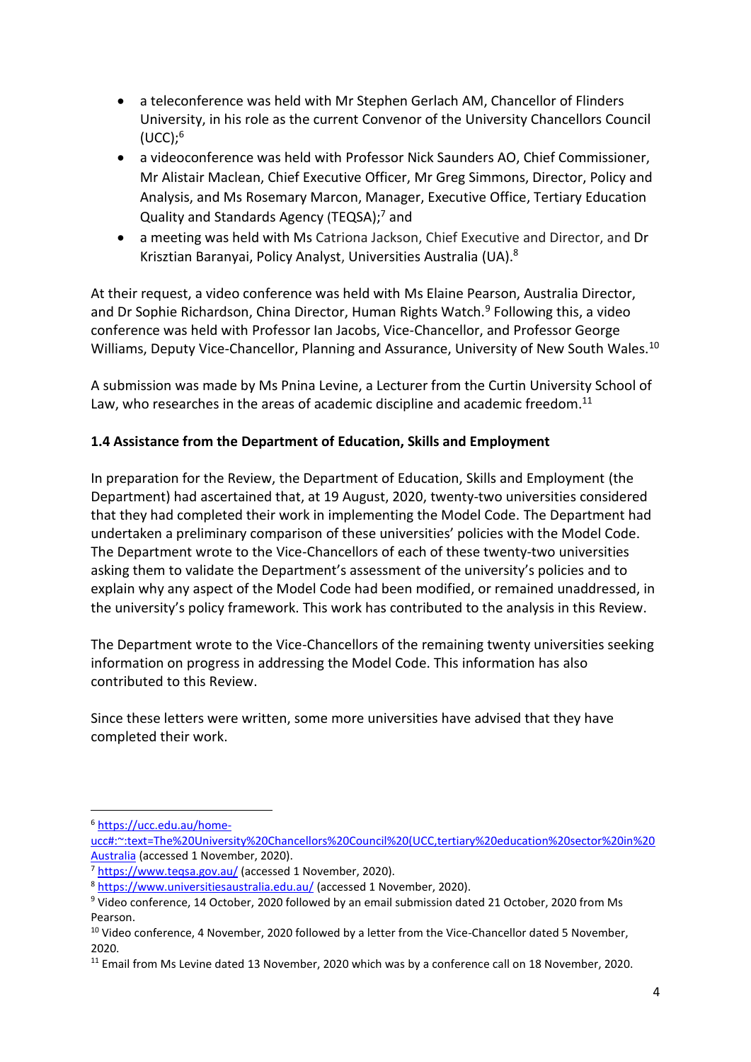- a teleconference was held with Mr Stephen Gerlach AM, Chancellor of Flinders University, in his role as the current Convenor of the University Chancellors Council (UCC);[6]
- a videoconference was held with Professor Nick Saunders AO, Chief Commissioner, Mr Alistair Maclean, Chief Executive Officer, Mr Greg Simmons, Director, Policy and Analysis, and Ms Rosemary Marcon, Manager, Executive Office, Tertiary Education Quality and Standards Agency (TEQSA);[7] and
- a meeting was held with Ms Catriona Jackson, Chief Executive and Director, and Dr Krisztian Baranyai, Policy Analyst, Universities Australia (UA).[8]

At their request, a video conference was held with Ms Elaine Pearson, Australia Director, and Dr Sophie Richardson, China Director, Human Rights Watch.[9] Following this, a video conference was held with Professor Ian Jacobs, Vice-Chancellor, and Professor George Williams, Deputy Vice-Chancellor, Planning and Assurance, University of New South Wales.[10]

A submission was made by Ms Pnina Levine, a Lecturer from the Curtin University School of Law, who researches in the areas of academic discipline and academic freedom.[11]

### 1.4 Assistance from the Department of Education, Skills and Employment

In preparation for the Review, the Department of Education, Skills and Employment (the Department) had ascertained that, at 19 August, 2020, twenty-two universities considered that they had completed their work in implementing the Model Code. The Department had undertaken a preliminary comparison of these universities' policies with the Model Code. The Department wrote to the Vice-Chancellors of each of these twenty-two universities asking them to validate the Department's assessment of the university's policies and to explain why any aspect of the Model Code had been modified, or remained unaddressed, in the university's policy framework. This work has contributed to the analysis in this Review.

The Department wrote to the Vice-Chancellors of the remaining twenty universities seeking information on progress in addressing the Model Code. This information has also contributed to this Review.

Since these letters were written, some more universities have advised that they have completed their work.

---

[6] https://ucc.edu.au/home-ucc#:~:text=The%20University%20Chancellors%20Council%20(UCC,tertiary%20education%20sector%20in%20Australia (accessed 1 November, 2020).

[7] https://www.teqsa.gov.au/ (accessed 1 November, 2020).

[8] https://www.universitiesaustralia.edu.au/ (accessed 1 November, 2020).

[9] Video conference, 14 October, 2020 followed by an email submission dated 21 October, 2020 from Ms Pearson.

[10] Video conference, 4 November, 2020 followed by a letter from the Vice-Chancellor dated 5 November, 2020.

[11] Email from Ms Levine dated 13 November, 2020 which was by a conference call on 18 November, 2020.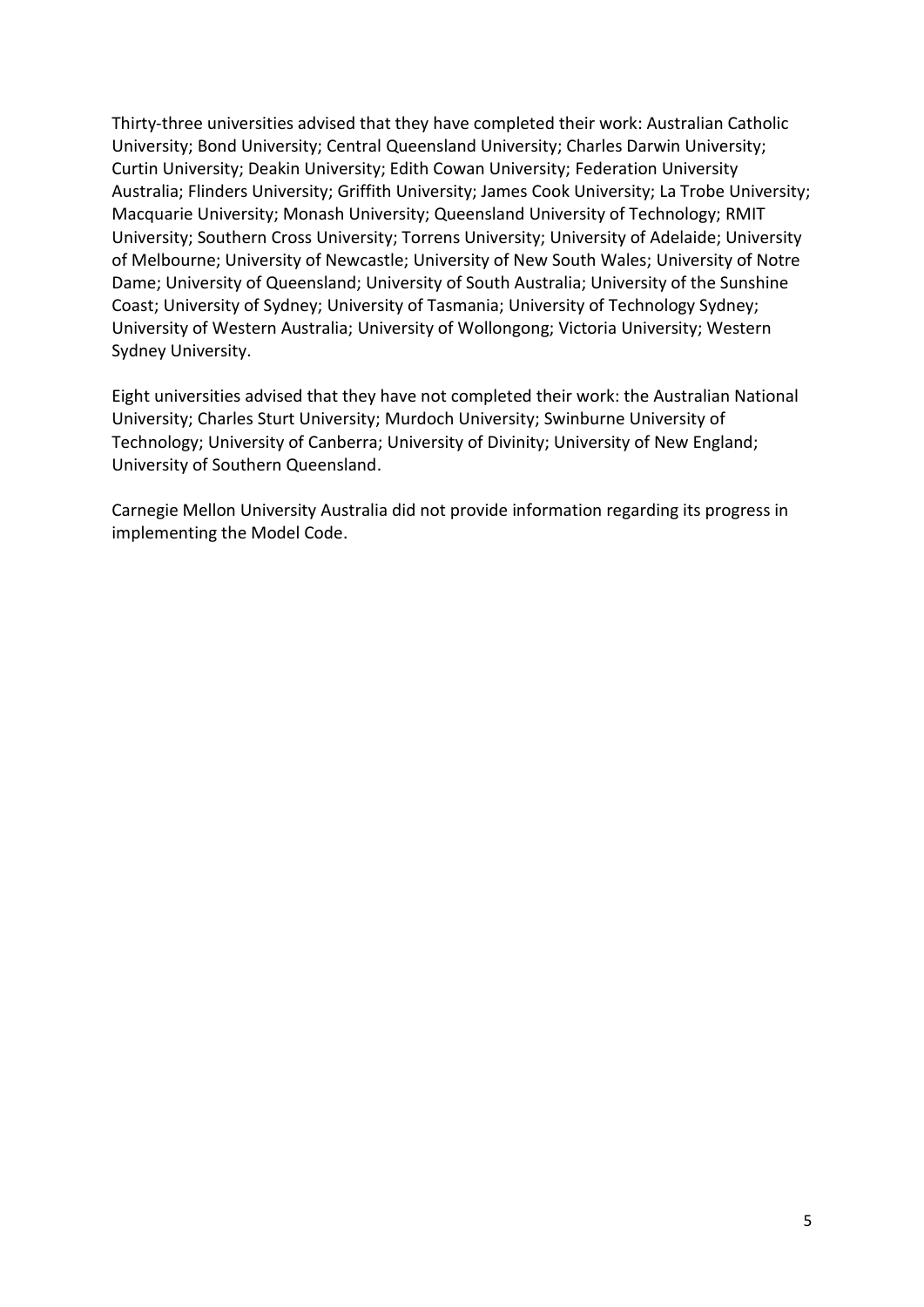Thirty-three universities advised that they have completed their work: Australian Catholic University; Bond University; Central Queensland University; Charles Darwin University; Curtin University; Deakin University; Edith Cowan University; Federation University Australia; Flinders University; Griffith University; James Cook University; La Trobe University; Macquarie University; Monash University; Queensland University of Technology; RMIT University; Southern Cross University; Torrens University; University of Adelaide; University of Melbourne; University of Newcastle; University of New South Wales; University of Notre Dame; University of Queensland; University of South Australia; University of the Sunshine Coast; University of Sydney; University of Tasmania; University of Technology Sydney; University of Western Australia; University of Wollongong; Victoria University; Western Sydney University.

Eight universities advised that they have not completed their work: the Australian National University; Charles Sturt University; Murdoch University; Swinburne University of Technology; University of Canberra; University of Divinity; University of New England; University of Southern Queensland.

Carnegie Mellon University Australia did not provide information regarding its progress in implementing the Model Code.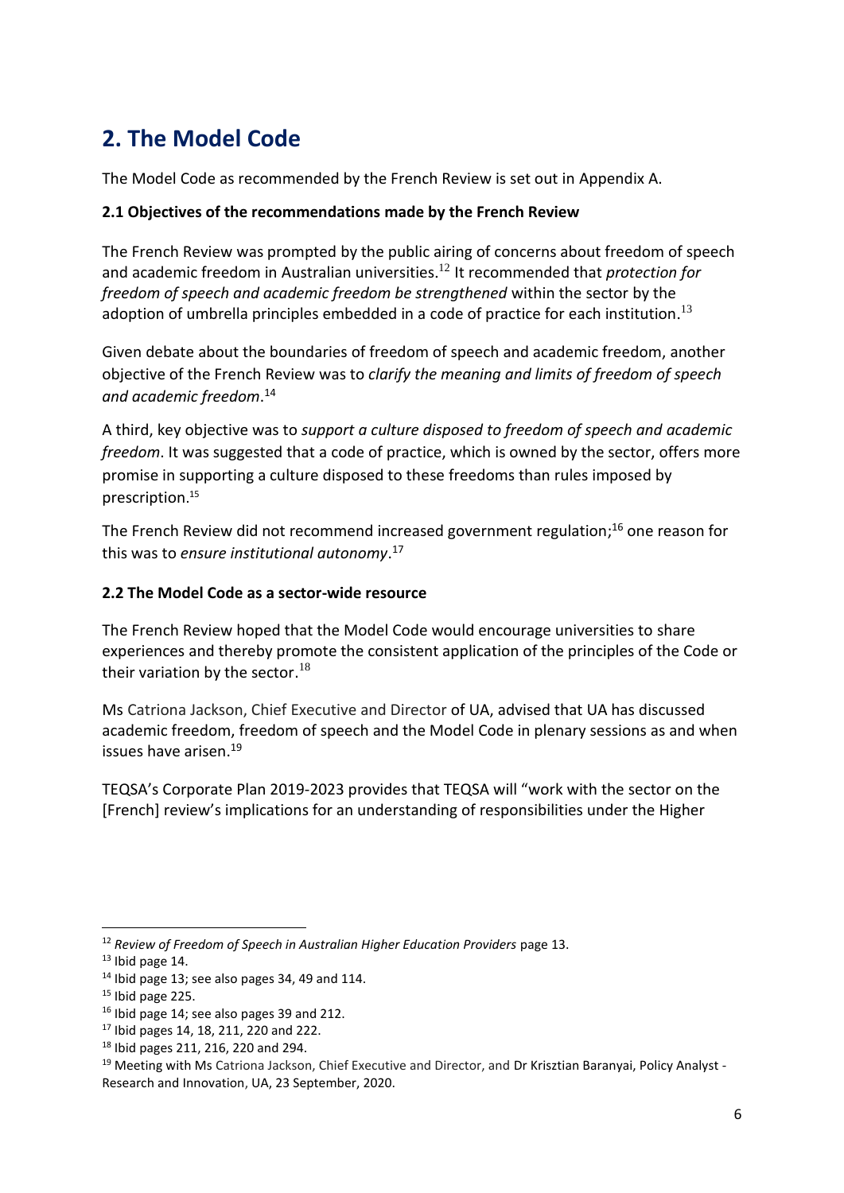# 2. The Model Code

The Model Code as recommended by the French Review is set out in Appendix A.

### 2.1 Objectives of the recommendations made by the French Review

The French Review was prompted by the public airing of concerns about freedom of speech and academic freedom in Australian universities.[12] It recommended that *protection for freedom of speech and academic freedom be strengthened* within the sector by the adoption of umbrella principles embedded in a code of practice for each institution.[13]

Given debate about the boundaries of freedom of speech and academic freedom, another objective of the French Review was to *clarify the meaning and limits of freedom of speech and academic freedom*.[14]

A third, key objective was to *support a culture disposed to freedom of speech and academic freedom*. It was suggested that a code of practice, which is owned by the sector, offers more promise in supporting a culture disposed to these freedoms than rules imposed by prescription.[15]

The French Review did not recommend increased government regulation;[16] one reason for this was to *ensure institutional autonomy*.[17]

### 2.2 The Model Code as a sector-wide resource

The French Review hoped that the Model Code would encourage universities to share experiences and thereby promote the consistent application of the principles of the Code or their variation by the sector.[18]

Ms Catriona Jackson, Chief Executive and Director of UA, advised that UA has discussed academic freedom, freedom of speech and the Model Code in plenary sessions as and when issues have arisen.[19]

TEQSA's Corporate Plan 2019-2023 provides that TEQSA will "work with the sector on the [French] review's implications for an understanding of responsibilities under the Higher

---

[12] *Review of Freedom of Speech in Australian Higher Education Providers* page 13.

[13] Ibid page 14.

[14] Ibid page 13; see also pages 34, 49 and 114.

[15] Ibid page 225.

[16] Ibid page 14; see also pages 39 and 212.

[17] Ibid pages 14, 18, 211, 220 and 222.

[18] Ibid pages 211, 216, 220 and 294.

[19] Meeting with Ms Catriona Jackson, Chief Executive and Director, and Dr Krisztian Baranyai, Policy Analyst - Research and Innovation, UA, 23 September, 2020.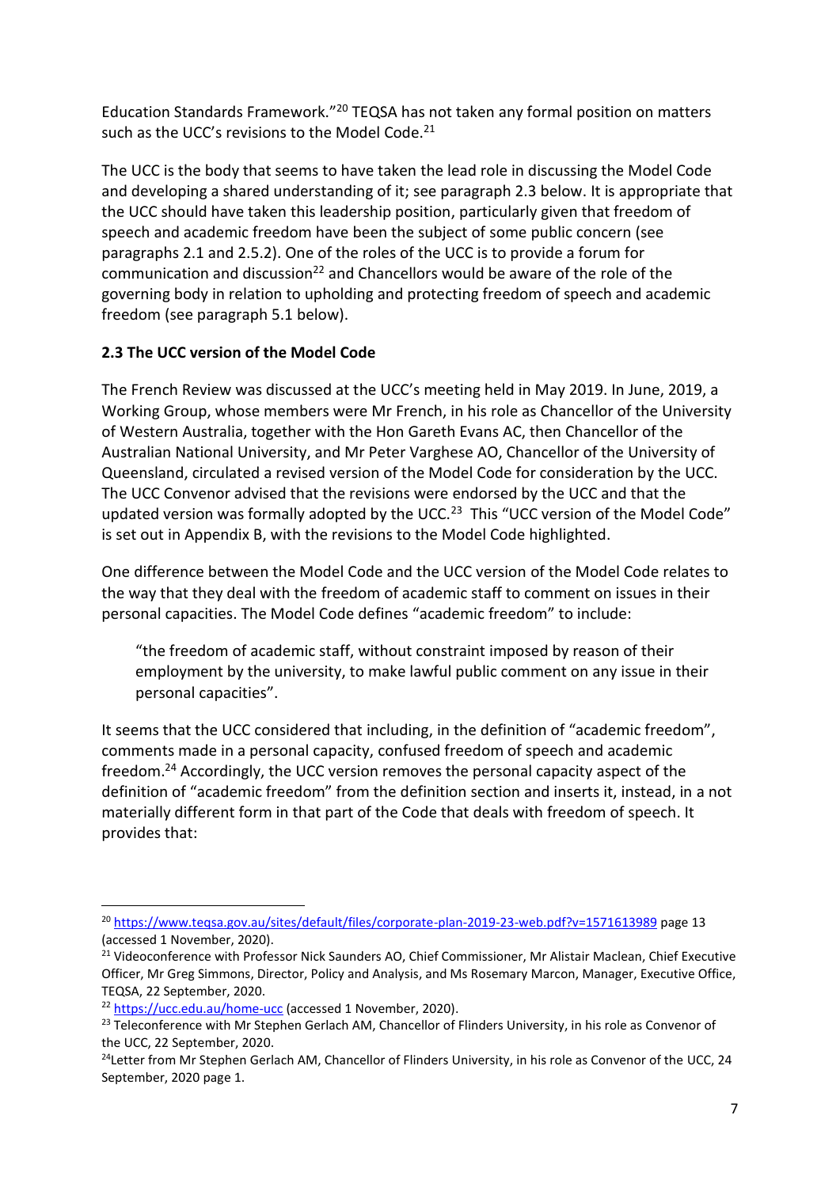Education Standards Framework."[20] TEQSA has not taken any formal position on matters such as the UCC's revisions to the Model Code.[21]

The UCC is the body that seems to have taken the lead role in discussing the Model Code and developing a shared understanding of it; see paragraph 2.3 below. It is appropriate that the UCC should have taken this leadership position, particularly given that freedom of speech and academic freedom have been the subject of some public concern (see paragraphs 2.1 and 2.5.2). One of the roles of the UCC is to provide a forum for communication and discussion[22] and Chancellors would be aware of the role of the governing body in relation to upholding and protecting freedom of speech and academic freedom (see paragraph 5.1 below).

**2.3 The UCC version of the Model Code**

The French Review was discussed at the UCC's meeting held in May 2019. In June, 2019, a Working Group, whose members were Mr French, in his role as Chancellor of the University of Western Australia, together with the Hon Gareth Evans AC, then Chancellor of the Australian National University, and Mr Peter Varghese AO, Chancellor of the University of Queensland, circulated a revised version of the Model Code for consideration by the UCC. The UCC Convenor advised that the revisions were endorsed by the UCC and that the updated version was formally adopted by the UCC.[23] This "UCC version of the Model Code" is set out in Appendix B, with the revisions to the Model Code highlighted.

One difference between the Model Code and the UCC version of the Model Code relates to the way that they deal with the freedom of academic staff to comment on issues in their personal capacities. The Model Code defines "academic freedom" to include:

> "the freedom of academic staff, without constraint imposed by reason of their employment by the university, to make lawful public comment on any issue in their personal capacities".

It seems that the UCC considered that including, in the definition of "academic freedom", comments made in a personal capacity, confused freedom of speech and academic freedom.[24] Accordingly, the UCC version removes the personal capacity aspect of the definition of "academic freedom" from the definition section and inserts it, instead, in a not materially different form in that part of the Code that deals with freedom of speech. It provides that:

---

[20] https://www.teqsa.gov.au/sites/default/files/corporate-plan-2019-23-web.pdf?v=1571613989 page 13 (accessed 1 November, 2020).

[21] Videoconference with Professor Nick Saunders AO, Chief Commissioner, Mr Alistair Maclean, Chief Executive Officer, Mr Greg Simmons, Director, Policy and Analysis, and Ms Rosemary Marcon, Manager, Executive Office, TEQSA, 22 September, 2020.

[22] https://ucc.edu.au/home-ucc (accessed 1 November, 2020).

[23] Teleconference with Mr Stephen Gerlach AM, Chancellor of Flinders University, in his role as Convenor of the UCC, 22 September, 2020.

[24] Letter from Mr Stephen Gerlach AM, Chancellor of Flinders University, in his role as Convenor of the UCC, 24 September, 2020 page 1.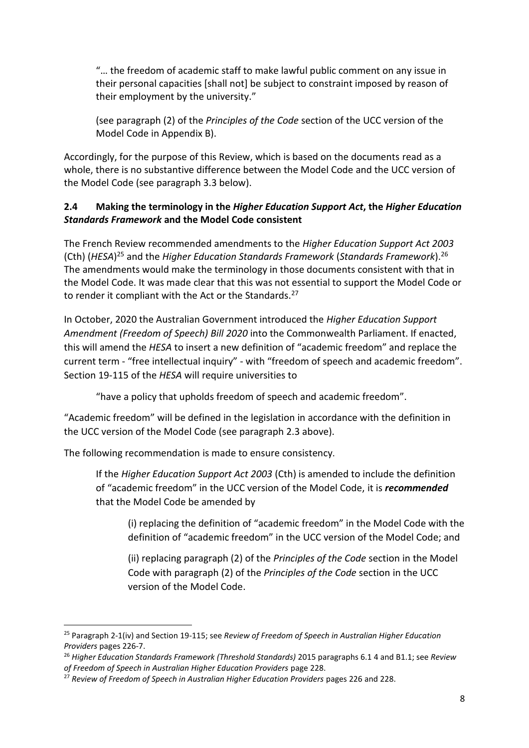> "… the freedom of academic staff to make lawful public comment on any issue in their personal capacities [shall not] be subject to constraint imposed by reason of their employment by the university."
>
> (see paragraph (2) of the *Principles of the Code* section of the UCC version of the Model Code in Appendix B).

Accordingly, for the purpose of this Review, which is based on the documents read as a whole, there is no substantive difference between the Model Code and the UCC version of the Model Code (see paragraph 3.3 below).

### 2.4 Making the terminology in the *Higher Education Support Act*, the *Higher Education Standards Framework* and the Model Code consistent

The French Review recommended amendments to the *Higher Education Support Act 2003* (Cth) (*HESA*)[25] and the *Higher Education Standards Framework* (*Standards Framework*).[26] The amendments would make the terminology in those documents consistent with that in the Model Code. It was made clear that this was not essential to support the Model Code or to render it compliant with the Act or the Standards.[27]

In October, 2020 the Australian Government introduced the *Higher Education Support Amendment (Freedom of Speech) Bill 2020* into the Commonwealth Parliament. If enacted, this will amend the *HESA* to insert a new definition of "academic freedom" and replace the current term - "free intellectual inquiry" - with "freedom of speech and academic freedom". Section 19-115 of the *HESA* will require universities to

> "have a policy that upholds freedom of speech and academic freedom".

"Academic freedom" will be defined in the legislation in accordance with the definition in the UCC version of the Model Code (see paragraph 2.3 above).

The following recommendation is made to ensure consistency.

> If the *Higher Education Support Act 2003* (Cth) is amended to include the definition of "academic freedom" in the UCC version of the Model Code, it is ***recommended*** that the Model Code be amended by
>
> (i) replacing the definition of "academic freedom" in the Model Code with the definition of "academic freedom" in the UCC version of the Model Code; and
>
> (ii) replacing paragraph (2) of the *Principles of the Code* section in the Model Code with paragraph (2) of the *Principles of the Code* section in the UCC version of the Model Code.

---

[25] Paragraph 2-1(iv) and Section 19-115; see *Review of Freedom of Speech in Australian Higher Education Providers* pages 226-7.

[26] *Higher Education Standards Framework (Threshold Standards)* 2015 paragraphs 6.1 4 and B1.1; see *Review of Freedom of Speech in Australian Higher Education Providers* page 228.

[27] *Review of Freedom of Speech in Australian Higher Education Providers* pages 226 and 228.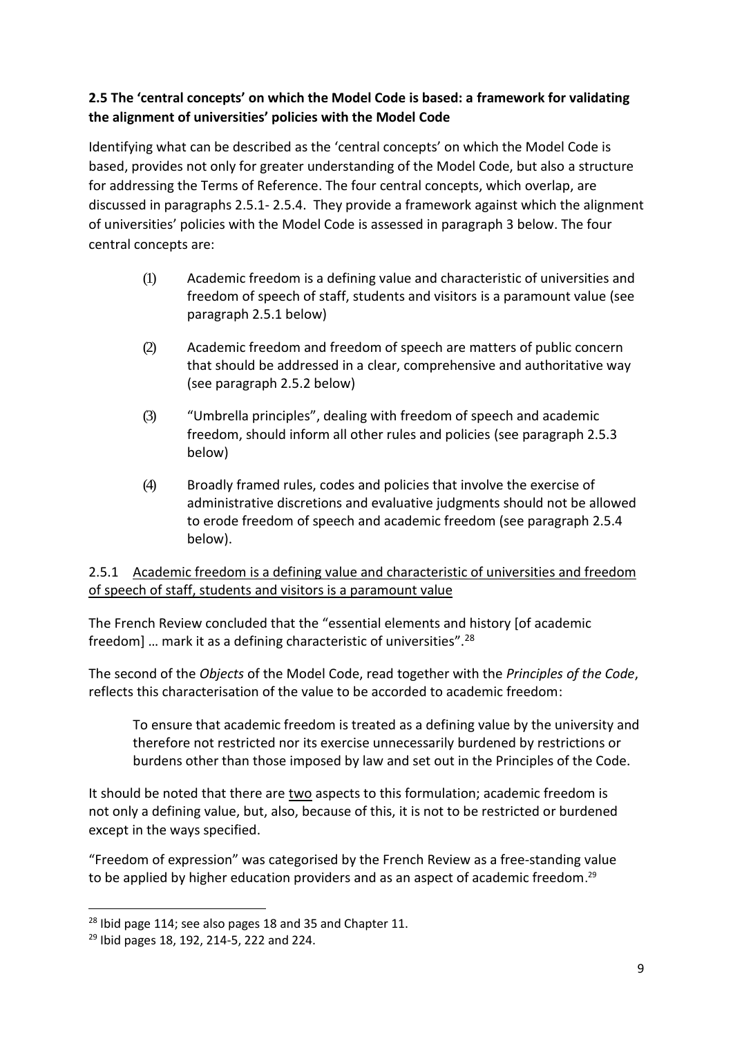### 2.5 The 'central concepts' on which the Model Code is based: a framework for validating the alignment of universities' policies with the Model Code

Identifying what can be described as the 'central concepts' on which the Model Code is based, provides not only for greater understanding of the Model Code, but also a structure for addressing the Terms of Reference. The four central concepts, which overlap, are discussed in paragraphs 2.5.1- 2.5.4. They provide a framework against which the alignment of universities' policies with the Model Code is assessed in paragraph 3 below. The four central concepts are:

(1) Academic freedom is a defining value and characteristic of universities and freedom of speech of staff, students and visitors is a paramount value (see paragraph 2.5.1 below)

(2) Academic freedom and freedom of speech are matters of public concern that should be addressed in a clear, comprehensive and authoritative way (see paragraph 2.5.2 below)

(3) "Umbrella principles", dealing with freedom of speech and academic freedom, should inform all other rules and policies (see paragraph 2.5.3 below)

(4) Broadly framed rules, codes and policies that involve the exercise of administrative discretions and evaluative judgments should not be allowed to erode freedom of speech and academic freedom (see paragraph 2.5.4 below).

2.5.1 <u>Academic freedom is a defining value and characteristic of universities and freedom of speech of staff, students and visitors is a paramount value</u>

The French Review concluded that the "essential elements and history [of academic freedom] … mark it as a defining characteristic of universities".[28]

The second of the *Objects* of the Model Code, read together with the *Principles of the Code*, reflects this characterisation of the value to be accorded to academic freedom:

> To ensure that academic freedom is treated as a defining value by the university and therefore not restricted nor its exercise unnecessarily burdened by restrictions or burdens other than those imposed by law and set out in the Principles of the Code.

It should be noted that there are <u>two</u> aspects to this formulation; academic freedom is not only a defining value, but, also, because of this, it is not to be restricted or burdened except in the ways specified.

"Freedom of expression" was categorised by the French Review as a free-standing value to be applied by higher education providers and as an aspect of academic freedom.[29]

---

[28] Ibid page 114; see also pages 18 and 35 and Chapter 11.

[29] Ibid pages 18, 192, 214-5, 222 and 224.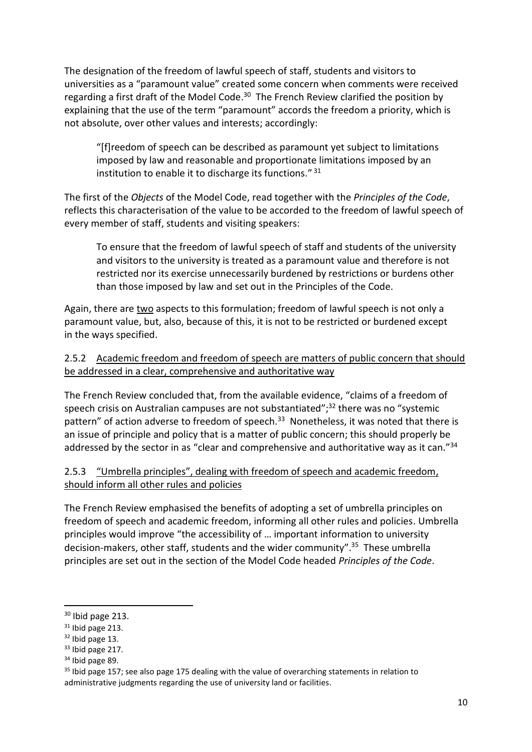The designation of the freedom of lawful speech of staff, students and visitors to universities as a "paramount value" created some concern when comments were received regarding a first draft of the Model Code.[30] The French Review clarified the position by explaining that the use of the term "paramount" accords the freedom a priority, which is not absolute, over other values and interests; accordingly:

> "[f]reedom of speech can be described as paramount yet subject to limitations imposed by law and reasonable and proportionate limitations imposed by an institution to enable it to discharge its functions." [31]

The first of the *Objects* of the Model Code, read together with the *Principles of the Code*, reflects this characterisation of the value to be accorded to the freedom of lawful speech of every member of staff, students and visiting speakers:

> To ensure that the freedom of lawful speech of staff and students of the university and visitors to the university is treated as a paramount value and therefore is not restricted nor its exercise unnecessarily burdened by restrictions or burdens other than those imposed by law and set out in the Principles of the Code.

Again, there are two aspects to this formulation; freedom of lawful speech is not only a paramount value, but, also, because of this, it is not to be restricted or burdened except in the ways specified.

### 2.5.2 Academic freedom and freedom of speech are matters of public concern that should be addressed in a clear, comprehensive and authoritative way

The French Review concluded that, from the available evidence, "claims of a freedom of speech crisis on Australian campuses are not substantiated";[32] there was no "systemic pattern" of action adverse to freedom of speech.[33] Nonetheless, it was noted that there is an issue of principle and policy that is a matter of public concern; this should properly be addressed by the sector in as "clear and comprehensive and authoritative way as it can."[34]

### 2.5.3 "Umbrella principles", dealing with freedom of speech and academic freedom, should inform all other rules and policies

The French Review emphasised the benefits of adopting a set of umbrella principles on freedom of speech and academic freedom, informing all other rules and policies. Umbrella principles would improve "the accessibility of … important information to university decision-makers, other staff, students and the wider community".[35] These umbrella principles are set out in the section of the Model Code headed *Principles of the Code*.

---

[30] Ibid page 213.

[31] Ibid page 213.

[32] Ibid page 13.

[33] Ibid page 217.

[34] Ibid page 89.

[35] Ibid page 157; see also page 175 dealing with the value of overarching statements in relation to administrative judgments regarding the use of university land or facilities.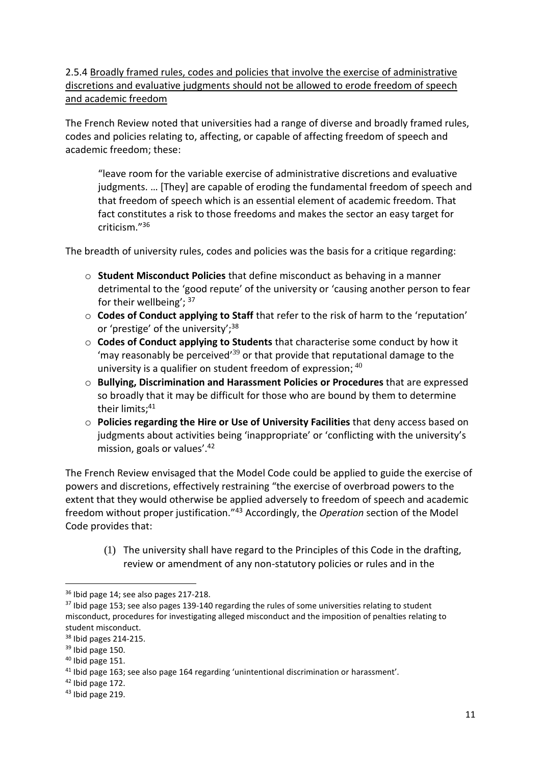### 2.5.4 Broadly framed rules, codes and policies that involve the exercise of administrative discretions and evaluative judgments should not be allowed to erode freedom of speech and academic freedom

The French Review noted that universities had a range of diverse and broadly framed rules, codes and policies relating to, affecting, or capable of affecting freedom of speech and academic freedom; these:

> "leave room for the variable exercise of administrative discretions and evaluative judgments. … [They] are capable of eroding the fundamental freedom of speech and that freedom of speech which is an essential element of academic freedom. That fact constitutes a risk to those freedoms and makes the sector an easy target for criticism."[36]

The breadth of university rules, codes and policies was the basis for a critique regarding:

- **Student Misconduct Policies** that define misconduct as behaving in a manner detrimental to the 'good repute' of the university or 'causing another person to fear for their wellbeing'; [37]
- **Codes of Conduct applying to Staff** that refer to the risk of harm to the 'reputation' or 'prestige' of the university';[38]
- **Codes of Conduct applying to Students** that characterise some conduct by how it 'may reasonably be perceived'[39] or that provide that reputational damage to the university is a qualifier on student freedom of expression; [40]
- **Bullying, Discrimination and Harassment Policies or Procedures** that are expressed so broadly that it may be difficult for those who are bound by them to determine their limits;[41]
- **Policies regarding the Hire or Use of University Facilities** that deny access based on judgments about activities being 'inappropriate' or 'conflicting with the university's mission, goals or values'.[42]

The French Review envisaged that the Model Code could be applied to guide the exercise of powers and discretions, effectively restraining "the exercise of overbroad powers to the extent that they would otherwise be applied adversely to freedom of speech and academic freedom without proper justification."[43] Accordingly, the *Operation* section of the Model Code provides that:

> (1) The university shall have regard to the Principles of this Code in the drafting, review or amendment of any non-statutory policies or rules and in the

---

[36] Ibid page 14; see also pages 217-218.

[37] Ibid page 153; see also pages 139-140 regarding the rules of some universities relating to student misconduct, procedures for investigating alleged misconduct and the imposition of penalties relating to student misconduct.

[38] Ibid pages 214-215.

[39] Ibid page 150.

[40] Ibid page 151.

[41] Ibid page 163; see also page 164 regarding 'unintentional discrimination or harassment'.

[42] Ibid page 172.

[43] Ibid page 219.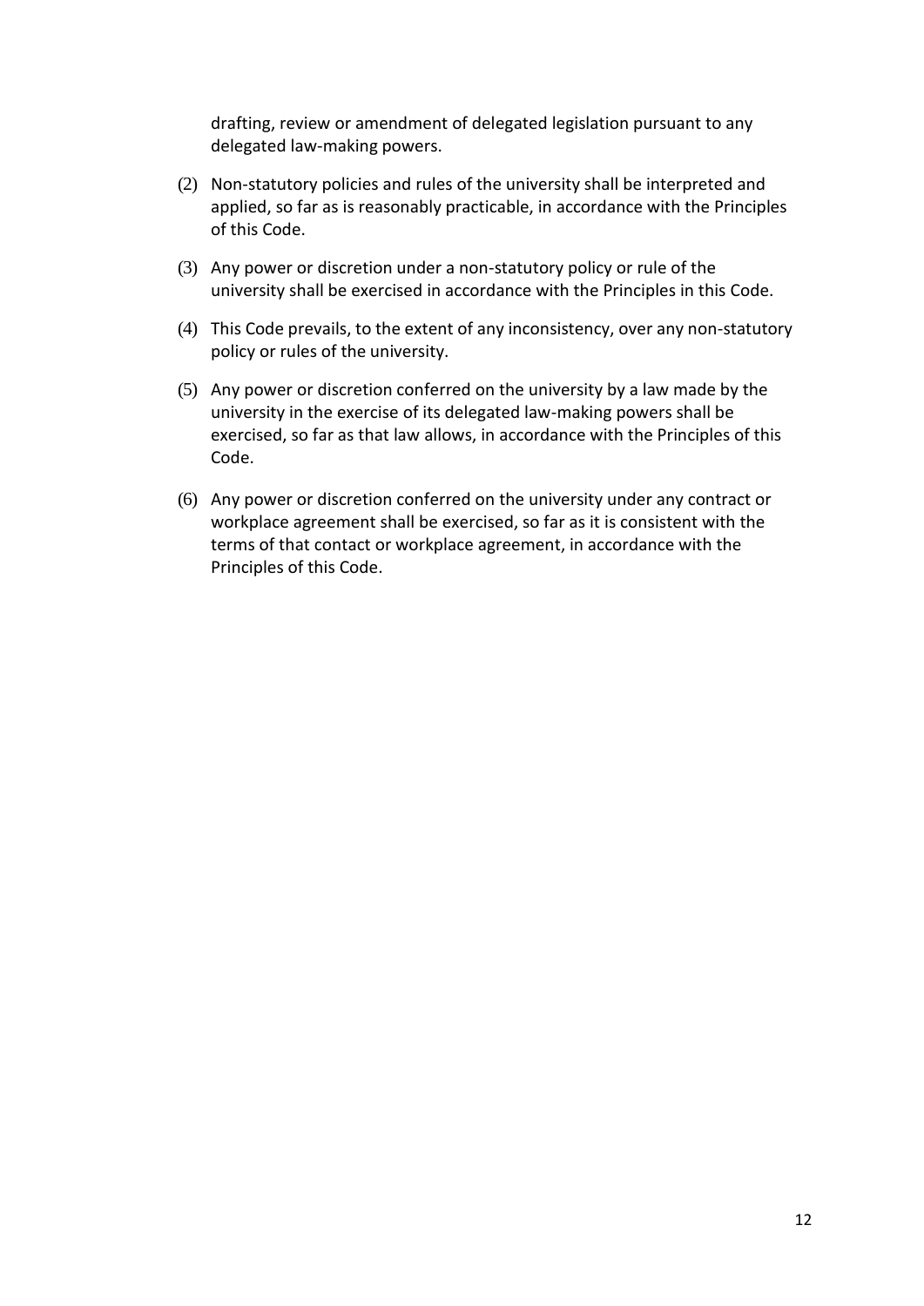drafting, review or amendment of delegated legislation pursuant to any delegated law-making powers.

(2) Non-statutory policies and rules of the university shall be interpreted and applied, so far as is reasonably practicable, in accordance with the Principles of this Code.

(3) Any power or discretion under a non-statutory policy or rule of the university shall be exercised in accordance with the Principles in this Code.

(4) This Code prevails, to the extent of any inconsistency, over any non-statutory policy or rules of the university.

(5) Any power or discretion conferred on the university by a law made by the university in the exercise of its delegated law-making powers shall be exercised, so far as that law allows, in accordance with the Principles of this Code.

(6) Any power or discretion conferred on the university under any contract or workplace agreement shall be exercised, so far as it is consistent with the terms of that contact or workplace agreement, in accordance with the Principles of this Code.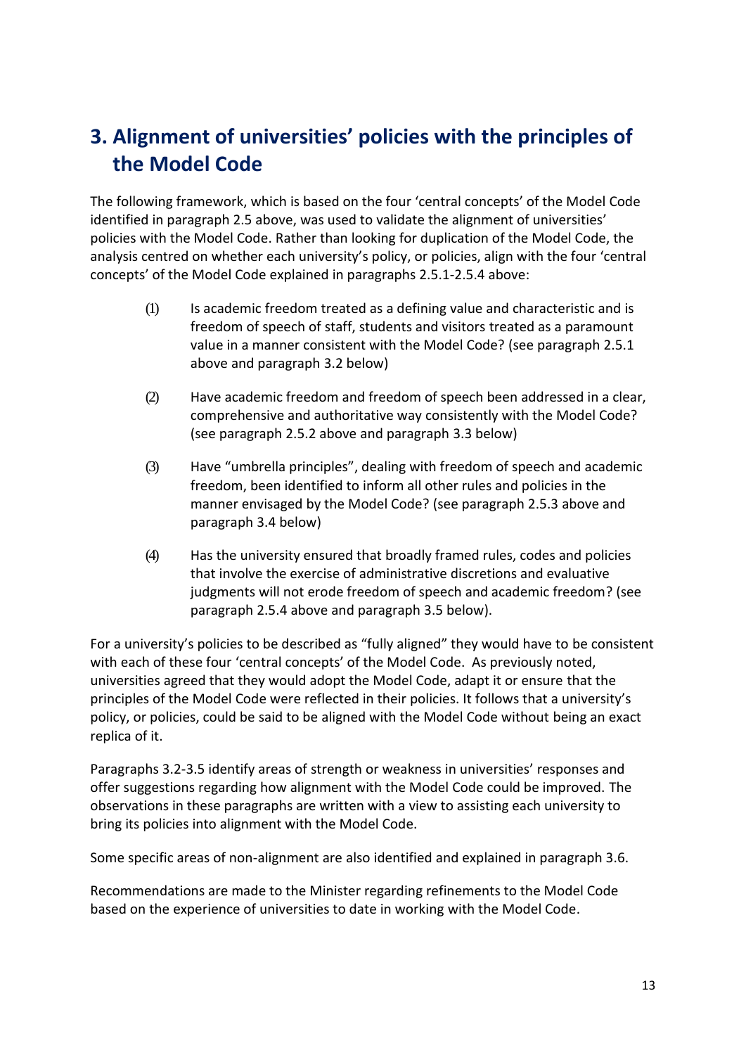# 3. Alignment of universities' policies with the principles of the Model Code

The following framework, which is based on the four 'central concepts' of the Model Code identified in paragraph 2.5 above, was used to validate the alignment of universities' policies with the Model Code. Rather than looking for duplication of the Model Code, the analysis centred on whether each university's policy, or policies, align with the four 'central concepts' of the Model Code explained in paragraphs 2.5.1-2.5.4 above:

(1) Is academic freedom treated as a defining value and characteristic and is freedom of speech of staff, students and visitors treated as a paramount value in a manner consistent with the Model Code? (see paragraph 2.5.1 above and paragraph 3.2 below)

(2) Have academic freedom and freedom of speech been addressed in a clear, comprehensive and authoritative way consistently with the Model Code? (see paragraph 2.5.2 above and paragraph 3.3 below)

(3) Have "umbrella principles", dealing with freedom of speech and academic freedom, been identified to inform all other rules and policies in the manner envisaged by the Model Code? (see paragraph 2.5.3 above and paragraph 3.4 below)

(4) Has the university ensured that broadly framed rules, codes and policies that involve the exercise of administrative discretions and evaluative judgments will not erode freedom of speech and academic freedom? (see paragraph 2.5.4 above and paragraph 3.5 below).

For a university's policies to be described as "fully aligned" they would have to be consistent with each of these four 'central concepts' of the Model Code. As previously noted, universities agreed that they would adopt the Model Code, adapt it or ensure that the principles of the Model Code were reflected in their policies. It follows that a university's policy, or policies, could be said to be aligned with the Model Code without being an exact replica of it.

Paragraphs 3.2-3.5 identify areas of strength or weakness in universities' responses and offer suggestions regarding how alignment with the Model Code could be improved. The observations in these paragraphs are written with a view to assisting each university to bring its policies into alignment with the Model Code.

Some specific areas of non-alignment are also identified and explained in paragraph 3.6.

Recommendations are made to the Minister regarding refinements to the Model Code based on the experience of universities to date in working with the Model Code.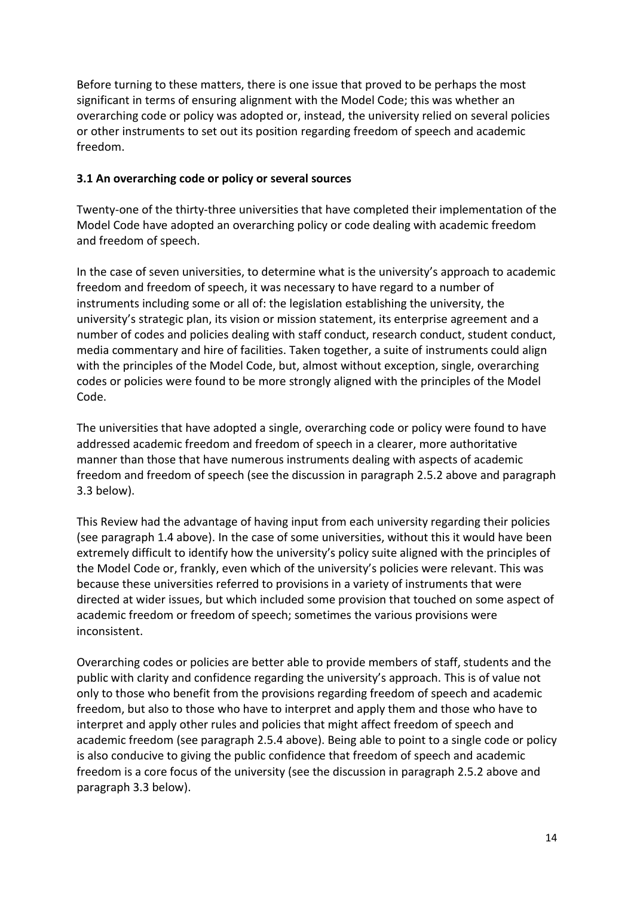Before turning to these matters, there is one issue that proved to be perhaps the most significant in terms of ensuring alignment with the Model Code; this was whether an overarching code or policy was adopted or, instead, the university relied on several policies or other instruments to set out its position regarding freedom of speech and academic freedom.

### 3.1 An overarching code or policy or several sources

Twenty-one of the thirty-three universities that have completed their implementation of the Model Code have adopted an overarching policy or code dealing with academic freedom and freedom of speech.

In the case of seven universities, to determine what is the university's approach to academic freedom and freedom of speech, it was necessary to have regard to a number of instruments including some or all of: the legislation establishing the university, the university's strategic plan, its vision or mission statement, its enterprise agreement and a number of codes and policies dealing with staff conduct, research conduct, student conduct, media commentary and hire of facilities. Taken together, a suite of instruments could align with the principles of the Model Code, but, almost without exception, single, overarching codes or policies were found to be more strongly aligned with the principles of the Model Code.

The universities that have adopted a single, overarching code or policy were found to have addressed academic freedom and freedom of speech in a clearer, more authoritative manner than those that have numerous instruments dealing with aspects of academic freedom and freedom of speech (see the discussion in paragraph 2.5.2 above and paragraph 3.3 below).

This Review had the advantage of having input from each university regarding their policies (see paragraph 1.4 above). In the case of some universities, without this it would have been extremely difficult to identify how the university's policy suite aligned with the principles of the Model Code or, frankly, even which of the university's policies were relevant. This was because these universities referred to provisions in a variety of instruments that were directed at wider issues, but which included some provision that touched on some aspect of academic freedom or freedom of speech; sometimes the various provisions were inconsistent.

Overarching codes or policies are better able to provide members of staff, students and the public with clarity and confidence regarding the university's approach. This is of value not only to those who benefit from the provisions regarding freedom of speech and academic freedom, but also to those who have to interpret and apply them and those who have to interpret and apply other rules and policies that might affect freedom of speech and academic freedom (see paragraph 2.5.4 above). Being able to point to a single code or policy is also conducive to giving the public confidence that freedom of speech and academic freedom is a core focus of the university (see the discussion in paragraph 2.5.2 above and paragraph 3.3 below).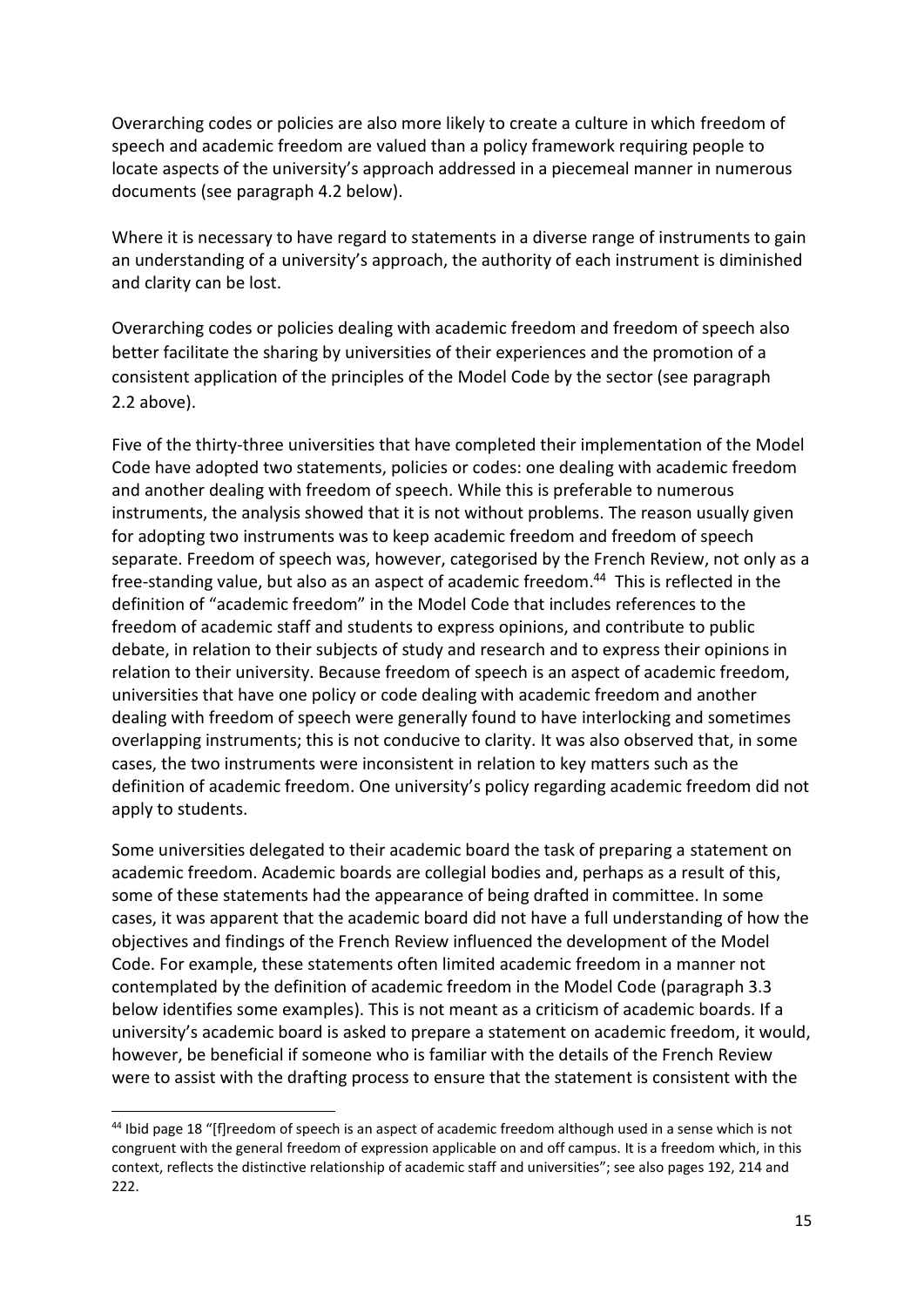Overarching codes or policies are also more likely to create a culture in which freedom of speech and academic freedom are valued than a policy framework requiring people to locate aspects of the university's approach addressed in a piecemeal manner in numerous documents (see paragraph 4.2 below).

Where it is necessary to have regard to statements in a diverse range of instruments to gain an understanding of a university's approach, the authority of each instrument is diminished and clarity can be lost.

Overarching codes or policies dealing with academic freedom and freedom of speech also better facilitate the sharing by universities of their experiences and the promotion of a consistent application of the principles of the Model Code by the sector (see paragraph 2.2 above).

Five of the thirty-three universities that have completed their implementation of the Model Code have adopted two statements, policies or codes: one dealing with academic freedom and another dealing with freedom of speech. While this is preferable to numerous instruments, the analysis showed that it is not without problems. The reason usually given for adopting two instruments was to keep academic freedom and freedom of speech separate. Freedom of speech was, however, categorised by the French Review, not only as a free-standing value, but also as an aspect of academic freedom.[44] This is reflected in the definition of "academic freedom" in the Model Code that includes references to the freedom of academic staff and students to express opinions, and contribute to public debate, in relation to their subjects of study and research and to express their opinions in relation to their university. Because freedom of speech is an aspect of academic freedom, universities that have one policy or code dealing with academic freedom and another dealing with freedom of speech were generally found to have interlocking and sometimes overlapping instruments; this is not conducive to clarity. It was also observed that, in some cases, the two instruments were inconsistent in relation to key matters such as the definition of academic freedom. One university's policy regarding academic freedom did not apply to students.

Some universities delegated to their academic board the task of preparing a statement on academic freedom. Academic boards are collegial bodies and, perhaps as a result of this, some of these statements had the appearance of being drafted in committee. In some cases, it was apparent that the academic board did not have a full understanding of how the objectives and findings of the French Review influenced the development of the Model Code. For example, these statements often limited academic freedom in a manner not contemplated by the definition of academic freedom in the Model Code (paragraph 3.3 below identifies some examples). This is not meant as a criticism of academic boards. If a university's academic board is asked to prepare a statement on academic freedom, it would, however, be beneficial if someone who is familiar with the details of the French Review were to assist with the drafting process to ensure that the statement is consistent with the

[44] Ibid page 18 "[f]reedom of speech is an aspect of academic freedom although used in a sense which is not congruent with the general freedom of expression applicable on and off campus. It is a freedom which, in this context, reflects the distinctive relationship of academic staff and universities"; see also pages 192, 214 and 222.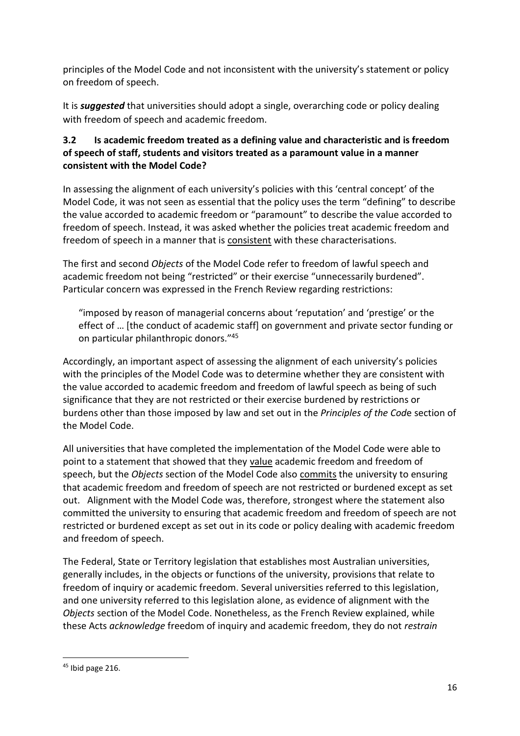principles of the Model Code and not inconsistent with the university's statement or policy on freedom of speech.

It is ***suggested*** that universities should adopt a single, overarching code or policy dealing with freedom of speech and academic freedom.

### 3.2 Is academic freedom treated as a defining value and characteristic and is freedom of speech of staff, students and visitors treated as a paramount value in a manner consistent with the Model Code?

In assessing the alignment of each university's policies with this 'central concept' of the Model Code, it was not seen as essential that the policy uses the term "defining" to describe the value accorded to academic freedom or "paramount" to describe the value accorded to freedom of speech. Instead, it was asked whether the policies treat academic freedom and freedom of speech in a manner that is consistent with these characterisations.

The first and second *Objects* of the Model Code refer to freedom of lawful speech and academic freedom not being "restricted" or their exercise "unnecessarily burdened". Particular concern was expressed in the French Review regarding restrictions:

> "imposed by reason of managerial concerns about 'reputation' and 'prestige' or the effect of … [the conduct of academic staff] on government and private sector funding or on particular philanthropic donors."[45]

Accordingly, an important aspect of assessing the alignment of each university's policies with the principles of the Model Code was to determine whether they are consistent with the value accorded to academic freedom and freedom of lawful speech as being of such significance that they are not restricted or their exercise burdened by restrictions or burdens other than those imposed by law and set out in the *Principles of the Code* section of the Model Code.

All universities that have completed the implementation of the Model Code were able to point to a statement that showed that they value academic freedom and freedom of speech, but the *Objects* section of the Model Code also commits the university to ensuring that academic freedom and freedom of speech are not restricted or burdened except as set out. Alignment with the Model Code was, therefore, strongest where the statement also committed the university to ensuring that academic freedom and freedom of speech are not restricted or burdened except as set out in its code or policy dealing with academic freedom and freedom of speech.

The Federal, State or Territory legislation that establishes most Australian universities, generally includes, in the objects or functions of the university, provisions that relate to freedom of inquiry or academic freedom. Several universities referred to this legislation, and one university referred to this legislation alone, as evidence of alignment with the *Objects* section of the Model Code. Nonetheless, as the French Review explained, while these Acts *acknowledge* freedom of inquiry and academic freedom, they do not *restrain*

---

[45] Ibid page 216.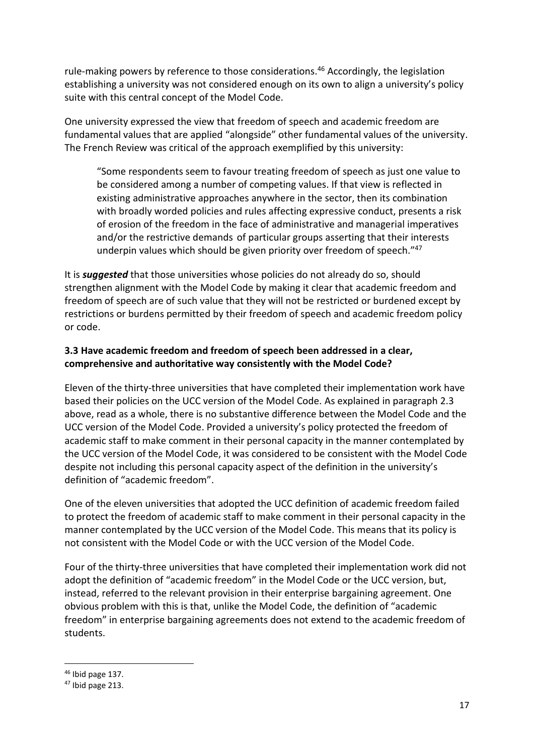rule-making powers by reference to those considerations.[46] Accordingly, the legislation establishing a university was not considered enough on its own to align a university's policy suite with this central concept of the Model Code.

One university expressed the view that freedom of speech and academic freedom are fundamental values that are applied "alongside" other fundamental values of the university. The French Review was critical of the approach exemplified by this university:

> "Some respondents seem to favour treating freedom of speech as just one value to be considered among a number of competing values. If that view is reflected in existing administrative approaches anywhere in the sector, then its combination with broadly worded policies and rules affecting expressive conduct, presents a risk of erosion of the freedom in the face of administrative and managerial imperatives and/or the restrictive demands of particular groups asserting that their interests underpin values which should be given priority over freedom of speech."[47]

It is ***suggested*** that those universities whose policies do not already do so, should strengthen alignment with the Model Code by making it clear that academic freedom and freedom of speech are of such value that they will not be restricted or burdened except by restrictions or burdens permitted by their freedom of speech and academic freedom policy or code.

### 3.3 Have academic freedom and freedom of speech been addressed in a clear, comprehensive and authoritative way consistently with the Model Code?

Eleven of the thirty-three universities that have completed their implementation work have based their policies on the UCC version of the Model Code. As explained in paragraph 2.3 above, read as a whole, there is no substantive difference between the Model Code and the UCC version of the Model Code. Provided a university's policy protected the freedom of academic staff to make comment in their personal capacity in the manner contemplated by the UCC version of the Model Code, it was considered to be consistent with the Model Code despite not including this personal capacity aspect of the definition in the university's definition of "academic freedom".

One of the eleven universities that adopted the UCC definition of academic freedom failed to protect the freedom of academic staff to make comment in their personal capacity in the manner contemplated by the UCC version of the Model Code. This means that its policy is not consistent with the Model Code or with the UCC version of the Model Code.

Four of the thirty-three universities that have completed their implementation work did not adopt the definition of "academic freedom" in the Model Code or the UCC version, but, instead, referred to the relevant provision in their enterprise bargaining agreement. One obvious problem with this is that, unlike the Model Code, the definition of "academic freedom" in enterprise bargaining agreements does not extend to the academic freedom of students.

---

[46] Ibid page 137.

[47] Ibid page 213.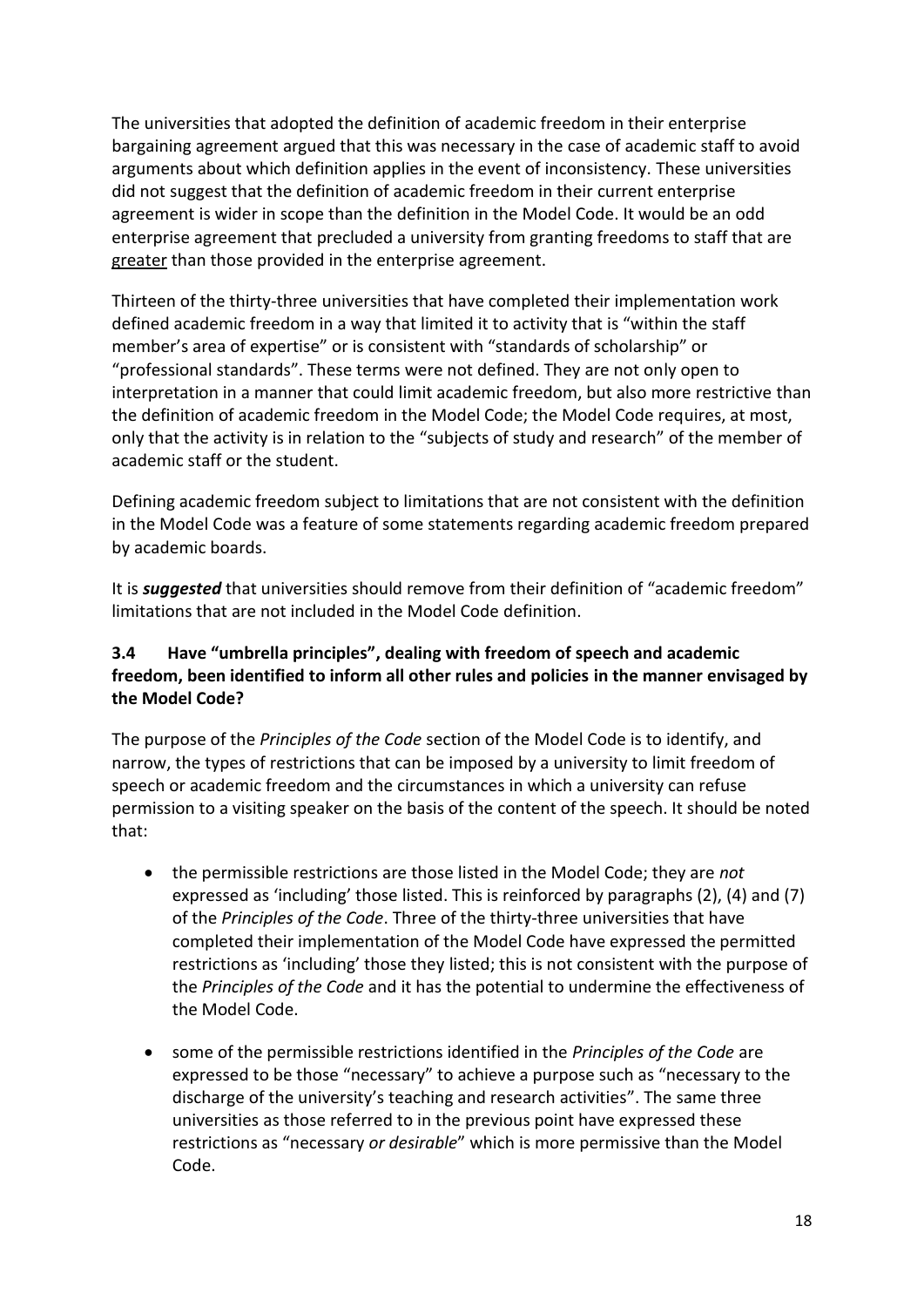The universities that adopted the definition of academic freedom in their enterprise bargaining agreement argued that this was necessary in the case of academic staff to avoid arguments about which definition applies in the event of inconsistency. These universities did not suggest that the definition of academic freedom in their current enterprise agreement is wider in scope than the definition in the Model Code. It would be an odd enterprise agreement that precluded a university from granting freedoms to staff that are greater than those provided in the enterprise agreement.

Thirteen of the thirty-three universities that have completed their implementation work defined academic freedom in a way that limited it to activity that is "within the staff member's area of expertise" or is consistent with "standards of scholarship" or "professional standards". These terms were not defined. They are not only open to interpretation in a manner that could limit academic freedom, but also more restrictive than the definition of academic freedom in the Model Code; the Model Code requires, at most, only that the activity is in relation to the "subjects of study and research" of the member of academic staff or the student.

Defining academic freedom subject to limitations that are not consistent with the definition in the Model Code was a feature of some statements regarding academic freedom prepared by academic boards.

It is ***suggested*** that universities should remove from their definition of "academic freedom" limitations that are not included in the Model Code definition.

### 3.4 Have "umbrella principles", dealing with freedom of speech and academic freedom, been identified to inform all other rules and policies in the manner envisaged by the Model Code?

The purpose of the *Principles of the Code* section of the Model Code is to identify, and narrow, the types of restrictions that can be imposed by a university to limit freedom of speech or academic freedom and the circumstances in which a university can refuse permission to a visiting speaker on the basis of the content of the speech. It should be noted that:

- the permissible restrictions are those listed in the Model Code; they are *not* expressed as 'including' those listed. This is reinforced by paragraphs (2), (4) and (7) of the *Principles of the Code*. Three of the thirty-three universities that have completed their implementation of the Model Code have expressed the permitted restrictions as 'including' those they listed; this is not consistent with the purpose of the *Principles of the Code* and it has the potential to undermine the effectiveness of the Model Code.

- some of the permissible restrictions identified in the *Principles of the Code* are expressed to be those "necessary" to achieve a purpose such as "necessary to the discharge of the university's teaching and research activities". The same three universities as those referred to in the previous point have expressed these restrictions as "necessary *or desirable*" which is more permissive than the Model Code.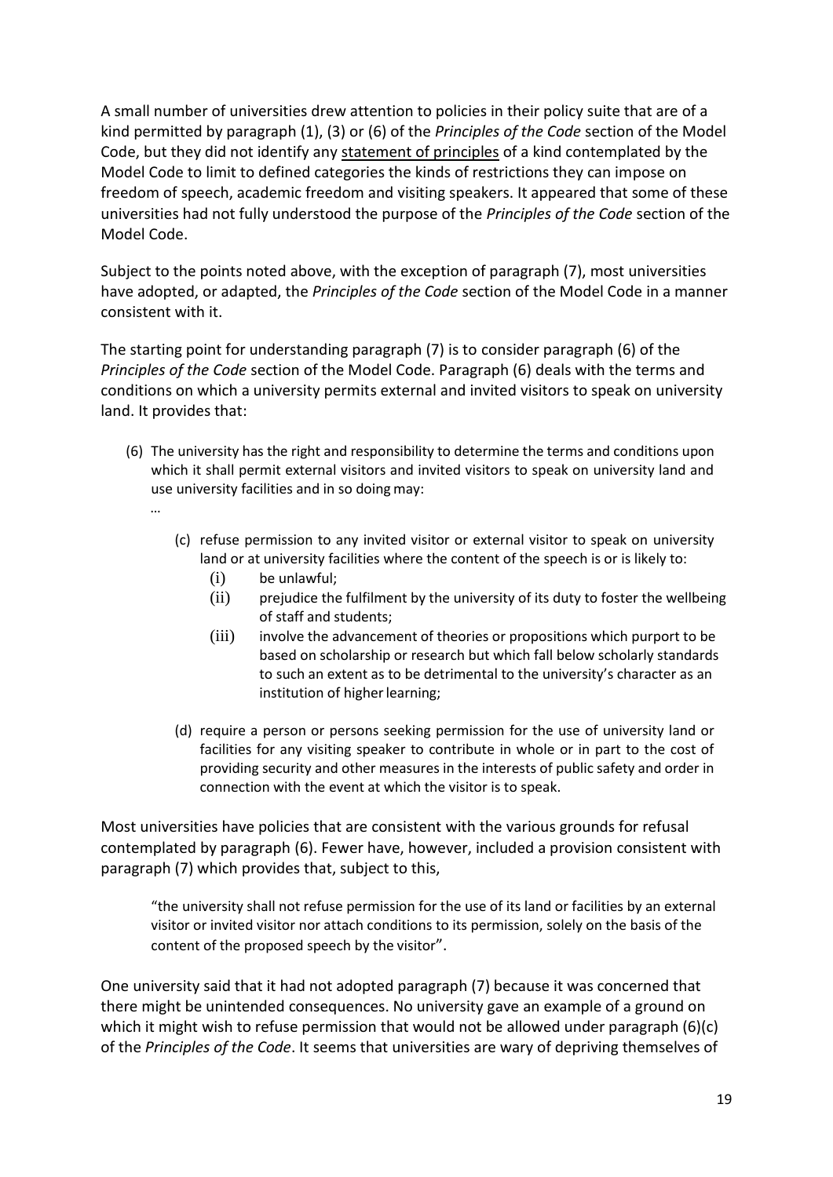A small number of universities drew attention to policies in their policy suite that are of a kind permitted by paragraph (1), (3) or (6) of the *Principles of the Code* section of the Model Code, but they did not identify any statement of principles of a kind contemplated by the Model Code to limit to defined categories the kinds of restrictions they can impose on freedom of speech, academic freedom and visiting speakers. It appeared that some of these universities had not fully understood the purpose of the *Principles of the Code* section of the Model Code.

Subject to the points noted above, with the exception of paragraph (7), most universities have adopted, or adapted, the *Principles of the Code* section of the Model Code in a manner consistent with it.

The starting point for understanding paragraph (7) is to consider paragraph (6) of the *Principles of the Code* section of the Model Code. Paragraph (6) deals with the terms and conditions on which a university permits external and invited visitors to speak on university land. It provides that:

> (6) The university has the right and responsibility to determine the terms and conditions upon which it shall permit external visitors and invited visitors to speak on university land and use university facilities and in so doing may:
>
> …
>
> (c) refuse permission to any invited visitor or external visitor to speak on university land or at university facilities where the content of the speech is or is likely to:
> (i) be unlawful;
> (ii) prejudice the fulfilment by the university of its duty to foster the wellbeing of staff and students;
> (iii) involve the advancement of theories or propositions which purport to be based on scholarship or research but which fall below scholarly standards to such an extent as to be detrimental to the university's character as an institution of higher learning;
>
> (d) require a person or persons seeking permission for the use of university land or facilities for any visiting speaker to contribute in whole or in part to the cost of providing security and other measures in the interests of public safety and order in connection with the event at which the visitor is to speak.

Most universities have policies that are consistent with the various grounds for refusal contemplated by paragraph (6). Fewer have, however, included a provision consistent with paragraph (7) which provides that, subject to this,

> "the university shall not refuse permission for the use of its land or facilities by an external visitor or invited visitor nor attach conditions to its permission, solely on the basis of the content of the proposed speech by the visitor".

One university said that it had not adopted paragraph (7) because it was concerned that there might be unintended consequences. No university gave an example of a ground on which it might wish to refuse permission that would not be allowed under paragraph (6)(c) of the *Principles of the Code*. It seems that universities are wary of depriving themselves of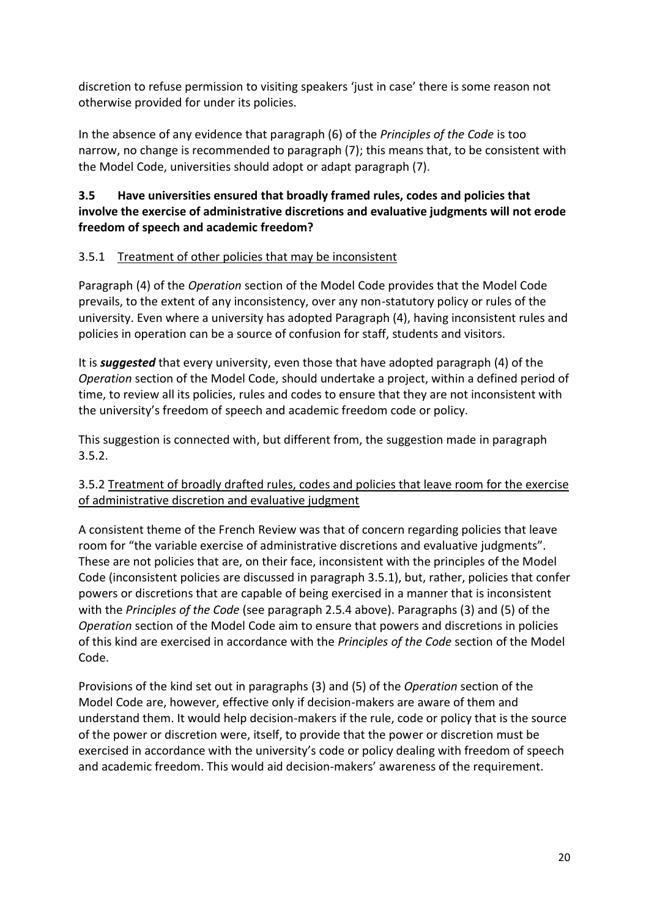discretion to refuse permission to visiting speakers 'just in case' there is some reason not otherwise provided for under its policies.

In the absence of any evidence that paragraph (6) of the *Principles of the Code* is too narrow, no change is recommended to paragraph (7); this means that, to be consistent with the Model Code, universities should adopt or adapt paragraph (7).

### 3.5 Have universities ensured that broadly framed rules, codes and policies that involve the exercise of administrative discretions and evaluative judgments will not erode freedom of speech and academic freedom?

#### 3.5.1 Treatment of other policies that may be inconsistent

Paragraph (4) of the *Operation* section of the Model Code provides that the Model Code prevails, to the extent of any inconsistency, over any non-statutory policy or rules of the university. Even where a university has adopted Paragraph (4), having inconsistent rules and policies in operation can be a source of confusion for staff, students and visitors.

It is ***suggested*** that every university, even those that have adopted paragraph (4) of the *Operation* section of the Model Code, should undertake a project, within a defined period of time, to review all its policies, rules and codes to ensure that they are not inconsistent with the university's freedom of speech and academic freedom code or policy.

This suggestion is connected with, but different from, the suggestion made in paragraph 3.5.2.

#### 3.5.2 Treatment of broadly drafted rules, codes and policies that leave room for the exercise of administrative discretion and evaluative judgment

A consistent theme of the French Review was that of concern regarding policies that leave room for "the variable exercise of administrative discretions and evaluative judgments". These are not policies that are, on their face, inconsistent with the principles of the Model Code (inconsistent policies are discussed in paragraph 3.5.1), but, rather, policies that confer powers or discretions that are capable of being exercised in a manner that is inconsistent with the *Principles of the Code* (see paragraph 2.5.4 above). Paragraphs (3) and (5) of the *Operation* section of the Model Code aim to ensure that powers and discretions in policies of this kind are exercised in accordance with the *Principles of the Code* section of the Model Code.

Provisions of the kind set out in paragraphs (3) and (5) of the *Operation* section of the Model Code are, however, effective only if decision-makers are aware of them and understand them. It would help decision-makers if the rule, code or policy that is the source of the power or discretion were, itself, to provide that the power or discretion must be exercised in accordance with the university's code or policy dealing with freedom of speech and academic freedom. This would aid decision-makers' awareness of the requirement.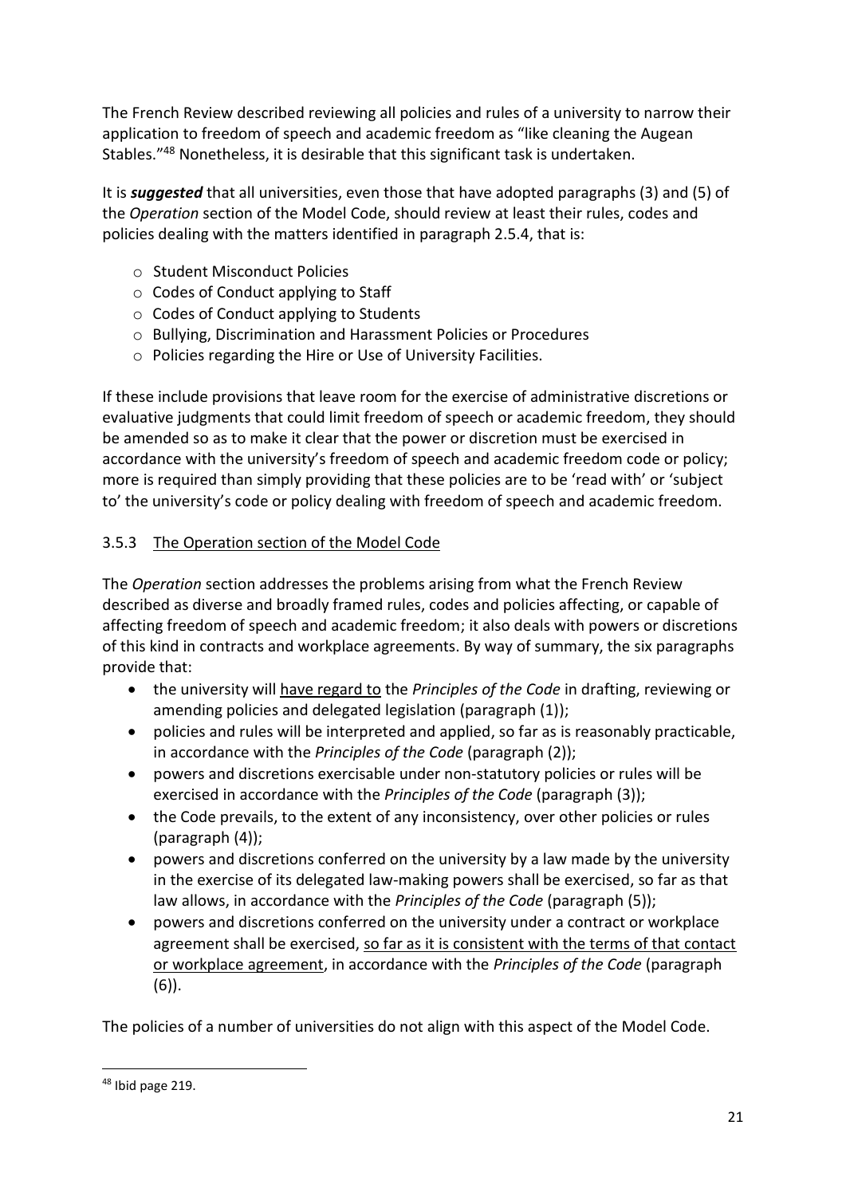The French Review described reviewing all policies and rules of a university to narrow their application to freedom of speech and academic freedom as "like cleaning the Augean Stables."[48] Nonetheless, it is desirable that this significant task is undertaken.

It is ***suggested*** that all universities, even those that have adopted paragraphs (3) and (5) of the *Operation* section of the Model Code, should review at least their rules, codes and policies dealing with the matters identified in paragraph 2.5.4, that is:

- Student Misconduct Policies
- Codes of Conduct applying to Staff
- Codes of Conduct applying to Students
- Bullying, Discrimination and Harassment Policies or Procedures
- Policies regarding the Hire or Use of University Facilities.

If these include provisions that leave room for the exercise of administrative discretions or evaluative judgments that could limit freedom of speech or academic freedom, they should be amended so as to make it clear that the power or discretion must be exercised in accordance with the university's freedom of speech and academic freedom code or policy; more is required than simply providing that these policies are to be 'read with' or 'subject to' the university's code or policy dealing with freedom of speech and academic freedom.

### 3.5.3 The Operation section of the Model Code

The *Operation* section addresses the problems arising from what the French Review described as diverse and broadly framed rules, codes and policies affecting, or capable of affecting freedom of speech and academic freedom; it also deals with powers or discretions of this kind in contracts and workplace agreements. By way of summary, the six paragraphs provide that:

- the university will have regard to the *Principles of the Code* in drafting, reviewing or amending policies and delegated legislation (paragraph (1));
- policies and rules will be interpreted and applied, so far as is reasonably practicable, in accordance with the *Principles of the Code* (paragraph (2));
- powers and discretions exercisable under non-statutory policies or rules will be exercised in accordance with the *Principles of the Code* (paragraph (3));
- the Code prevails, to the extent of any inconsistency, over other policies or rules (paragraph (4));
- powers and discretions conferred on the university by a law made by the university in the exercise of its delegated law-making powers shall be exercised, so far as that law allows, in accordance with the *Principles of the Code* (paragraph (5));
- powers and discretions conferred on the university under a contract or workplace agreement shall be exercised, so far as it is consistent with the terms of that contact or workplace agreement, in accordance with the *Principles of the Code* (paragraph (6)).

The policies of a number of universities do not align with this aspect of the Model Code.

[48] Ibid page 219.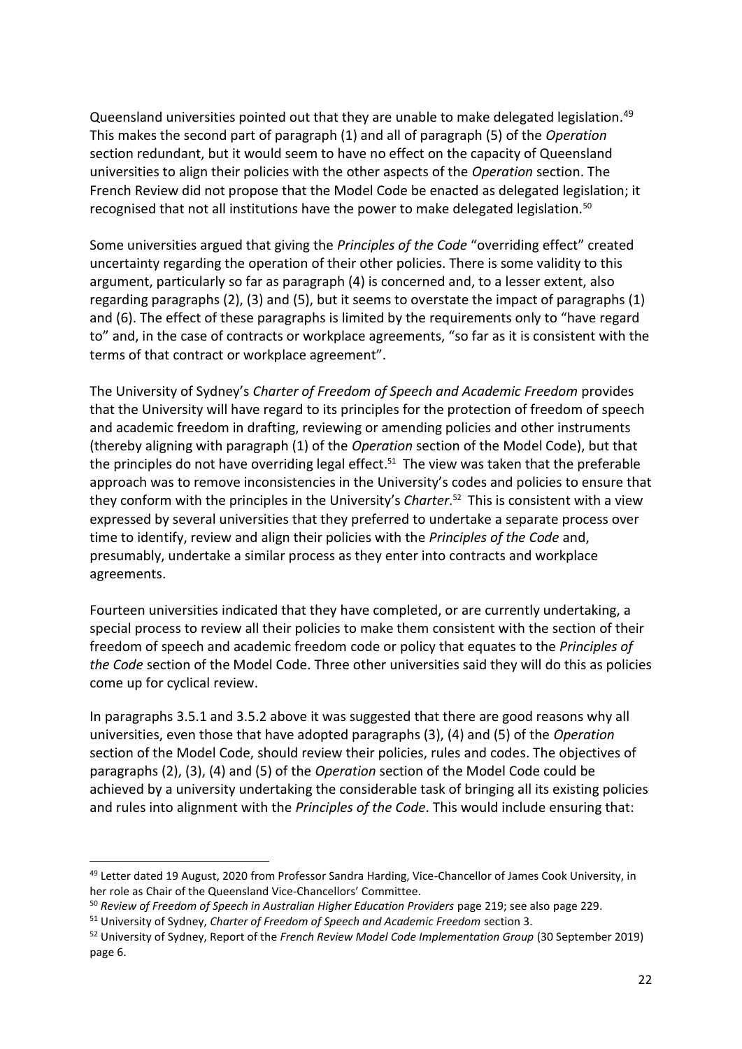Queensland universities pointed out that they are unable to make delegated legislation.[49] This makes the second part of paragraph (1) and all of paragraph (5) of the *Operation* section redundant, but it would seem to have no effect on the capacity of Queensland universities to align their policies with the other aspects of the *Operation* section. The French Review did not propose that the Model Code be enacted as delegated legislation; it recognised that not all institutions have the power to make delegated legislation.[50]

Some universities argued that giving the *Principles of the Code* "overriding effect" created uncertainty regarding the operation of their other policies. There is some validity to this argument, particularly so far as paragraph (4) is concerned and, to a lesser extent, also regarding paragraphs (2), (3) and (5), but it seems to overstate the impact of paragraphs (1) and (6). The effect of these paragraphs is limited by the requirements only to "have regard to" and, in the case of contracts or workplace agreements, "so far as it is consistent with the terms of that contract or workplace agreement".

The University of Sydney's *Charter of Freedom of Speech and Academic Freedom* provides that the University will have regard to its principles for the protection of freedom of speech and academic freedom in drafting, reviewing or amending policies and other instruments (thereby aligning with paragraph (1) of the *Operation* section of the Model Code), but that the principles do not have overriding legal effect.[51] The view was taken that the preferable approach was to remove inconsistencies in the University's codes and policies to ensure that they conform with the principles in the University's *Charter*.[52] This is consistent with a view expressed by several universities that they preferred to undertake a separate process over time to identify, review and align their policies with the *Principles of the Code* and, presumably, undertake a similar process as they enter into contracts and workplace agreements.

Fourteen universities indicated that they have completed, or are currently undertaking, a special process to review all their policies to make them consistent with the section of their freedom of speech and academic freedom code or policy that equates to the *Principles of the Code* section of the Model Code. Three other universities said they will do this as policies come up for cyclical review.

In paragraphs 3.5.1 and 3.5.2 above it was suggested that there are good reasons why all universities, even those that have adopted paragraphs (3), (4) and (5) of the *Operation* section of the Model Code, should review their policies, rules and codes. The objectives of paragraphs (2), (3), (4) and (5) of the *Operation* section of the Model Code could be achieved by a university undertaking the considerable task of bringing all its existing policies and rules into alignment with the *Principles of the Code*. This would include ensuring that:

---

[49] Letter dated 19 August, 2020 from Professor Sandra Harding, Vice-Chancellor of James Cook University, in her role as Chair of the Queensland Vice-Chancellors' Committee.

[50] *Review of Freedom of Speech in Australian Higher Education Providers* page 219; see also page 229.

[51] University of Sydney, *Charter of Freedom of Speech and Academic Freedom* section 3.

[52] University of Sydney, Report of the *French Review Model Code Implementation Group* (30 September 2019) page 6.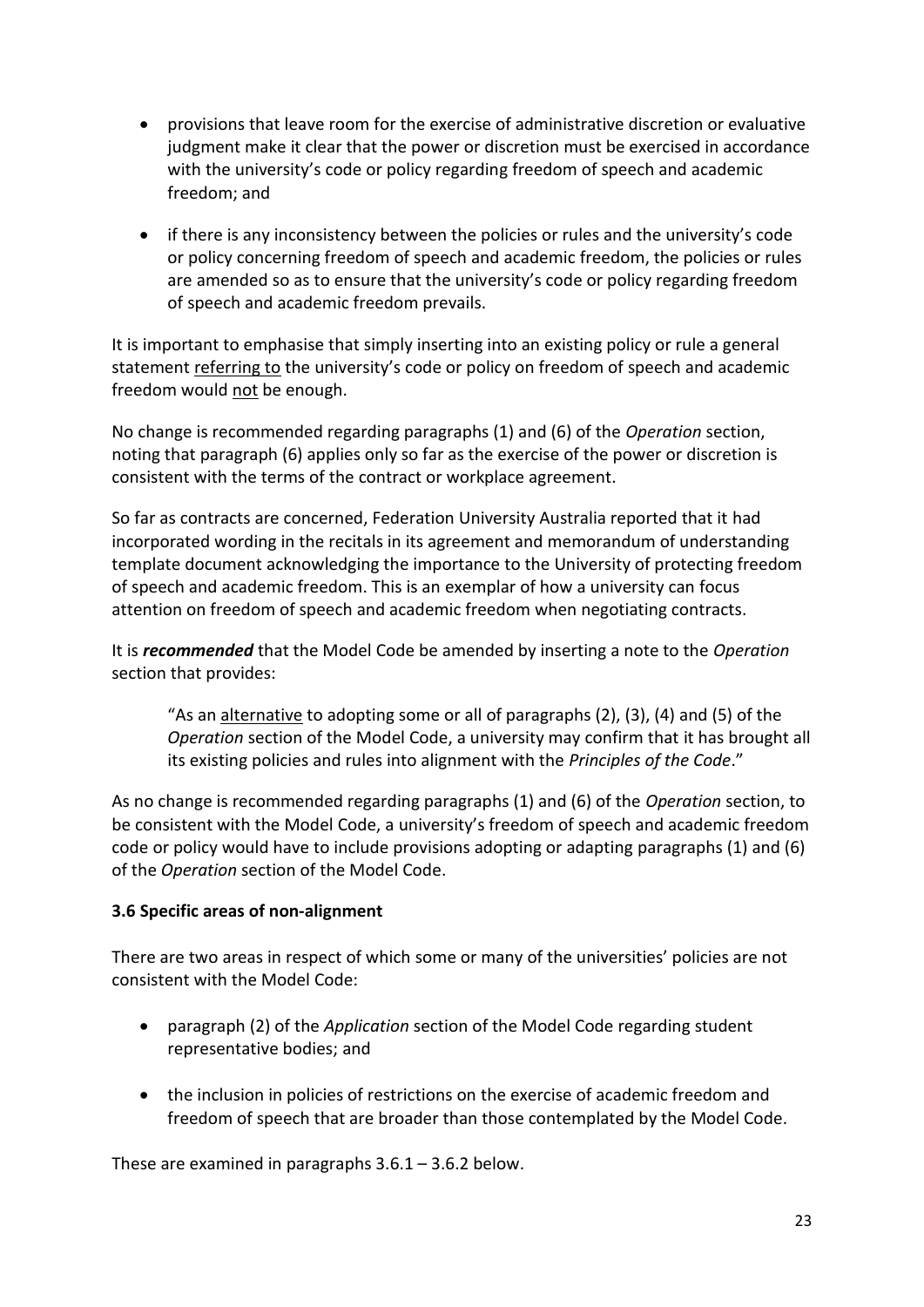- provisions that leave room for the exercise of administrative discretion or evaluative judgment make it clear that the power or discretion must be exercised in accordance with the university's code or policy regarding freedom of speech and academic freedom; and

- if there is any inconsistency between the policies or rules and the university's code or policy concerning freedom of speech and academic freedom, the policies or rules are amended so as to ensure that the university's code or policy regarding freedom of speech and academic freedom prevails.

It is important to emphasise that simply inserting into an existing policy or rule a general statement referring to the university's code or policy on freedom of speech and academic freedom would not be enough.

No change is recommended regarding paragraphs (1) and (6) of the *Operation* section, noting that paragraph (6) applies only so far as the exercise of the power or discretion is consistent with the terms of the contract or workplace agreement.

So far as contracts are concerned, Federation University Australia reported that it had incorporated wording in the recitals in its agreement and memorandum of understanding template document acknowledging the importance to the University of protecting freedom of speech and academic freedom. This is an exemplar of how a university can focus attention on freedom of speech and academic freedom when negotiating contracts.

It is ***recommended*** that the Model Code be amended by inserting a note to the *Operation* section that provides:

> "As an alternative to adopting some or all of paragraphs (2), (3), (4) and (5) of the *Operation* section of the Model Code, a university may confirm that it has brought all its existing policies and rules into alignment with the *Principles of the Code*."

As no change is recommended regarding paragraphs (1) and (6) of the *Operation* section, to be consistent with the Model Code, a university's freedom of speech and academic freedom code or policy would have to include provisions adopting or adapting paragraphs (1) and (6) of the *Operation* section of the Model Code.

### 3.6 Specific areas of non-alignment

There are two areas in respect of which some or many of the universities' policies are not consistent with the Model Code:

- paragraph (2) of the *Application* section of the Model Code regarding student representative bodies; and

- the inclusion in policies of restrictions on the exercise of academic freedom and freedom of speech that are broader than those contemplated by the Model Code.

These are examined in paragraphs 3.6.1 – 3.6.2 below.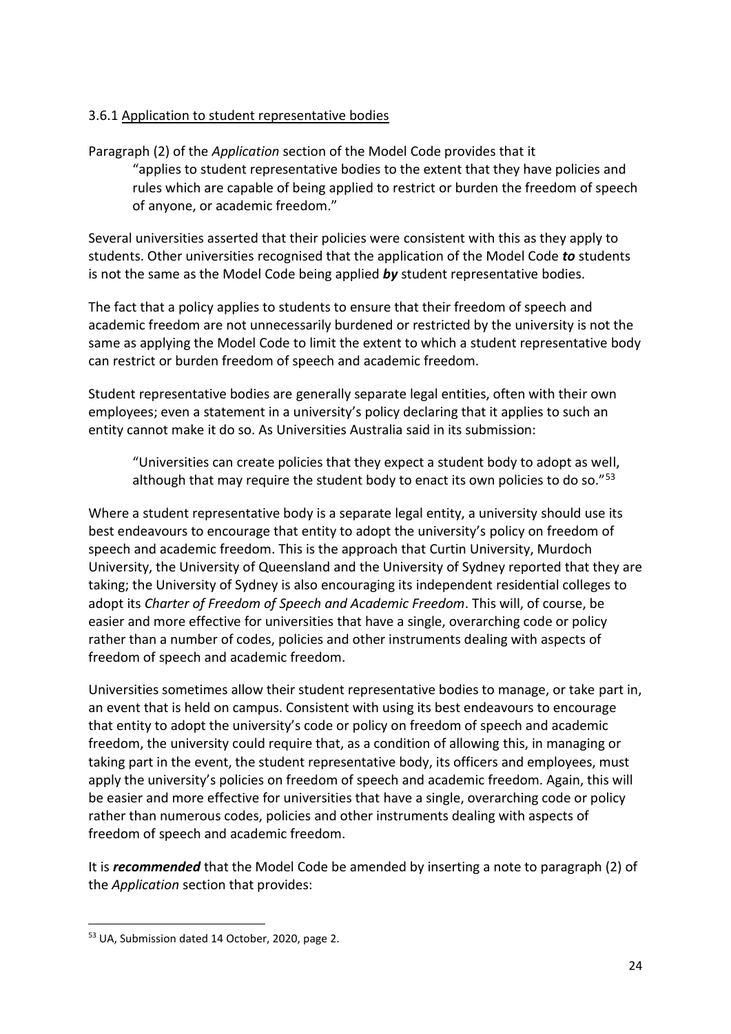### 3.6.1 Application to student representative bodies

Paragraph (2) of the *Application* section of the Model Code provides that it

> "applies to student representative bodies to the extent that they have policies and rules which are capable of being applied to restrict or burden the freedom of speech of anyone, or academic freedom."

Several universities asserted that their policies were consistent with this as they apply to students. Other universities recognised that the application of the Model Code ***to*** students is not the same as the Model Code being applied ***by*** student representative bodies.

The fact that a policy applies to students to ensure that their freedom of speech and academic freedom are not unnecessarily burdened or restricted by the university is not the same as applying the Model Code to limit the extent to which a student representative body can restrict or burden freedom of speech and academic freedom.

Student representative bodies are generally separate legal entities, often with their own employees; even a statement in a university's policy declaring that it applies to such an entity cannot make it do so. As Universities Australia said in its submission:

> "Universities can create policies that they expect a student body to adopt as well, although that may require the student body to enact its own policies to do so."[53]

Where a student representative body is a separate legal entity, a university should use its best endeavours to encourage that entity to adopt the university's policy on freedom of speech and academic freedom. This is the approach that Curtin University, Murdoch University, the University of Queensland and the University of Sydney reported that they are taking; the University of Sydney is also encouraging its independent residential colleges to adopt its *Charter of Freedom of Speech and Academic Freedom*. This will, of course, be easier and more effective for universities that have a single, overarching code or policy rather than a number of codes, policies and other instruments dealing with aspects of freedom of speech and academic freedom.

Universities sometimes allow their student representative bodies to manage, or take part in, an event that is held on campus. Consistent with using its best endeavours to encourage that entity to adopt the university's code or policy on freedom of speech and academic freedom, the university could require that, as a condition of allowing this, in managing or taking part in the event, the student representative body, its officers and employees, must apply the university's policies on freedom of speech and academic freedom. Again, this will be easier and more effective for universities that have a single, overarching code or policy rather than numerous codes, policies and other instruments dealing with aspects of freedom of speech and academic freedom.

It is ***recommended*** that the Model Code be amended by inserting a note to paragraph (2) of the *Application* section that provides:

---

[53] UA, Submission dated 14 October, 2020, page 2.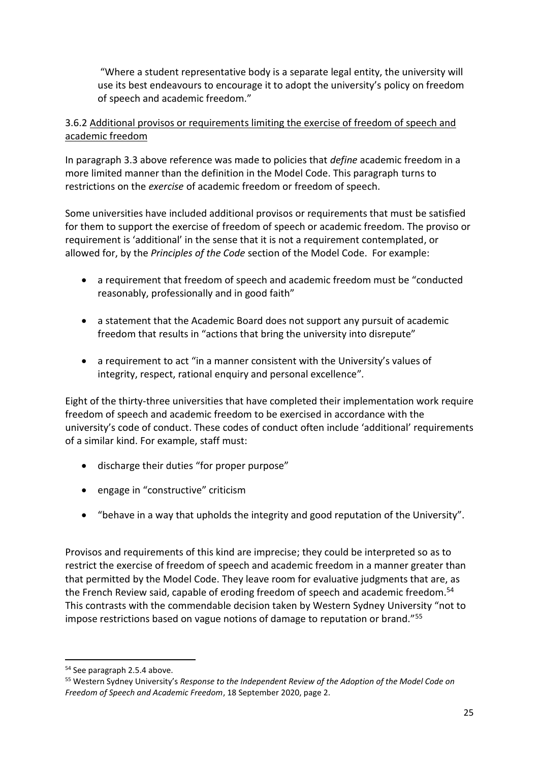"Where a student representative body is a separate legal entity, the university will use its best endeavours to encourage it to adopt the university's policy on freedom of speech and academic freedom."

### 3.6.2 Additional provisos or requirements limiting the exercise of freedom of speech and academic freedom

In paragraph 3.3 above reference was made to policies that *define* academic freedom in a more limited manner than the definition in the Model Code. This paragraph turns to restrictions on the *exercise* of academic freedom or freedom of speech.

Some universities have included additional provisos or requirements that must be satisfied for them to support the exercise of freedom of speech or academic freedom. The proviso or requirement is 'additional' in the sense that it is not a requirement contemplated, or allowed for, by the *Principles of the Code* section of the Model Code. For example:

- a requirement that freedom of speech and academic freedom must be "conducted reasonably, professionally and in good faith"
- a statement that the Academic Board does not support any pursuit of academic freedom that results in "actions that bring the university into disrepute"
- a requirement to act "in a manner consistent with the University's values of integrity, respect, rational enquiry and personal excellence".

Eight of the thirty-three universities that have completed their implementation work require freedom of speech and academic freedom to be exercised in accordance with the university's code of conduct. These codes of conduct often include 'additional' requirements of a similar kind. For example, staff must:

- discharge their duties "for proper purpose"
- engage in "constructive" criticism
- "behave in a way that upholds the integrity and good reputation of the University".

Provisos and requirements of this kind are imprecise; they could be interpreted so as to restrict the exercise of freedom of speech and academic freedom in a manner greater than that permitted by the Model Code. They leave room for evaluative judgments that are, as the French Review said, capable of eroding freedom of speech and academic freedom.[54] This contrasts with the commendable decision taken by Western Sydney University "not to impose restrictions based on vague notions of damage to reputation or brand."[55]

---

[54] See paragraph 2.5.4 above.

[55] Western Sydney University's *Response to the Independent Review of the Adoption of the Model Code on Freedom of Speech and Academic Freedom*, 18 September 2020, page 2.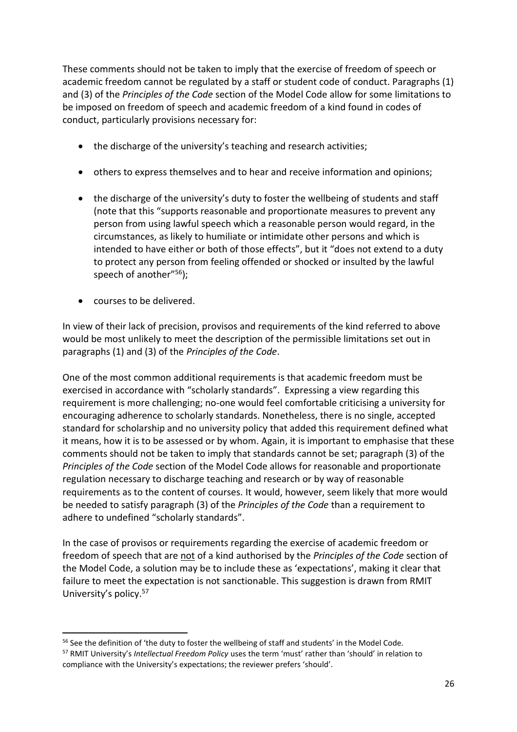These comments should not be taken to imply that the exercise of freedom of speech or academic freedom cannot be regulated by a staff or student code of conduct. Paragraphs (1) and (3) of the *Principles of the Code* section of the Model Code allow for some limitations to be imposed on freedom of speech and academic freedom of a kind found in codes of conduct, particularly provisions necessary for:

- the discharge of the university's teaching and research activities;
- others to express themselves and to hear and receive information and opinions;
- the discharge of the university's duty to foster the wellbeing of students and staff (note that this "supports reasonable and proportionate measures to prevent any person from using lawful speech which a reasonable person would regard, in the circumstances, as likely to humiliate or intimidate other persons and which is intended to have either or both of those effects", but it "does not extend to a duty to protect any person from feeling offended or shocked or insulted by the lawful speech of another"[56]);
- courses to be delivered.

In view of their lack of precision, provisos and requirements of the kind referred to above would be most unlikely to meet the description of the permissible limitations set out in paragraphs (1) and (3) of the *Principles of the Code*.

One of the most common additional requirements is that academic freedom must be exercised in accordance with "scholarly standards". Expressing a view regarding this requirement is more challenging; no-one would feel comfortable criticising a university for encouraging adherence to scholarly standards. Nonetheless, there is no single, accepted standard for scholarship and no university policy that added this requirement defined what it means, how it is to be assessed or by whom. Again, it is important to emphasise that these comments should not be taken to imply that standards cannot be set; paragraph (3) of the *Principles of the Code* section of the Model Code allows for reasonable and proportionate regulation necessary to discharge teaching and research or by way of reasonable requirements as to the content of courses. It would, however, seem likely that more would be needed to satisfy paragraph (3) of the *Principles of the Code* than a requirement to adhere to undefined "scholarly standards".

In the case of provisos or requirements regarding the exercise of academic freedom or freedom of speech that are <u>not</u> of a kind authorised by the *Principles of the Code* section of the Model Code, a solution may be to include these as 'expectations', making it clear that failure to meet the expectation is not sanctionable. This suggestion is drawn from RMIT University's policy.[57]

---

[56] See the definition of 'the duty to foster the wellbeing of staff and students' in the Model Code.

[57] RMIT University's *Intellectual Freedom Policy* uses the term 'must' rather than 'should' in relation to compliance with the University's expectations; the reviewer prefers 'should'.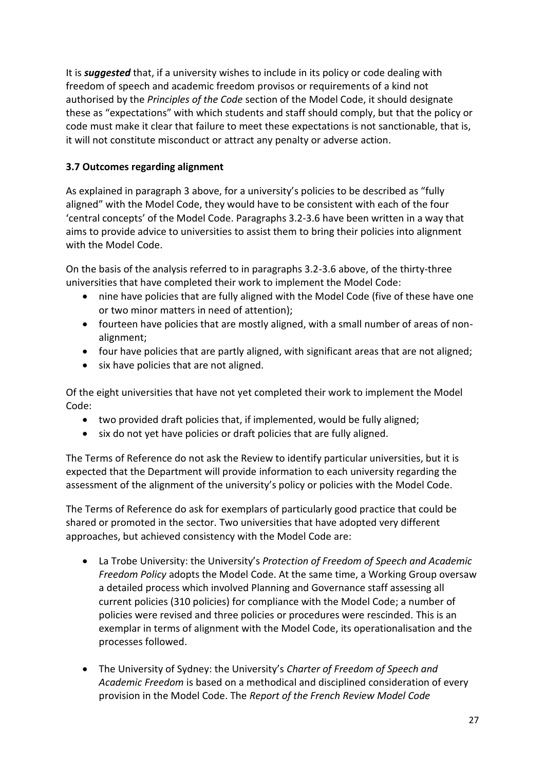It is ***suggested*** that, if a university wishes to include in its policy or code dealing with freedom of speech and academic freedom provisos or requirements of a kind not authorised by the *Principles of the Code* section of the Model Code, it should designate these as "expectations" with which students and staff should comply, but that the policy or code must make it clear that failure to meet these expectations is not sanctionable, that is, it will not constitute misconduct or attract any penalty or adverse action.

### 3.7 Outcomes regarding alignment

As explained in paragraph 3 above, for a university's policies to be described as "fully aligned" with the Model Code, they would have to be consistent with each of the four 'central concepts' of the Model Code. Paragraphs 3.2-3.6 have been written in a way that aims to provide advice to universities to assist them to bring their policies into alignment with the Model Code.

On the basis of the analysis referred to in paragraphs 3.2-3.6 above, of the thirty-three universities that have completed their work to implement the Model Code:

- nine have policies that are fully aligned with the Model Code (five of these have one or two minor matters in need of attention);
- fourteen have policies that are mostly aligned, with a small number of areas of non-alignment;
- four have policies that are partly aligned, with significant areas that are not aligned;
- six have policies that are not aligned.

Of the eight universities that have not yet completed their work to implement the Model Code:

- two provided draft policies that, if implemented, would be fully aligned;
- six do not yet have policies or draft policies that are fully aligned.

The Terms of Reference do not ask the Review to identify particular universities, but it is expected that the Department will provide information to each university regarding the assessment of the alignment of the university's policy or policies with the Model Code.

The Terms of Reference do ask for exemplars of particularly good practice that could be shared or promoted in the sector. Two universities that have adopted very different approaches, but achieved consistency with the Model Code are:

- La Trobe University: the University's *Protection of Freedom of Speech and Academic Freedom Policy* adopts the Model Code. At the same time, a Working Group oversaw a detailed process which involved Planning and Governance staff assessing all current policies (310 policies) for compliance with the Model Code; a number of policies were revised and three policies or procedures were rescinded. This is an exemplar in terms of alignment with the Model Code, its operationalisation and the processes followed.

- The University of Sydney: the University's *Charter of Freedom of Speech and Academic Freedom* is based on a methodical and disciplined consideration of every provision in the Model Code. The *Report of the French Review Model Code*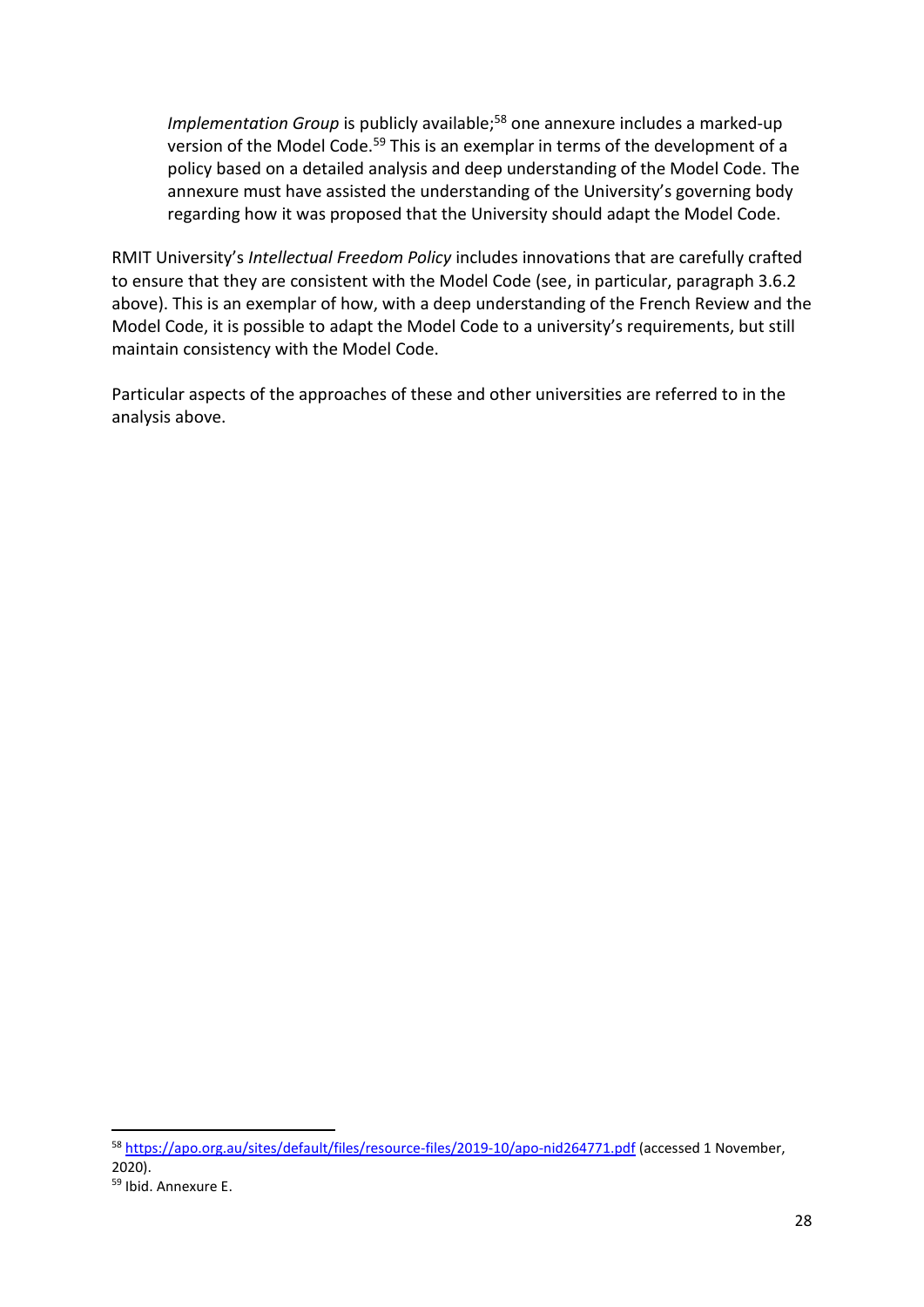*Implementation Group* is publicly available;[58] one annexure includes a marked-up version of the Model Code.[59] This is an exemplar in terms of the development of a policy based on a detailed analysis and deep understanding of the Model Code. The annexure must have assisted the understanding of the University's governing body regarding how it was proposed that the University should adapt the Model Code.

RMIT University's *Intellectual Freedom Policy* includes innovations that are carefully crafted to ensure that they are consistent with the Model Code (see, in particular, paragraph 3.6.2 above). This is an exemplar of how, with a deep understanding of the French Review and the Model Code, it is possible to adapt the Model Code to a university's requirements, but still maintain consistency with the Model Code.

Particular aspects of the approaches of these and other universities are referred to in the analysis above.

---

[58] https://apo.org.au/sites/default/files/resource-files/2019-10/apo-nid264771.pdf (accessed 1 November, 2020).

[59] Ibid. Annexure E.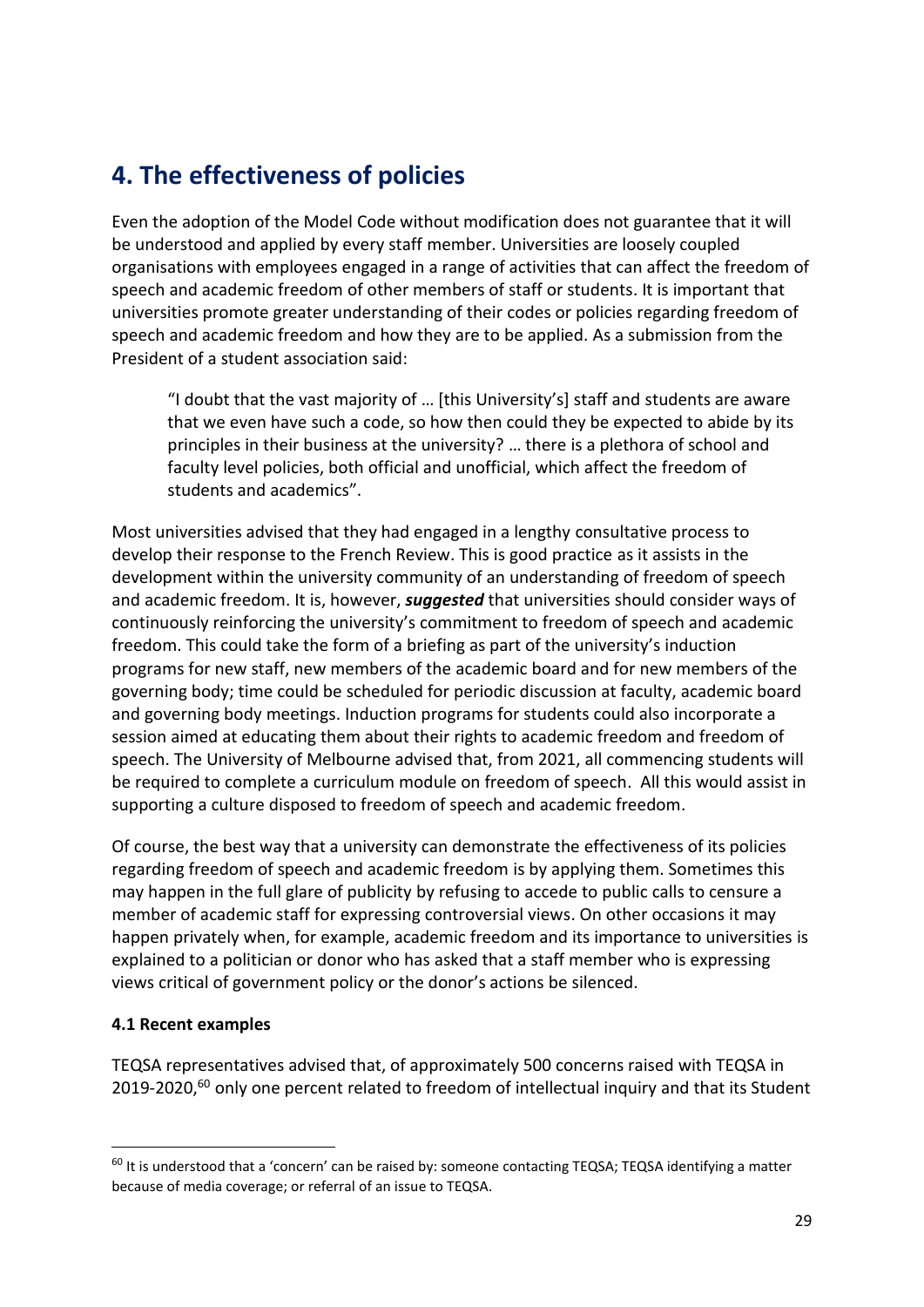# 4. The effectiveness of policies

Even the adoption of the Model Code without modification does not guarantee that it will be understood and applied by every staff member. Universities are loosely coupled organisations with employees engaged in a range of activities that can affect the freedom of speech and academic freedom of other members of staff or students. It is important that universities promote greater understanding of their codes or policies regarding freedom of speech and academic freedom and how they are to be applied. As a submission from the President of a student association said:

> "I doubt that the vast majority of … [this University's] staff and students are aware that we even have such a code, so how then could they be expected to abide by its principles in their business at the university? … there is a plethora of school and faculty level policies, both official and unofficial, which affect the freedom of students and academics".

Most universities advised that they had engaged in a lengthy consultative process to develop their response to the French Review. This is good practice as it assists in the development within the university community of an understanding of freedom of speech and academic freedom. It is, however, ***suggested*** that universities should consider ways of continuously reinforcing the university's commitment to freedom of speech and academic freedom. This could take the form of a briefing as part of the university's induction programs for new staff, new members of the academic board and for new members of the governing body; time could be scheduled for periodic discussion at faculty, academic board and governing body meetings. Induction programs for students could also incorporate a session aimed at educating them about their rights to academic freedom and freedom of speech. The University of Melbourne advised that, from 2021, all commencing students will be required to complete a curriculum module on freedom of speech. All this would assist in supporting a culture disposed to freedom of speech and academic freedom.

Of course, the best way that a university can demonstrate the effectiveness of its policies regarding freedom of speech and academic freedom is by applying them. Sometimes this may happen in the full glare of publicity by refusing to accede to public calls to censure a member of academic staff for expressing controversial views. On other occasions it may happen privately when, for example, academic freedom and its importance to universities is explained to a politician or donor who has asked that a staff member who is expressing views critical of government policy or the donor's actions be silenced.

### 4.1 Recent examples

TEQSA representatives advised that, of approximately 500 concerns raised with TEQSA in 2019-2020,[60] only one percent related to freedom of intellectual inquiry and that its Student

[60] It is understood that a 'concern' can be raised by: someone contacting TEQSA; TEQSA identifying a matter because of media coverage; or referral of an issue to TEQSA.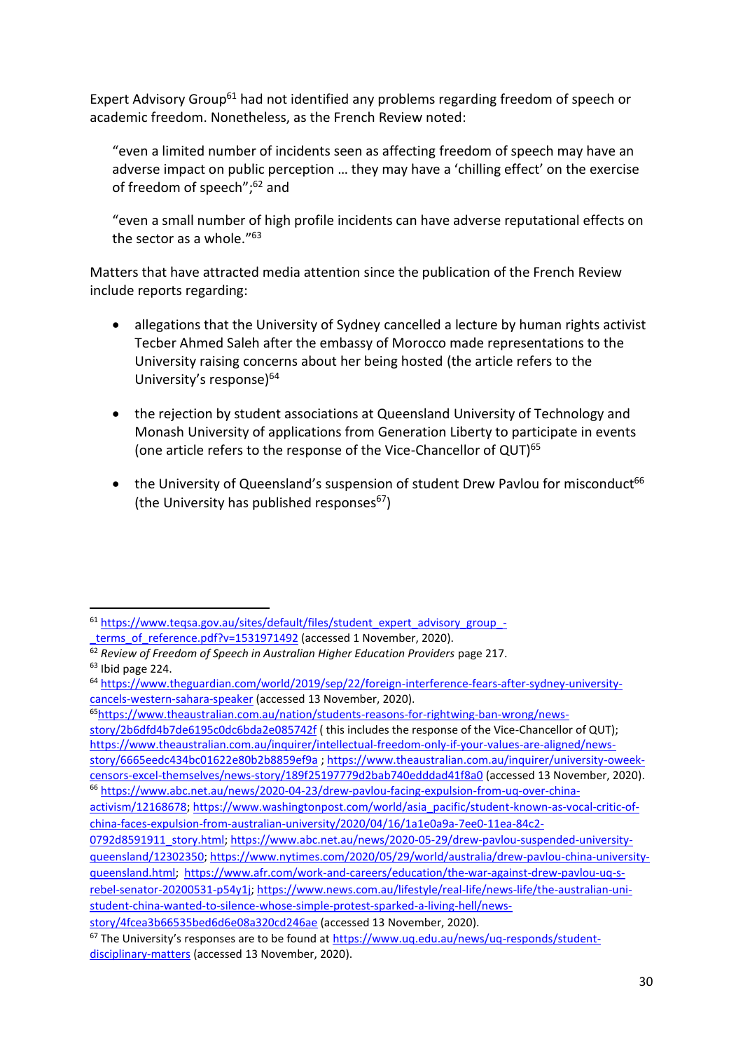Expert Advisory Group[61] had not identified any problems regarding freedom of speech or academic freedom. Nonetheless, as the French Review noted:

> "even a limited number of incidents seen as affecting freedom of speech may have an adverse impact on public perception … they may have a 'chilling effect' on the exercise of freedom of speech";[62] and

> "even a small number of high profile incidents can have adverse reputational effects on the sector as a whole."[63]

Matters that have attracted media attention since the publication of the French Review include reports regarding:

- allegations that the University of Sydney cancelled a lecture by human rights activist Tecber Ahmed Saleh after the embassy of Morocco made representations to the University raising concerns about her being hosted (the article refers to the University's response)[64]

- the rejection by student associations at Queensland University of Technology and Monash University of applications from Generation Liberty to participate in events (one article refers to the response of the Vice-Chancellor of QUT)[65]

- the University of Queensland's suspension of student Drew Pavlou for misconduct[66] (the University has published responses[67])

---

[61] https://www.teqsa.gov.au/sites/default/files/student_expert_advisory_group_-_terms_of_reference.pdf?v=1531971492 (accessed 1 November, 2020).

[62] *Review of Freedom of Speech in Australian Higher Education Providers* page 217.

[63] Ibid page 224.

[64] https://www.theguardian.com/world/2019/sep/22/foreign-interference-fears-after-sydney-university-cancels-western-sahara-speaker (accessed 13 November, 2020).

[65] https://www.theaustralian.com.au/nation/students-reasons-for-rightwing-ban-wrong/news-story/2b6dfd4b7de6195c0dc6bda2e085742f ( this includes the response of the Vice-Chancellor of QUT); https://www.theaustralian.com.au/inquirer/intellectual-freedom-only-if-your-values-are-aligned/news-story/6665eedc434bc01622e80b2b8859ef9a ; https://www.theaustralian.com.au/inquirer/university-oweek-censors-excel-themselves/news-story/189f25197779d2bab740edddad41f8a0 (accessed 13 November, 2020).

[66] https://www.abc.net.au/news/2020-04-23/drew-pavlou-facing-expulsion-from-uq-over-china-activism/12168678; https://www.washingtonpost.com/world/asia_pacific/student-known-as-vocal-critic-of-china-faces-expulsion-from-australian-university/2020/04/16/1a1e0a9a-7ee0-11ea-84c2-0792d8591911_story.html; https://www.abc.net.au/news/2020-05-29/drew-pavlou-suspended-university-queensland/12302350; https://www.nytimes.com/2020/05/29/world/australia/drew-pavlou-china-university-queensland.html; https://www.afr.com/work-and-careers/education/the-war-against-drew-pavlou-uq-s-rebel-senator-20200531-p54y1j; https://www.news.com.au/lifestyle/real-life/news-life/the-australian-uni-student-china-wanted-to-silence-whose-simple-protest-sparked-a-living-hell/news-story/4fcea3b66535bed6d6e08a320cd246ae (accessed 13 November, 2020).

[67] The University's responses are to be found at https://www.uq.edu.au/news/uq-responds/student-disciplinary-matters (accessed 13 November, 2020).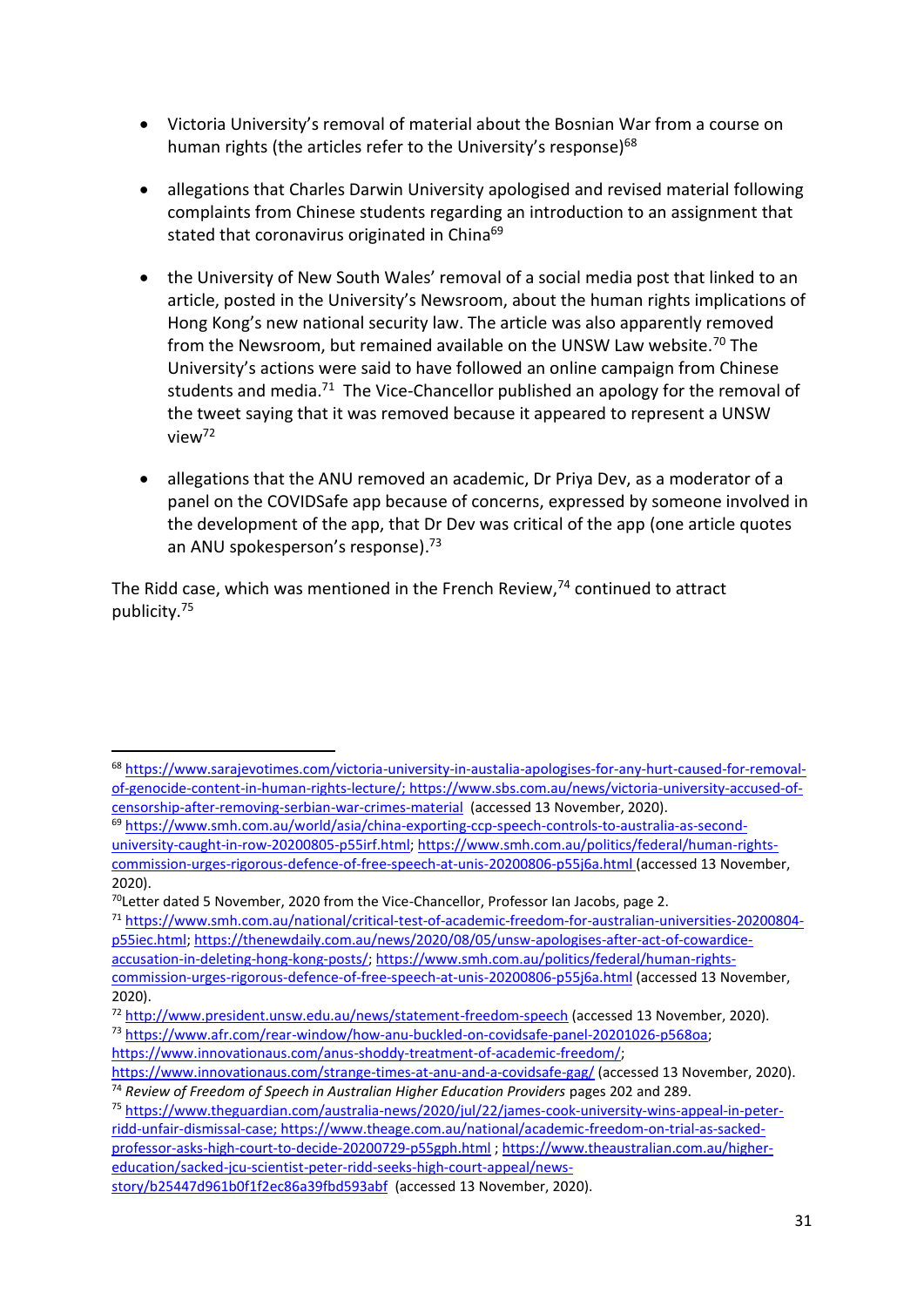- Victoria University's removal of material about the Bosnian War from a course on human rights (the articles refer to the University's response)[68]

- allegations that Charles Darwin University apologised and revised material following complaints from Chinese students regarding an introduction to an assignment that stated that coronavirus originated in China[69]

- the University of New South Wales' removal of a social media post that linked to an article, posted in the University's Newsroom, about the human rights implications of Hong Kong's new national security law. The article was also apparently removed from the Newsroom, but remained available on the UNSW Law website.[70] The University's actions were said to have followed an online campaign from Chinese students and media.[71] The Vice-Chancellor published an apology for the removal of the tweet saying that it was removed because it appeared to represent a UNSW view[72]

- allegations that the ANU removed an academic, Dr Priya Dev, as a moderator of a panel on the COVIDSafe app because of concerns, expressed by someone involved in the development of the app, that Dr Dev was critical of the app (one article quotes an ANU spokesperson's response).[73]

The Ridd case, which was mentioned in the French Review,[74] continued to attract publicity.[75]

---

[68] https://www.sarajevotimes.com/victoria-university-in-austalia-apologises-for-any-hurt-caused-for-removal-of-genocide-content-in-human-rights-lecture/; https://www.sbs.com.au/news/victoria-university-accused-of-censorship-after-removing-serbian-war-crimes-material (accessed 13 November, 2020).

[69] https://www.smh.com.au/world/asia/china-exporting-ccp-speech-controls-to-australia-as-second-university-caught-in-row-20200805-p55irf.html; https://www.smh.com.au/politics/federal/human-rights-commission-urges-rigorous-defence-of-free-speech-at-unis-20200806-p55j6a.html (accessed 13 November, 2020).

[70] Letter dated 5 November, 2020 from the Vice-Chancellor, Professor Ian Jacobs, page 2.

[71] https://www.smh.com.au/national/critical-test-of-academic-freedom-for-australian-universities-20200804-p55iec.html; https://thenewdaily.com.au/news/2020/08/05/unsw-apologises-after-act-of-cowardice-accusation-in-deleting-hong-kong-posts/; https://www.smh.com.au/politics/federal/human-rights-commission-urges-rigorous-defence-of-free-speech-at-unis-20200806-p55j6a.html (accessed 13 November, 2020).

[72] http://www.president.unsw.edu.au/news/statement-freedom-speech (accessed 13 November, 2020).

[73] https://www.afr.com/rear-window/how-anu-buckled-on-covidsafe-panel-20201026-p568oa; https://www.innovationaus.com/anus-shoddy-treatment-of-academic-freedom/; https://www.innovationaus.com/strange-times-at-anu-and-a-covidsafe-gag/ (accessed 13 November, 2020).

[74] *Review of Freedom of Speech in Australian Higher Education Providers* pages 202 and 289.

[75] https://www.theguardian.com/australia-news/2020/jul/22/james-cook-university-wins-appeal-in-peter-ridd-unfair-dismissal-case; https://www.theage.com.au/national/academic-freedom-on-trial-as-sacked-professor-asks-high-court-to-decide-20200729-p55gph.html ; https://www.theaustralian.com.au/higher-education/sacked-jcu-scientist-peter-ridd-seeks-high-court-appeal/news-story/b25447d961b0f1f2ec86a39fbd593abf (accessed 13 November, 2020).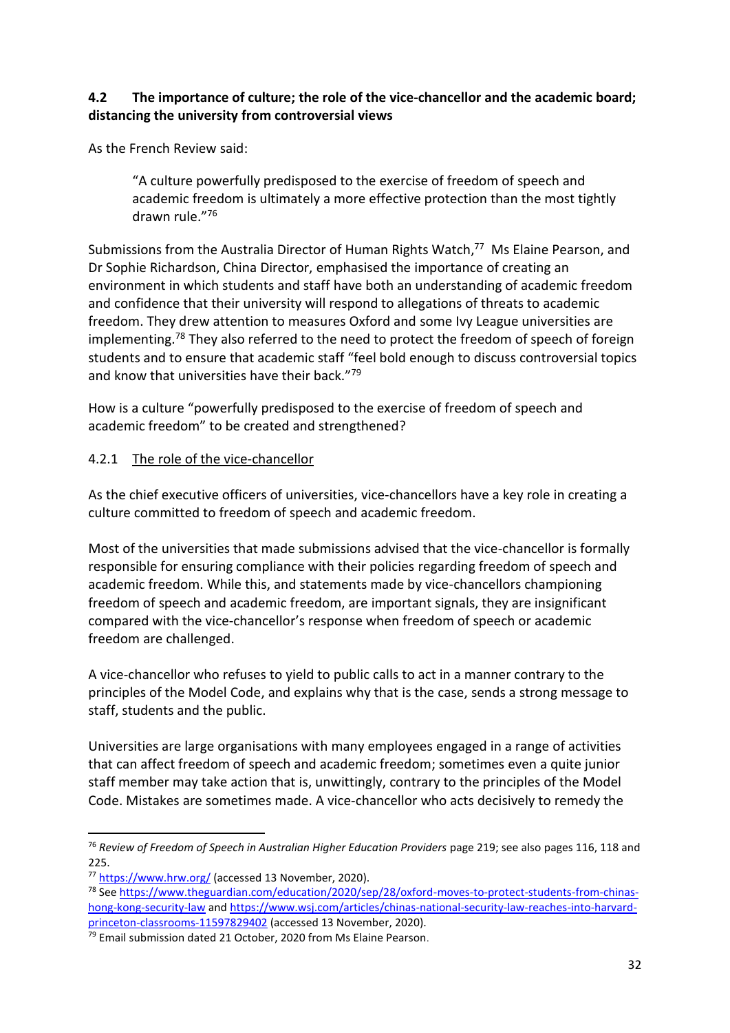### 4.2 The importance of culture; the role of the vice-chancellor and the academic board; distancing the university from controversial views

As the French Review said:

> "A culture powerfully predisposed to the exercise of freedom of speech and academic freedom is ultimately a more effective protection than the most tightly drawn rule."[76]

Submissions from the Australia Director of Human Rights Watch,[77] Ms Elaine Pearson, and Dr Sophie Richardson, China Director, emphasised the importance of creating an environment in which students and staff have both an understanding of academic freedom and confidence that their university will respond to allegations of threats to academic freedom. They drew attention to measures Oxford and some Ivy League universities are implementing.[78] They also referred to the need to protect the freedom of speech of foreign students and to ensure that academic staff "feel bold enough to discuss controversial topics and know that universities have their back."[79]

How is a culture "powerfully predisposed to the exercise of freedom of speech and academic freedom" to be created and strengthened?

#### 4.2.1 <u>The role of the vice-chancellor</u>

As the chief executive officers of universities, vice-chancellors have a key role in creating a culture committed to freedom of speech and academic freedom.

Most of the universities that made submissions advised that the vice-chancellor is formally responsible for ensuring compliance with their policies regarding freedom of speech and academic freedom. While this, and statements made by vice-chancellors championing freedom of speech and academic freedom, are important signals, they are insignificant compared with the vice-chancellor's response when freedom of speech or academic freedom are challenged.

A vice-chancellor who refuses to yield to public calls to act in a manner contrary to the principles of the Model Code, and explains why that is the case, sends a strong message to staff, students and the public.

Universities are large organisations with many employees engaged in a range of activities that can affect freedom of speech and academic freedom; sometimes even a quite junior staff member may take action that is, unwittingly, contrary to the principles of the Model Code. Mistakes are sometimes made. A vice-chancellor who acts decisively to remedy the

---

[76] *Review of Freedom of Speech in Australian Higher Education Providers* page 219; see also pages 116, 118 and 225.

[77] https://www.hrw.org/ (accessed 13 November, 2020).

[78] See https://www.theguardian.com/education/2020/sep/28/oxford-moves-to-protect-students-from-chinas-hong-kong-security-law and https://www.wsj.com/articles/chinas-national-security-law-reaches-into-harvard-princeton-classrooms-11597829402 (accessed 13 November, 2020).

[79] Email submission dated 21 October, 2020 from Ms Elaine Pearson.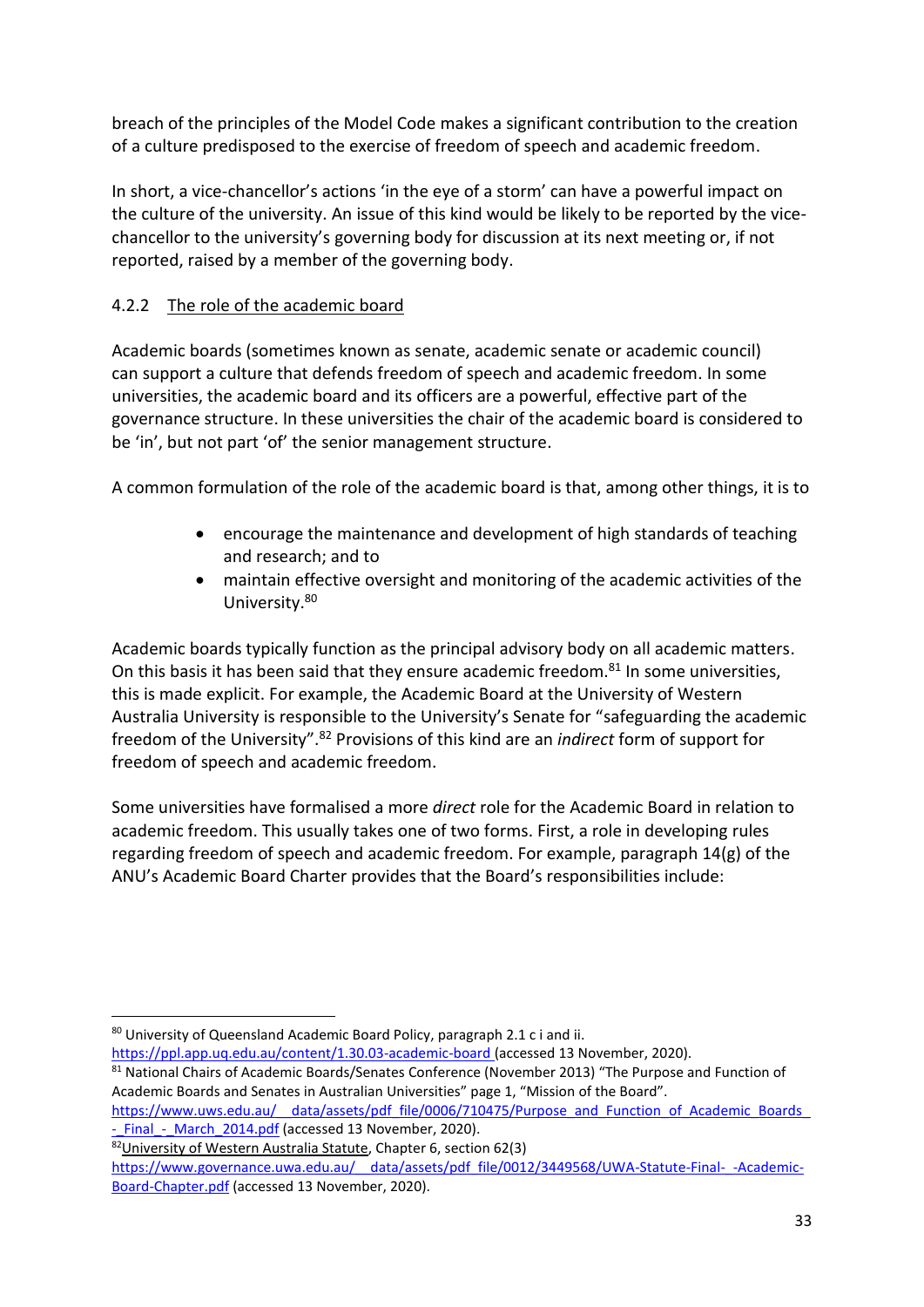breach of the principles of the Model Code makes a significant contribution to the creation of a culture predisposed to the exercise of freedom of speech and academic freedom.

In short, a vice-chancellor's actions 'in the eye of a storm' can have a powerful impact on the culture of the university. An issue of this kind would be likely to be reported by the vice-chancellor to the university's governing body for discussion at its next meeting or, if not reported, raised by a member of the governing body.

### 4.2.2 The role of the academic board

Academic boards (sometimes known as senate, academic senate or academic council) can support a culture that defends freedom of speech and academic freedom. In some universities, the academic board and its officers are a powerful, effective part of the governance structure. In these universities the chair of the academic board is considered to be 'in', but not part 'of' the senior management structure.

A common formulation of the role of the academic board is that, among other things, it is to

- encourage the maintenance and development of high standards of teaching and research; and to
- maintain effective oversight and monitoring of the academic activities of the University.[80]

Academic boards typically function as the principal advisory body on all academic matters. On this basis it has been said that they ensure academic freedom.[81] In some universities, this is made explicit. For example, the Academic Board at the University of Western Australia University is responsible to the University's Senate for "safeguarding the academic freedom of the University".[82] Provisions of this kind are an *indirect* form of support for freedom of speech and academic freedom.

Some universities have formalised a more *direct* role for the Academic Board in relation to academic freedom. This usually takes one of two forms. First, a role in developing rules regarding freedom of speech and academic freedom. For example, paragraph 14(g) of the ANU's Academic Board Charter provides that the Board's responsibilities include:

---

[80] University of Queensland Academic Board Policy, paragraph 2.1 c i and ii. https://ppl.app.uq.edu.au/content/1.30.03-academic-board (accessed 13 November, 2020).

[81] National Chairs of Academic Boards/Senates Conference (November 2013) "The Purpose and Function of Academic Boards and Senates in Australian Universities" page 1, "Mission of the Board". https://www.uws.edu.au/__data/assets/pdf_file/0006/710475/Purpose_and_Function_of_Academic_Boards_-_Final_-_March_2014.pdf (accessed 13 November, 2020).

[82] University of Western Australia Statute, Chapter 6, section 62(3) https://www.governance.uwa.edu.au/__data/assets/pdf_file/0012/3449568/UWA-Statute-Final-_-Academic-Board-Chapter.pdf (accessed 13 November, 2020).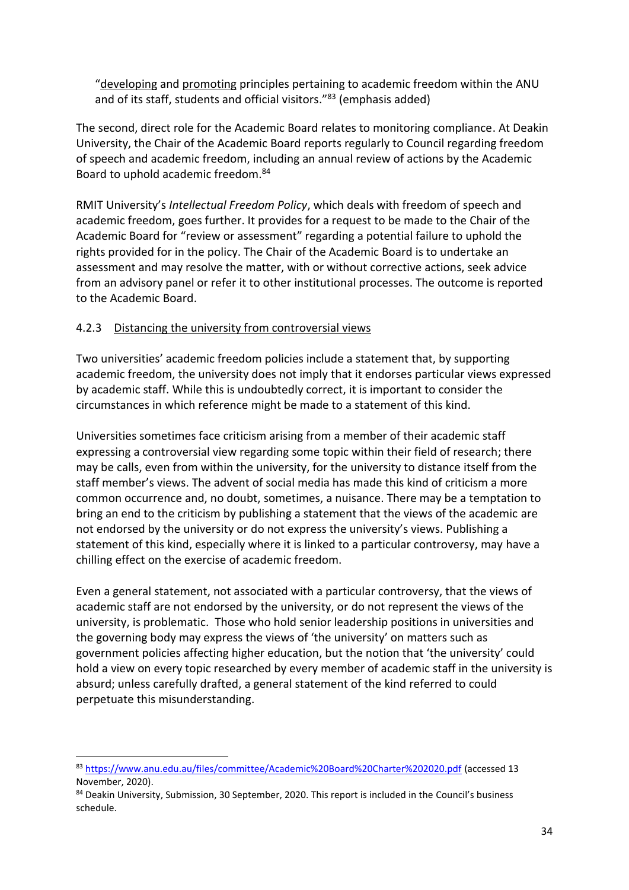"<u>developing</u> and <u>promoting</u> principles pertaining to academic freedom within the ANU and of its staff, students and official visitors."[83] (emphasis added)

The second, direct role for the Academic Board relates to monitoring compliance. At Deakin University, the Chair of the Academic Board reports regularly to Council regarding freedom of speech and academic freedom, including an annual review of actions by the Academic Board to uphold academic freedom.[84]

RMIT University's *Intellectual Freedom Policy*, which deals with freedom of speech and academic freedom, goes further. It provides for a request to be made to the Chair of the Academic Board for "review or assessment" regarding a potential failure to uphold the rights provided for in the policy. The Chair of the Academic Board is to undertake an assessment and may resolve the matter, with or without corrective actions, seek advice from an advisory panel or refer it to other institutional processes. The outcome is reported to the Academic Board.

#### 4.2.3 <u>Distancing the university from controversial views</u>

Two universities' academic freedom policies include a statement that, by supporting academic freedom, the university does not imply that it endorses particular views expressed by academic staff. While this is undoubtedly correct, it is important to consider the circumstances in which reference might be made to a statement of this kind.

Universities sometimes face criticism arising from a member of their academic staff expressing a controversial view regarding some topic within their field of research; there may be calls, even from within the university, for the university to distance itself from the staff member's views. The advent of social media has made this kind of criticism a more common occurrence and, no doubt, sometimes, a nuisance. There may be a temptation to bring an end to the criticism by publishing a statement that the views of the academic are not endorsed by the university or do not express the university's views. Publishing a statement of this kind, especially where it is linked to a particular controversy, may have a chilling effect on the exercise of academic freedom.

Even a general statement, not associated with a particular controversy, that the views of academic staff are not endorsed by the university, or do not represent the views of the university, is problematic. Those who hold senior leadership positions in universities and the governing body may express the views of 'the university' on matters such as government policies affecting higher education, but the notion that 'the university' could hold a view on every topic researched by every member of academic staff in the university is absurd; unless carefully drafted, a general statement of the kind referred to could perpetuate this misunderstanding.

---

[83] https://www.anu.edu.au/files/committee/Academic%20Board%20Charter%202020.pdf (accessed 13 November, 2020).

[84] Deakin University, Submission, 30 September, 2020. This report is included in the Council's business schedule.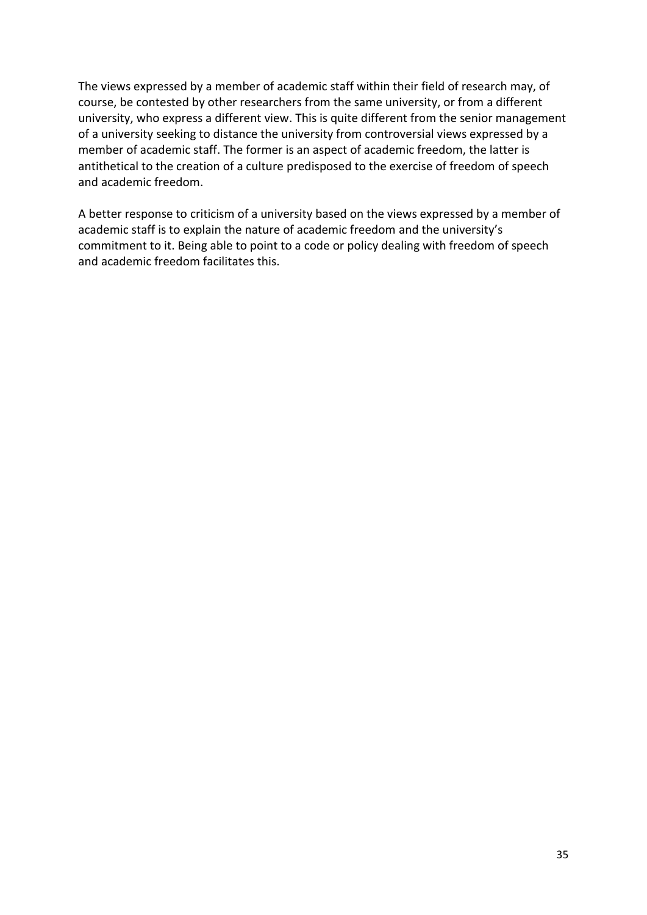The views expressed by a member of academic staff within their field of research may, of course, be contested by other researchers from the same university, or from a different university, who express a different view. This is quite different from the senior management of a university seeking to distance the university from controversial views expressed by a member of academic staff. The former is an aspect of academic freedom, the latter is antithetical to the creation of a culture predisposed to the exercise of freedom of speech and academic freedom.

A better response to criticism of a university based on the views expressed by a member of academic staff is to explain the nature of academic freedom and the university's commitment to it. Being able to point to a code or policy dealing with freedom of speech and academic freedom facilitates this.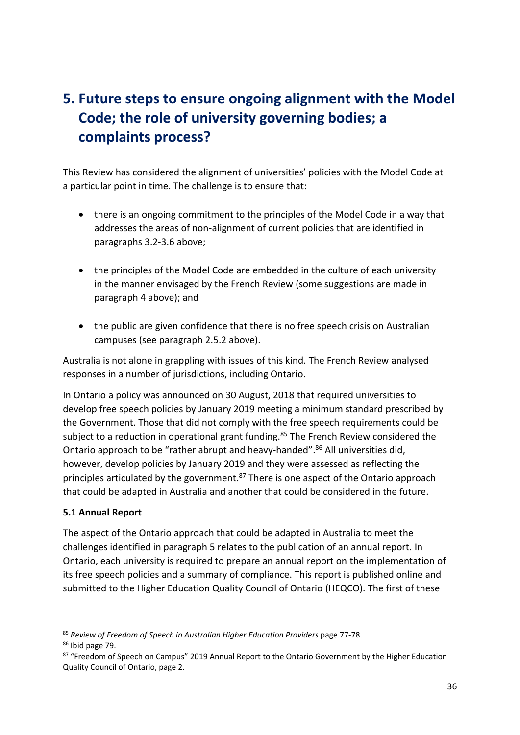# 5. Future steps to ensure ongoing alignment with the Model Code; the role of university governing bodies; a complaints process?

This Review has considered the alignment of universities' policies with the Model Code at a particular point in time. The challenge is to ensure that:

- there is an ongoing commitment to the principles of the Model Code in a way that addresses the areas of non-alignment of current policies that are identified in paragraphs 3.2-3.6 above;
- the principles of the Model Code are embedded in the culture of each university in the manner envisaged by the French Review (some suggestions are made in paragraph 4 above); and
- the public are given confidence that there is no free speech crisis on Australian campuses (see paragraph 2.5.2 above).

Australia is not alone in grappling with issues of this kind. The French Review analysed responses in a number of jurisdictions, including Ontario.

In Ontario a policy was announced on 30 August, 2018 that required universities to develop free speech policies by January 2019 meeting a minimum standard prescribed by the Government. Those that did not comply with the free speech requirements could be subject to a reduction in operational grant funding.[85] The French Review considered the Ontario approach to be "rather abrupt and heavy-handed".[86] All universities did, however, develop policies by January 2019 and they were assessed as reflecting the principles articulated by the government.[87] There is one aspect of the Ontario approach that could be adapted in Australia and another that could be considered in the future.

**5.1 Annual Report**

The aspect of the Ontario approach that could be adapted in Australia to meet the challenges identified in paragraph 5 relates to the publication of an annual report. In Ontario, each university is required to prepare an annual report on the implementation of its free speech policies and a summary of compliance. This report is published online and submitted to the Higher Education Quality Council of Ontario (HEQCO). The first of these

---

[85] *Review of Freedom of Speech in Australian Higher Education Providers* page 77-78.

[86] Ibid page 79.

[87] "Freedom of Speech on Campus" 2019 Annual Report to the Ontario Government by the Higher Education Quality Council of Ontario, page 2.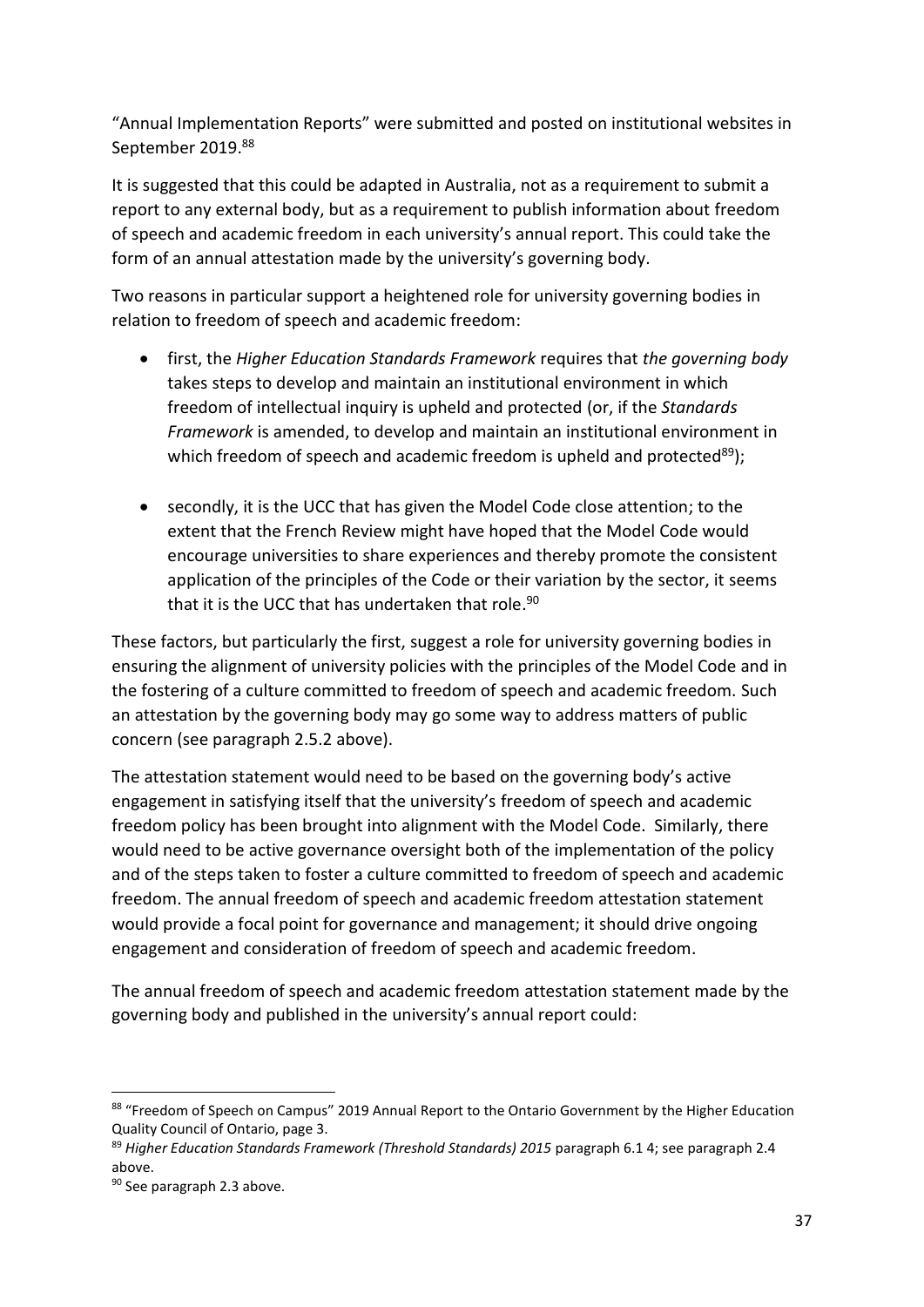"Annual Implementation Reports" were submitted and posted on institutional websites in September 2019.[88]

It is suggested that this could be adapted in Australia, not as a requirement to submit a report to any external body, but as a requirement to publish information about freedom of speech and academic freedom in each university's annual report. This could take the form of an annual attestation made by the university's governing body.

Two reasons in particular support a heightened role for university governing bodies in relation to freedom of speech and academic freedom:

- first, the *Higher Education Standards Framework* requires that *the governing body* takes steps to develop and maintain an institutional environment in which freedom of intellectual inquiry is upheld and protected (or, if the *Standards Framework* is amended, to develop and maintain an institutional environment in which freedom of speech and academic freedom is upheld and protected[89]);

- secondly, it is the UCC that has given the Model Code close attention; to the extent that the French Review might have hoped that the Model Code would encourage universities to share experiences and thereby promote the consistent application of the principles of the Code or their variation by the sector, it seems that it is the UCC that has undertaken that role.[90]

These factors, but particularly the first, suggest a role for university governing bodies in ensuring the alignment of university policies with the principles of the Model Code and in the fostering of a culture committed to freedom of speech and academic freedom. Such an attestation by the governing body may go some way to address matters of public concern (see paragraph 2.5.2 above).

The attestation statement would need to be based on the governing body's active engagement in satisfying itself that the university's freedom of speech and academic freedom policy has been brought into alignment with the Model Code. Similarly, there would need to be active governance oversight both of the implementation of the policy and of the steps taken to foster a culture committed to freedom of speech and academic freedom. The annual freedom of speech and academic freedom attestation statement would provide a focal point for governance and management; it should drive ongoing engagement and consideration of freedom of speech and academic freedom.

The annual freedom of speech and academic freedom attestation statement made by the governing body and published in the university's annual report could:

---

[88] "Freedom of Speech on Campus" 2019 Annual Report to the Ontario Government by the Higher Education Quality Council of Ontario, page 3.

[89] *Higher Education Standards Framework (Threshold Standards) 2015* paragraph 6.1 4; see paragraph 2.4 above.

[90] See paragraph 2.3 above.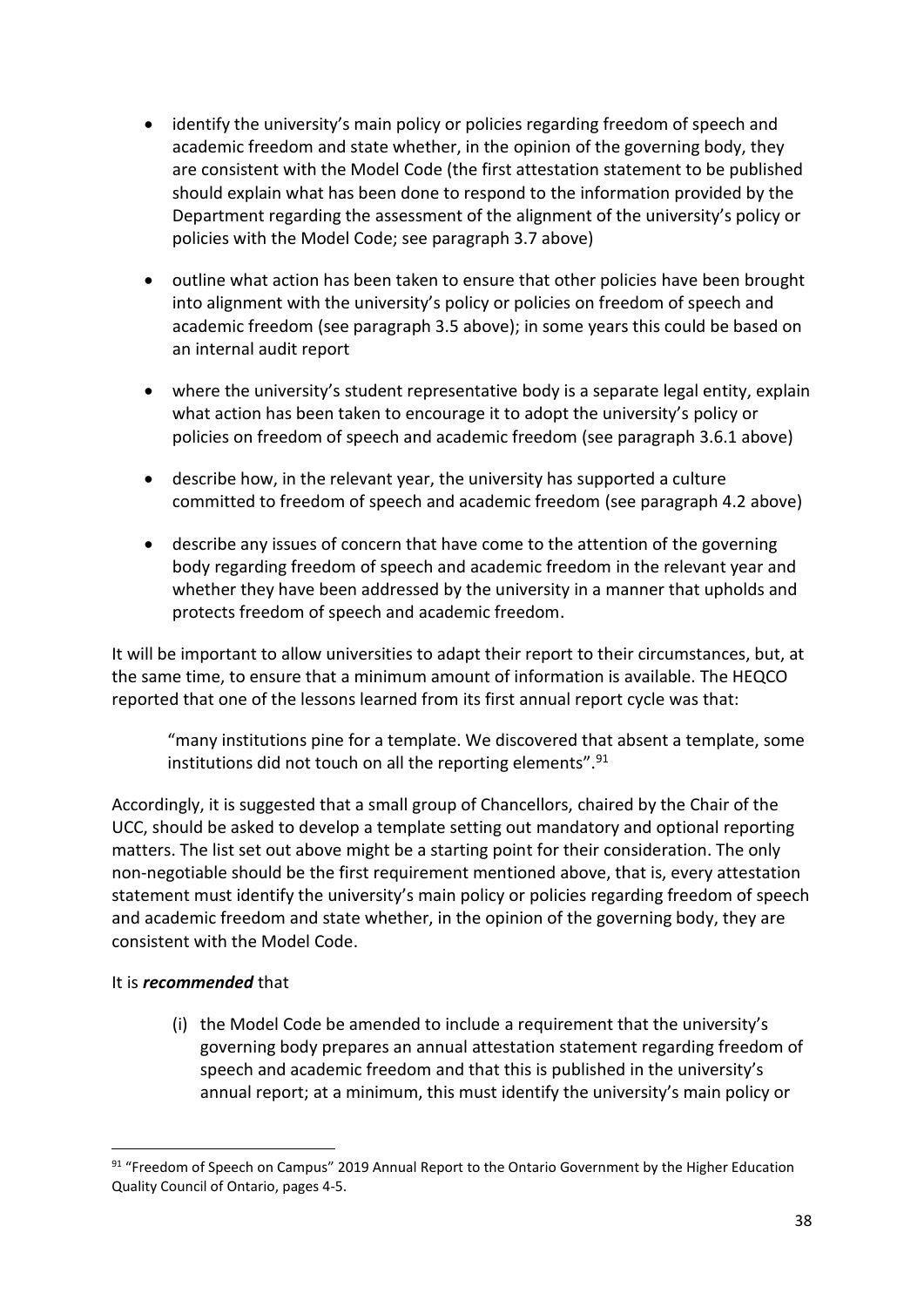- identify the university's main policy or policies regarding freedom of speech and academic freedom and state whether, in the opinion of the governing body, they are consistent with the Model Code (the first attestation statement to be published should explain what has been done to respond to the information provided by the Department regarding the assessment of the alignment of the university's policy or policies with the Model Code; see paragraph 3.7 above)

- outline what action has been taken to ensure that other policies have been brought into alignment with the university's policy or policies on freedom of speech and academic freedom (see paragraph 3.5 above); in some years this could be based on an internal audit report

- where the university's student representative body is a separate legal entity, explain what action has been taken to encourage it to adopt the university's policy or policies on freedom of speech and academic freedom (see paragraph 3.6.1 above)

- describe how, in the relevant year, the university has supported a culture committed to freedom of speech and academic freedom (see paragraph 4.2 above)

- describe any issues of concern that have come to the attention of the governing body regarding freedom of speech and academic freedom in the relevant year and whether they have been addressed by the university in a manner that upholds and protects freedom of speech and academic freedom.

It will be important to allow universities to adapt their report to their circumstances, but, at the same time, to ensure that a minimum amount of information is available. The HEQCO reported that one of the lessons learned from its first annual report cycle was that:

> "many institutions pine for a template. We discovered that absent a template, some institutions did not touch on all the reporting elements".[91]

Accordingly, it is suggested that a small group of Chancellors, chaired by the Chair of the UCC, should be asked to develop a template setting out mandatory and optional reporting matters. The list set out above might be a starting point for their consideration. The only non-negotiable should be the first requirement mentioned above, that is, every attestation statement must identify the university's main policy or policies regarding freedom of speech and academic freedom and state whether, in the opinion of the governing body, they are consistent with the Model Code.

It is ***recommended*** that

(i) the Model Code be amended to include a requirement that the university's governing body prepares an annual attestation statement regarding freedom of speech and academic freedom and that this is published in the university's annual report; at a minimum, this must identify the university's main policy or

---

[91] "Freedom of Speech on Campus" 2019 Annual Report to the Ontario Government by the Higher Education Quality Council of Ontario, pages 4-5.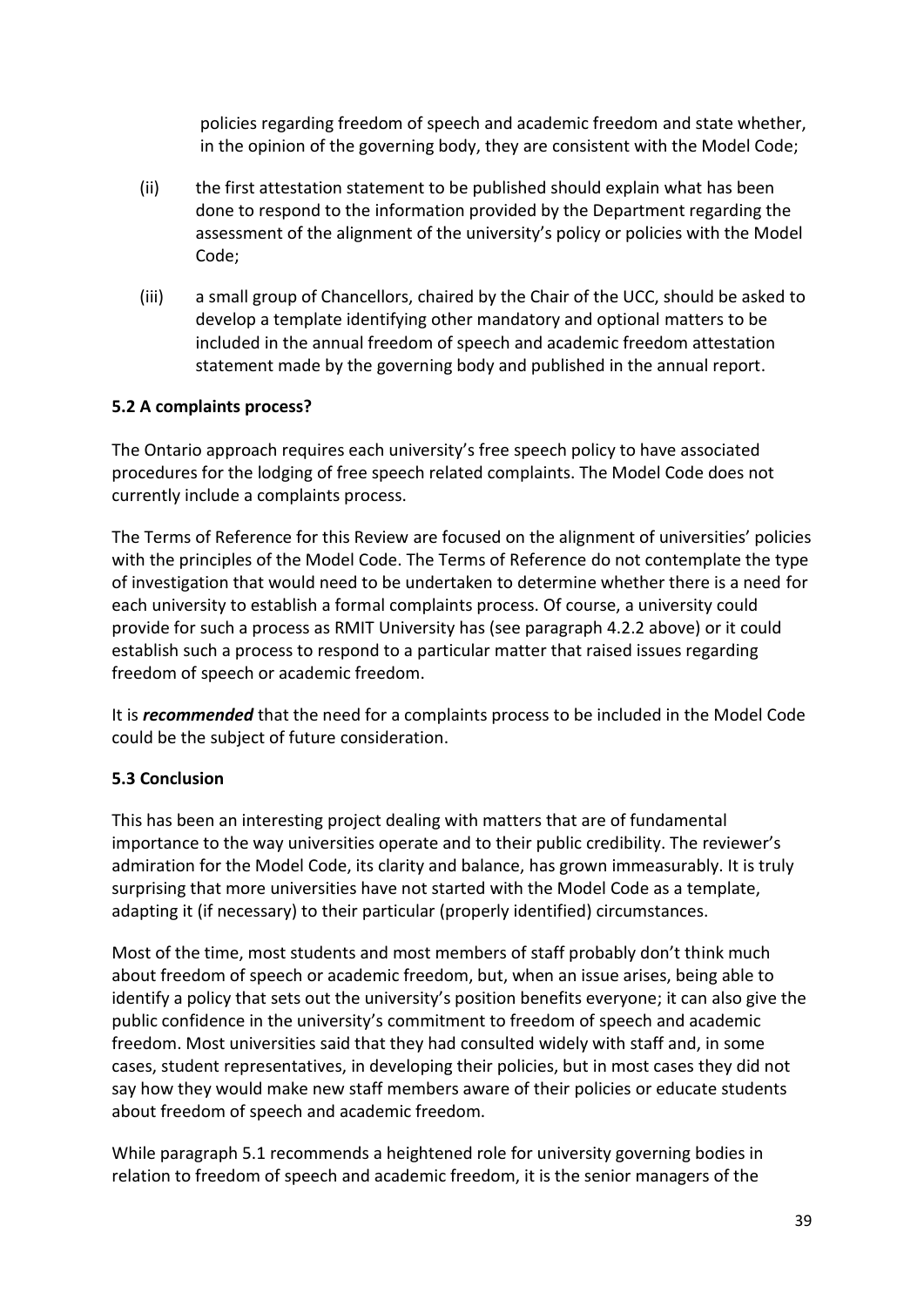policies regarding freedom of speech and academic freedom and state whether, in the opinion of the governing body, they are consistent with the Model Code;

(ii) the first attestation statement to be published should explain what has been done to respond to the information provided by the Department regarding the assessment of the alignment of the university's policy or policies with the Model Code;

(iii) a small group of Chancellors, chaired by the Chair of the UCC, should be asked to develop a template identifying other mandatory and optional matters to be included in the annual freedom of speech and academic freedom attestation statement made by the governing body and published in the annual report.

**5.2 A complaints process?**

The Ontario approach requires each university's free speech policy to have associated procedures for the lodging of free speech related complaints. The Model Code does not currently include a complaints process.

The Terms of Reference for this Review are focused on the alignment of universities' policies with the principles of the Model Code. The Terms of Reference do not contemplate the type of investigation that would need to be undertaken to determine whether there is a need for each university to establish a formal complaints process. Of course, a university could provide for such a process as RMIT University has (see paragraph 4.2.2 above) or it could establish such a process to respond to a particular matter that raised issues regarding freedom of speech or academic freedom.

It is ***recommended*** that the need for a complaints process to be included in the Model Code could be the subject of future consideration.

**5.3 Conclusion**

This has been an interesting project dealing with matters that are of fundamental importance to the way universities operate and to their public credibility. The reviewer's admiration for the Model Code, its clarity and balance, has grown immeasurably. It is truly surprising that more universities have not started with the Model Code as a template, adapting it (if necessary) to their particular (properly identified) circumstances.

Most of the time, most students and most members of staff probably don't think much about freedom of speech or academic freedom, but, when an issue arises, being able to identify a policy that sets out the university's position benefits everyone; it can also give the public confidence in the university's commitment to freedom of speech and academic freedom. Most universities said that they had consulted widely with staff and, in some cases, student representatives, in developing their policies, but in most cases they did not say how they would make new staff members aware of their policies or educate students about freedom of speech and academic freedom.

While paragraph 5.1 recommends a heightened role for university governing bodies in relation to freedom of speech and academic freedom, it is the senior managers of the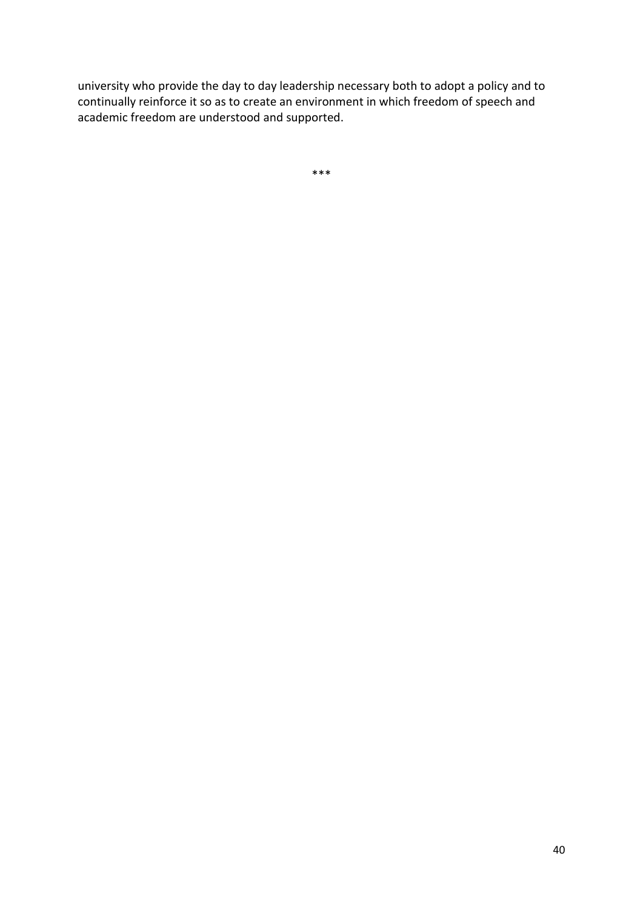university who provide the day to day leadership necessary both to adopt a policy and to continually reinforce it so as to create an environment in which freedom of speech and academic freedom are understood and supported.

***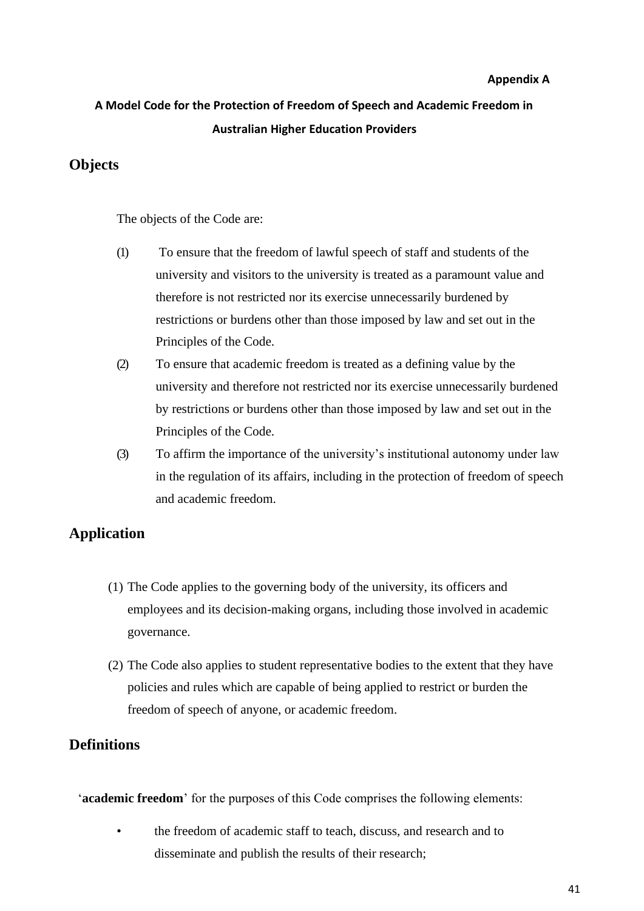**Appendix A**

## A Model Code for the Protection of Freedom of Speech and Academic Freedom in Australian Higher Education Providers

## Objects

The objects of the Code are:

(1) To ensure that the freedom of lawful speech of staff and students of the university and visitors to the university is treated as a paramount value and therefore is not restricted nor its exercise unnecessarily burdened by restrictions or burdens other than those imposed by law and set out in the Principles of the Code.

(2) To ensure that academic freedom is treated as a defining value by the university and therefore not restricted nor its exercise unnecessarily burdened by restrictions or burdens other than those imposed by law and set out in the Principles of the Code.

(3) To affirm the importance of the university's institutional autonomy under law in the regulation of its affairs, including in the protection of freedom of speech and academic freedom.

## Application

(1) The Code applies to the governing body of the university, its officers and employees and its decision-making organs, including those involved in academic governance.

(2) The Code also applies to student representative bodies to the extent that they have policies and rules which are capable of being applied to restrict or burden the freedom of speech of anyone, or academic freedom.

## Definitions

'**academic freedom**' for the purposes of this Code comprises the following elements:

- the freedom of academic staff to teach, discuss, and research and to disseminate and publish the results of their research;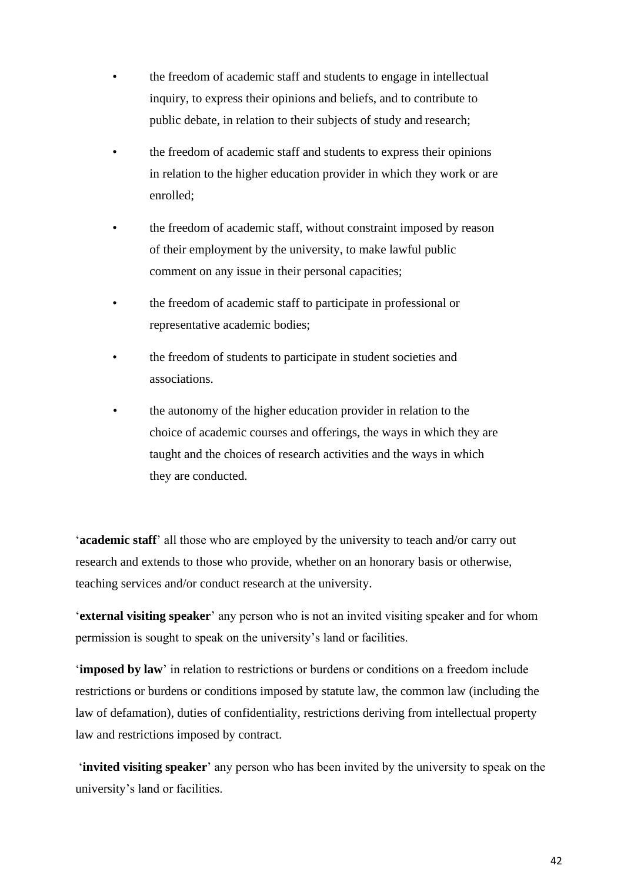- the freedom of academic staff and students to engage in intellectual inquiry, to express their opinions and beliefs, and to contribute to public debate, in relation to their subjects of study and research;
- the freedom of academic staff and students to express their opinions in relation to the higher education provider in which they work or are enrolled;
- the freedom of academic staff, without constraint imposed by reason of their employment by the university, to make lawful public comment on any issue in their personal capacities;
- the freedom of academic staff to participate in professional or representative academic bodies;
- the freedom of students to participate in student societies and associations.
- the autonomy of the higher education provider in relation to the choice of academic courses and offerings, the ways in which they are taught and the choices of research activities and the ways in which they are conducted.

'**academic staff**' all those who are employed by the university to teach and/or carry out research and extends to those who provide, whether on an honorary basis or otherwise, teaching services and/or conduct research at the university.

'**external visiting speaker**' any person who is not an invited visiting speaker and for whom permission is sought to speak on the university's land or facilities.

'**imposed by law**' in relation to restrictions or burdens or conditions on a freedom include restrictions or burdens or conditions imposed by statute law, the common law (including the law of defamation), duties of confidentiality, restrictions deriving from intellectual property law and restrictions imposed by contract.

'**invited visiting speaker**' any person who has been invited by the university to speak on the university's land or facilities.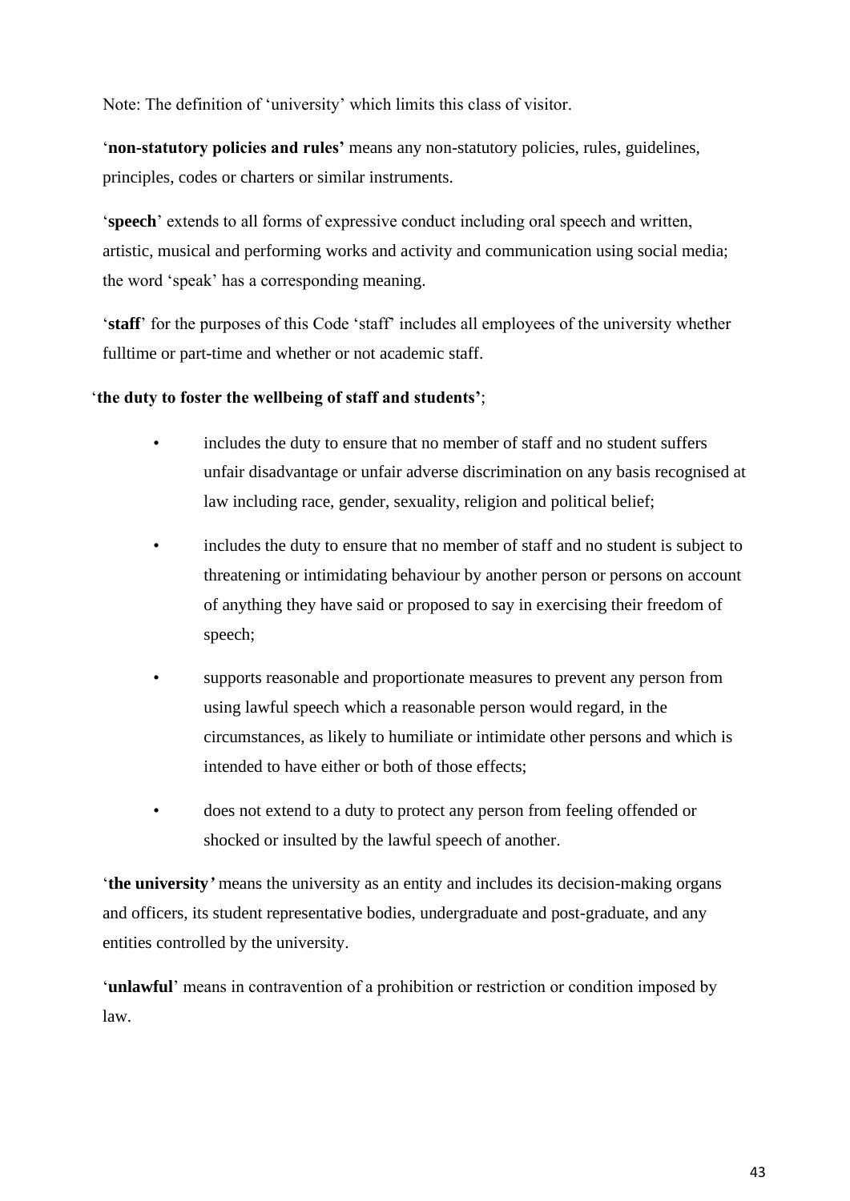Note: The definition of 'university' which limits this class of visitor.

'**non-statutory policies and rules'** means any non-statutory policies, rules, guidelines, principles, codes or charters or similar instruments.

'**speech**' extends to all forms of expressive conduct including oral speech and written, artistic, musical and performing works and activity and communication using social media; the word 'speak' has a corresponding meaning.

'**staff**' for the purposes of this Code 'staff' includes all employees of the university whether fulltime or part-time and whether or not academic staff.

'**the duty to foster the wellbeing of staff and students'**;

- includes the duty to ensure that no member of staff and no student suffers unfair disadvantage or unfair adverse discrimination on any basis recognised at law including race, gender, sexuality, religion and political belief;
- includes the duty to ensure that no member of staff and no student is subject to threatening or intimidating behaviour by another person or persons on account of anything they have said or proposed to say in exercising their freedom of speech;
- supports reasonable and proportionate measures to prevent any person from using lawful speech which a reasonable person would regard, in the circumstances, as likely to humiliate or intimidate other persons and which is intended to have either or both of those effects;
- does not extend to a duty to protect any person from feeling offended or shocked or insulted by the lawful speech of another.

'**the university***'* means the university as an entity and includes its decision-making organs and officers, its student representative bodies, undergraduate and post-graduate, and any entities controlled by the university.

'**unlawful**' means in contravention of a prohibition or restriction or condition imposed by law.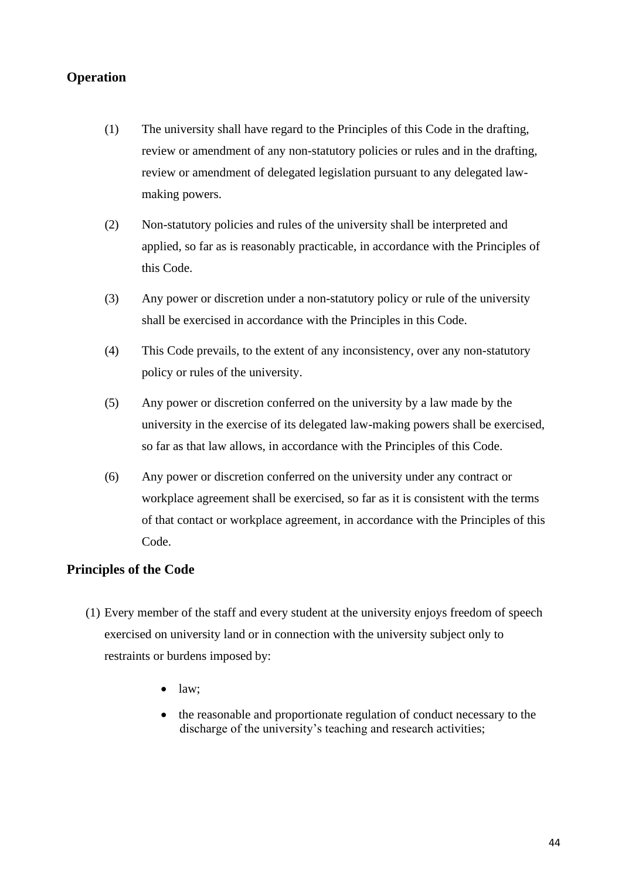## Operation

(1) The university shall have regard to the Principles of this Code in the drafting, review or amendment of any non-statutory policies or rules and in the drafting, review or amendment of delegated legislation pursuant to any delegated law-making powers.

(2) Non-statutory policies and rules of the university shall be interpreted and applied, so far as is reasonably practicable, in accordance with the Principles of this Code.

(3) Any power or discretion under a non-statutory policy or rule of the university shall be exercised in accordance with the Principles in this Code.

(4) This Code prevails, to the extent of any inconsistency, over any non-statutory policy or rules of the university.

(5) Any power or discretion conferred on the university by a law made by the university in the exercise of its delegated law-making powers shall be exercised, so far as that law allows, in accordance with the Principles of this Code.

(6) Any power or discretion conferred on the university under any contract or workplace agreement shall be exercised, so far as it is consistent with the terms of that contact or workplace agreement, in accordance with the Principles of this Code.

## Principles of the Code

(1) Every member of the staff and every student at the university enjoys freedom of speech exercised on university land or in connection with the university subject only to restraints or burdens imposed by:

- law;
- the reasonable and proportionate regulation of conduct necessary to the discharge of the university's teaching and research activities;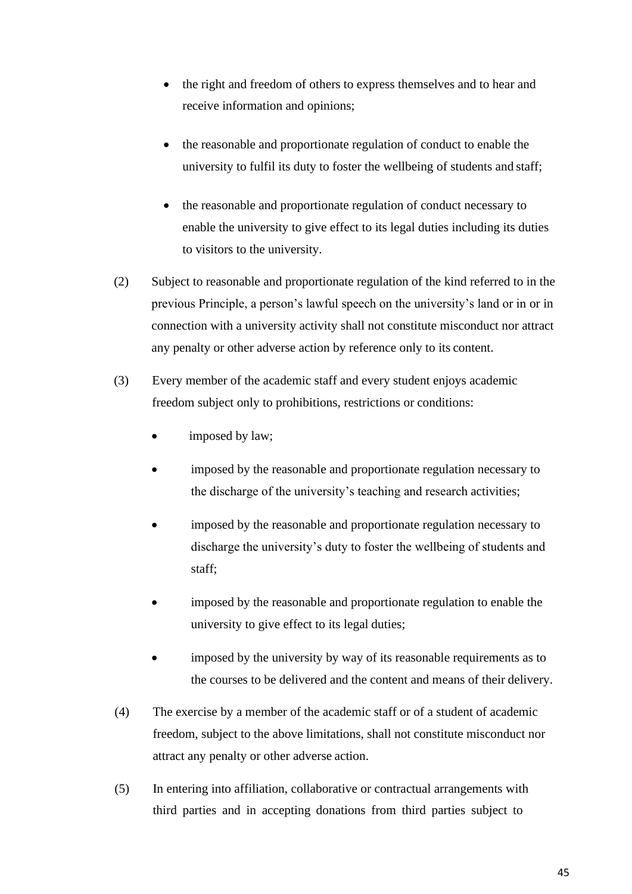- the right and freedom of others to express themselves and to hear and receive information and opinions;

- the reasonable and proportionate regulation of conduct to enable the university to fulfil its duty to foster the wellbeing of students and staff;

- the reasonable and proportionate regulation of conduct necessary to enable the university to give effect to its legal duties including its duties to visitors to the university.

(2) Subject to reasonable and proportionate regulation of the kind referred to in the previous Principle, a person's lawful speech on the university's land or in or in connection with a university activity shall not constitute misconduct nor attract any penalty or other adverse action by reference only to its content.

(3) Every member of the academic staff and every student enjoys academic freedom subject only to prohibitions, restrictions or conditions:

- imposed by law;

- imposed by the reasonable and proportionate regulation necessary to the discharge of the university's teaching and research activities;

- imposed by the reasonable and proportionate regulation necessary to discharge the university's duty to foster the wellbeing of students and staff;

- imposed by the reasonable and proportionate regulation to enable the university to give effect to its legal duties;

- imposed by the university by way of its reasonable requirements as to the courses to be delivered and the content and means of their delivery.

(4) The exercise by a member of the academic staff or of a student of academic freedom, subject to the above limitations, shall not constitute misconduct nor attract any penalty or other adverse action.

(5) In entering into affiliation, collaborative or contractual arrangements with third parties and in accepting donations from third parties subject to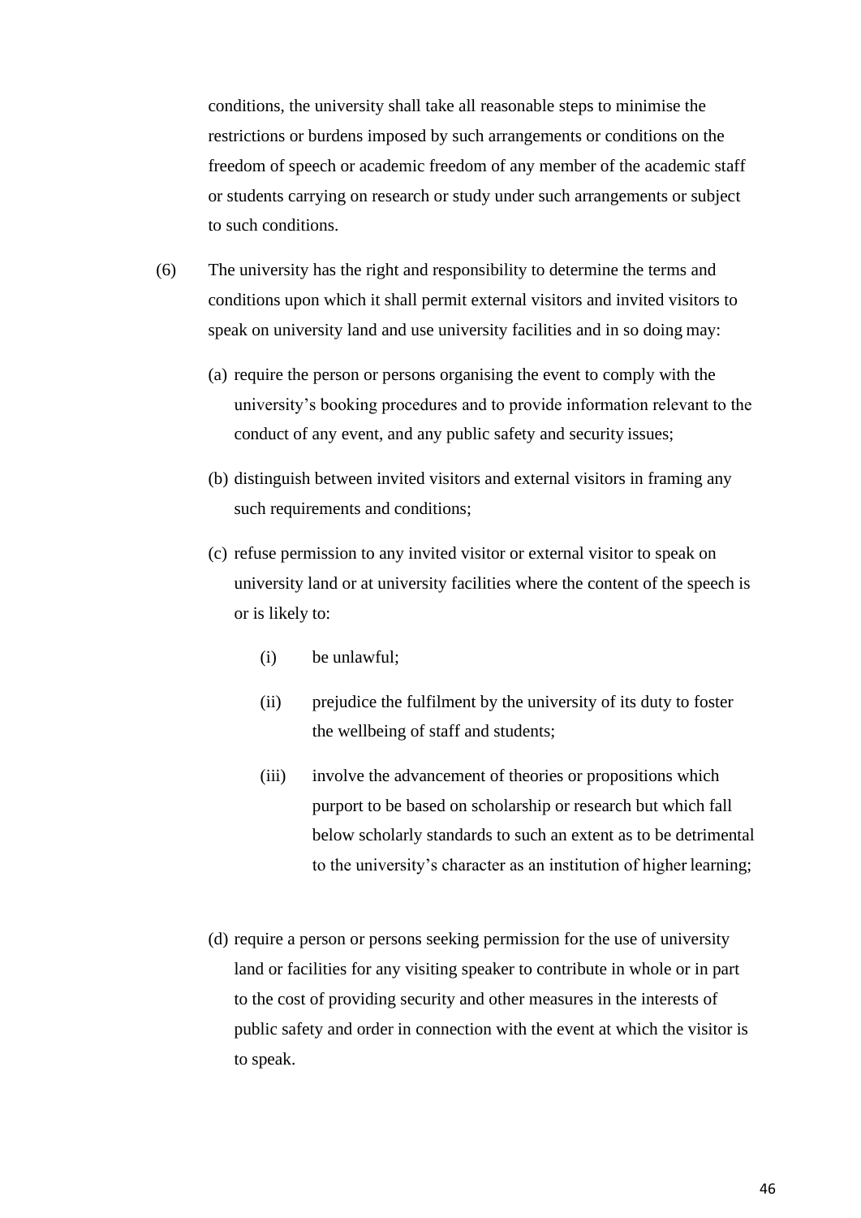conditions, the university shall take all reasonable steps to minimise the restrictions or burdens imposed by such arrangements or conditions on the freedom of speech or academic freedom of any member of the academic staff or students carrying on research or study under such arrangements or subject to such conditions.

(6) The university has the right and responsibility to determine the terms and conditions upon which it shall permit external visitors and invited visitors to speak on university land and use university facilities and in so doing may:

(a) require the person or persons organising the event to comply with the university's booking procedures and to provide information relevant to the conduct of any event, and any public safety and security issues;

(b) distinguish between invited visitors and external visitors in framing any such requirements and conditions;

(c) refuse permission to any invited visitor or external visitor to speak on university land or at university facilities where the content of the speech is or is likely to:

(i) be unlawful;

(ii) prejudice the fulfilment by the university of its duty to foster the wellbeing of staff and students;

(iii) involve the advancement of theories or propositions which purport to be based on scholarship or research but which fall below scholarly standards to such an extent as to be detrimental to the university's character as an institution of higher learning;

(d) require a person or persons seeking permission for the use of university land or facilities for any visiting speaker to contribute in whole or in part to the cost of providing security and other measures in the interests of public safety and order in connection with the event at which the visitor is to speak.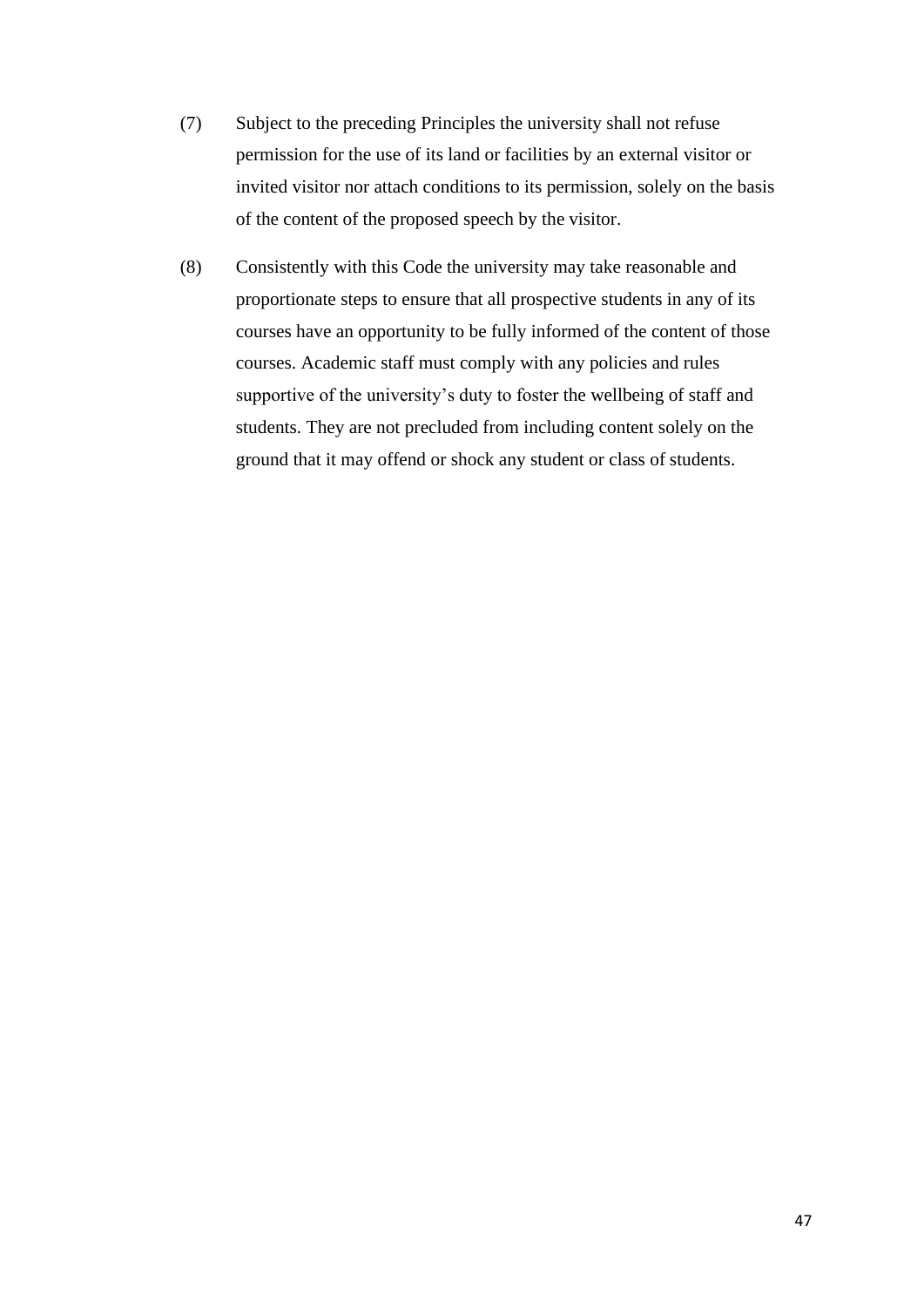(7) Subject to the preceding Principles the university shall not refuse permission for the use of its land or facilities by an external visitor or invited visitor nor attach conditions to its permission, solely on the basis of the content of the proposed speech by the visitor.

(8) Consistently with this Code the university may take reasonable and proportionate steps to ensure that all prospective students in any of its courses have an opportunity to be fully informed of the content of those courses. Academic staff must comply with any policies and rules supportive of the university's duty to foster the wellbeing of staff and students. They are not precluded from including content solely on the ground that it may offend or shock any student or class of students.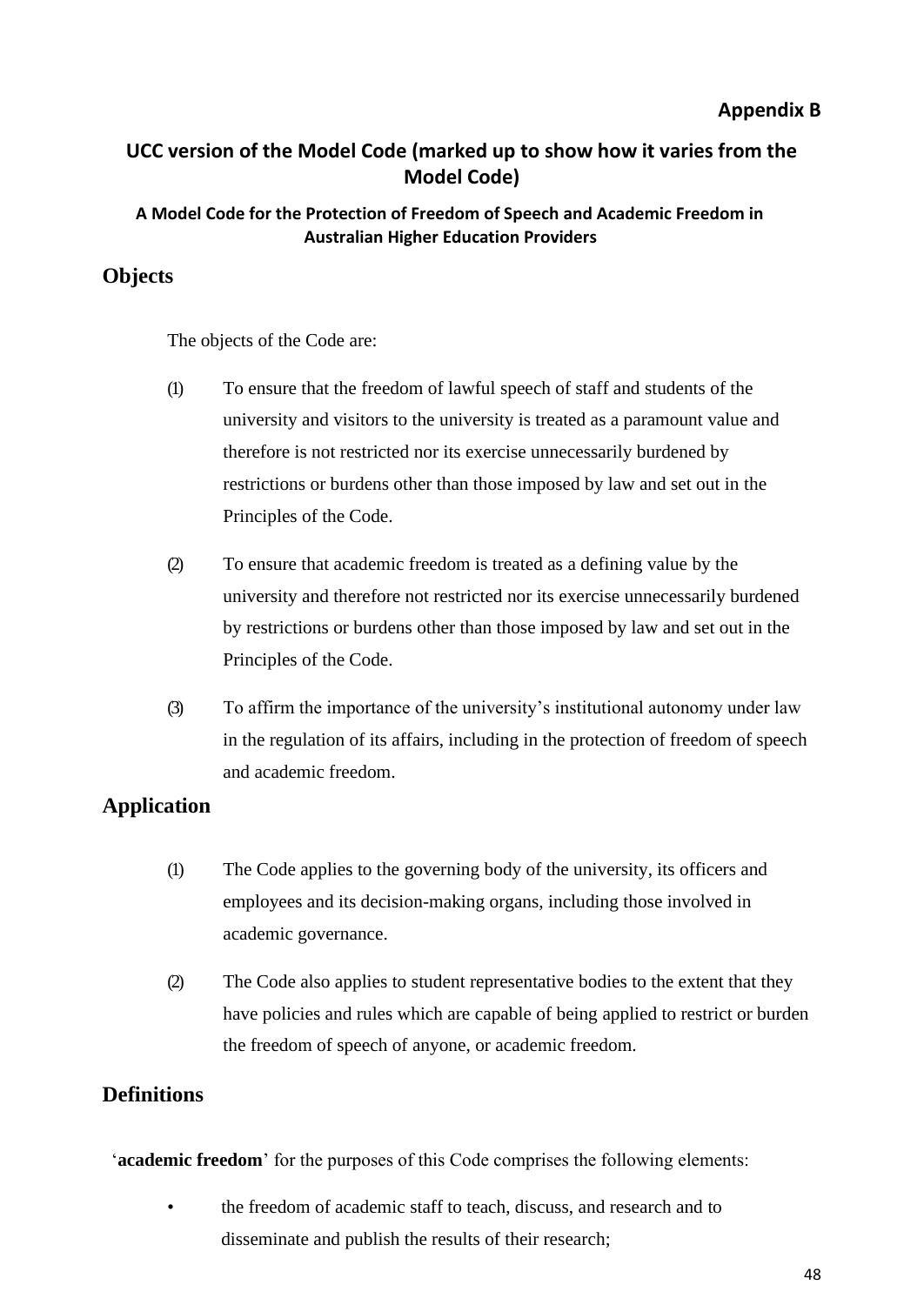**Appendix B**

## UCC version of the Model Code (marked up to show how it varies from the Model Code)

### A Model Code for the Protection of Freedom of Speech and Academic Freedom in Australian Higher Education Providers

## Objects

The objects of the Code are:

(1) To ensure that the freedom of lawful speech of staff and students of the university and visitors to the university is treated as a paramount value and therefore is not restricted nor its exercise unnecessarily burdened by restrictions or burdens other than those imposed by law and set out in the Principles of the Code.

(2) To ensure that academic freedom is treated as a defining value by the university and therefore not restricted nor its exercise unnecessarily burdened by restrictions or burdens other than those imposed by law and set out in the Principles of the Code.

(3) To affirm the importance of the university's institutional autonomy under law in the regulation of its affairs, including in the protection of freedom of speech and academic freedom.

## Application

(1) The Code applies to the governing body of the university, its officers and employees and its decision-making organs, including those involved in academic governance.

(2) The Code also applies to student representative bodies to the extent that they have policies and rules which are capable of being applied to restrict or burden the freedom of speech of anyone, or academic freedom.

## Definitions

'**academic freedom**' for the purposes of this Code comprises the following elements:

- the freedom of academic staff to teach, discuss, and research and to disseminate and publish the results of their research;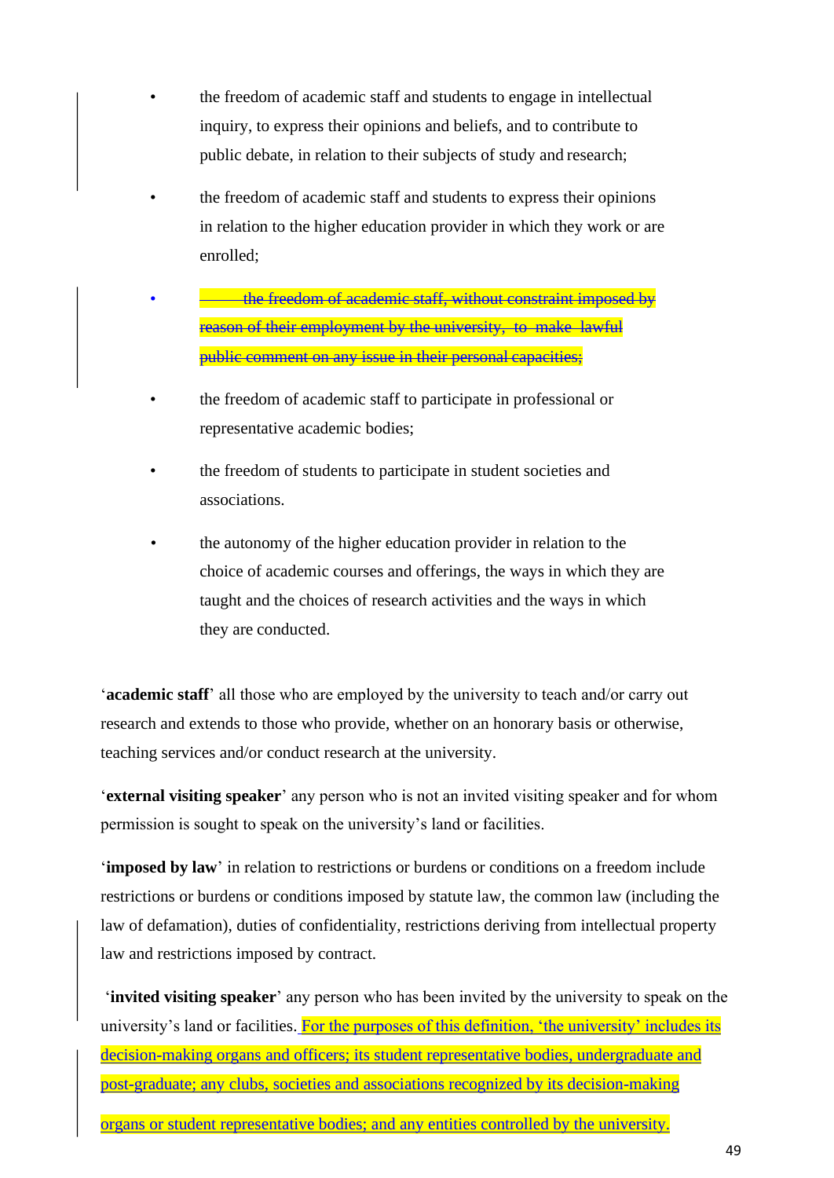- the freedom of academic staff and students to engage in intellectual inquiry, to express their opinions and beliefs, and to contribute to public debate, in relation to their subjects of study and research;
- the freedom of academic staff and students to express their opinions in relation to the higher education provider in which they work or are enrolled;
- ~~the freedom of academic staff, without constraint imposed by reason of their employment by the university, to make lawful public comment on any issue in their personal capacities;~~
- the freedom of academic staff to participate in professional or representative academic bodies;
- the freedom of students to participate in student societies and associations.
- the autonomy of the higher education provider in relation to the choice of academic courses and offerings, the ways in which they are taught and the choices of research activities and the ways in which they are conducted.

'**academic staff**' all those who are employed by the university to teach and/or carry out research and extends to those who provide, whether on an honorary basis or otherwise, teaching services and/or conduct research at the university.

'**external visiting speaker**' any person who is not an invited visiting speaker and for whom permission is sought to speak on the university's land or facilities.

'**imposed by law**' in relation to restrictions or burdens or conditions on a freedom include restrictions or burdens or conditions imposed by statute law, the common law (including the law of defamation), duties of confidentiality, restrictions deriving from intellectual property law and restrictions imposed by contract.

'**invited visiting speaker**' any person who has been invited by the university to speak on the university's land or facilities. For the purposes of this definition, 'the university' includes its decision-making organs and officers; its student representative bodies, undergraduate and post-graduate; any clubs, societies and associations recognized by its decision-making organs or student representative bodies; and any entities controlled by the university.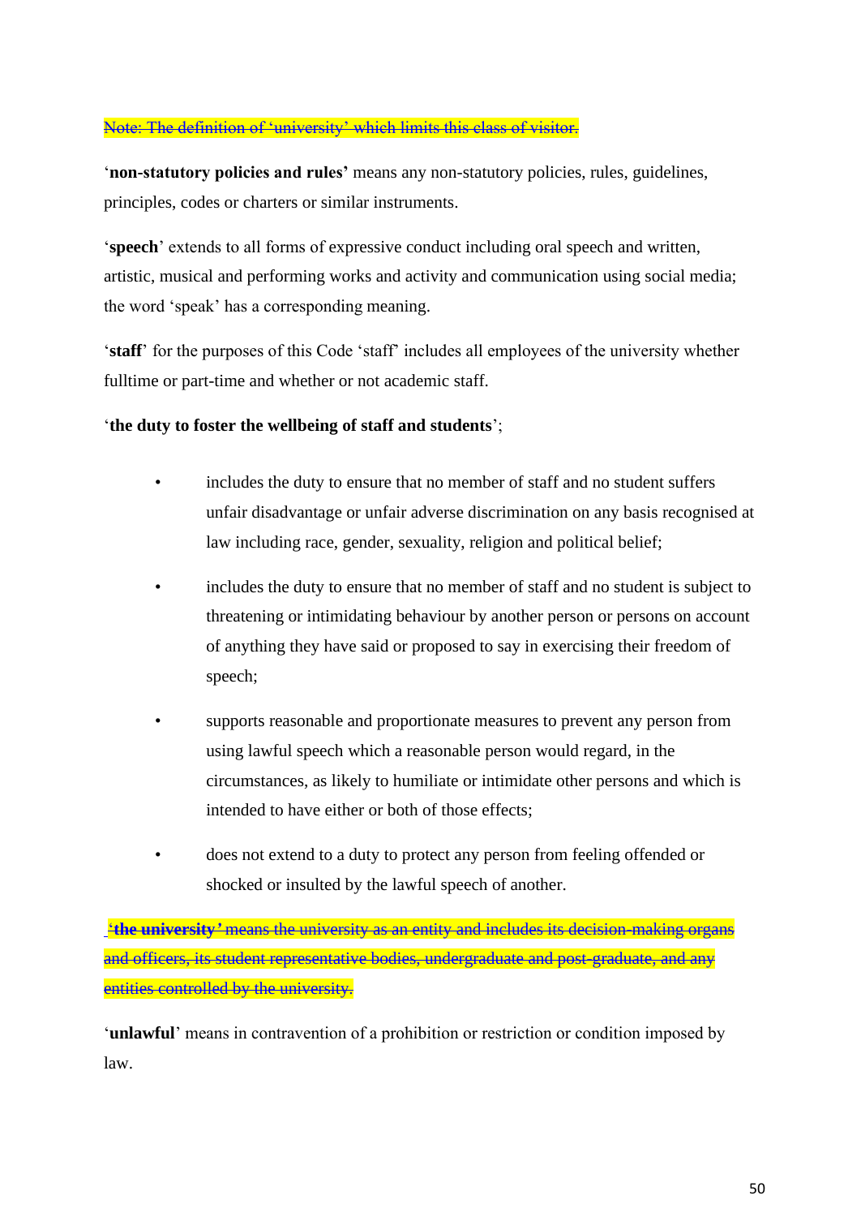~~Note: The definition of 'university' which limits this class of visitor.~~

'**non-statutory policies and rules'** means any non-statutory policies, rules, guidelines, principles, codes or charters or similar instruments.

'**speech**' extends to all forms of expressive conduct including oral speech and written, artistic, musical and performing works and activity and communication using social media; the word 'speak' has a corresponding meaning.

'**staff**' for the purposes of this Code 'staff' includes all employees of the university whether fulltime or part-time and whether or not academic staff.

'**the duty to foster the wellbeing of staff and students**';

- includes the duty to ensure that no member of staff and no student suffers unfair disadvantage or unfair adverse discrimination on any basis recognised at law including race, gender, sexuality, religion and political belief;
- includes the duty to ensure that no member of staff and no student is subject to threatening or intimidating behaviour by another person or persons on account of anything they have said or proposed to say in exercising their freedom of speech;
- supports reasonable and proportionate measures to prevent any person from using lawful speech which a reasonable person would regard, in the circumstances, as likely to humiliate or intimidate other persons and which is intended to have either or both of those effects;
- does not extend to a duty to protect any person from feeling offended or shocked or insulted by the lawful speech of another.

~~**'the university'** means the university as an entity and includes its decision-making organs and officers, its student representative bodies, undergraduate and post-graduate, and any entities controlled by the university.~~

'**unlawful**' means in contravention of a prohibition or restriction or condition imposed by law.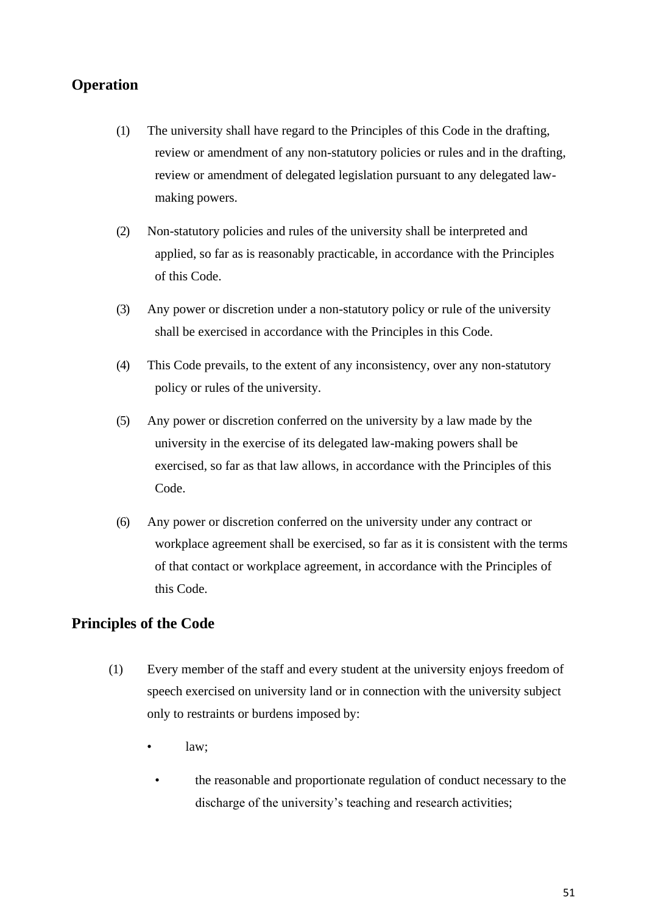## Operation

(1) The university shall have regard to the Principles of this Code in the drafting, review or amendment of any non-statutory policies or rules and in the drafting, review or amendment of delegated legislation pursuant to any delegated law-making powers.

(2) Non-statutory policies and rules of the university shall be interpreted and applied, so far as is reasonably practicable, in accordance with the Principles of this Code.

(3) Any power or discretion under a non-statutory policy or rule of the university shall be exercised in accordance with the Principles in this Code.

(4) This Code prevails, to the extent of any inconsistency, over any non-statutory policy or rules of the university.

(5) Any power or discretion conferred on the university by a law made by the university in the exercise of its delegated law-making powers shall be exercised, so far as that law allows, in accordance with the Principles of this Code.

(6) Any power or discretion conferred on the university under any contract or workplace agreement shall be exercised, so far as it is consistent with the terms of that contact or workplace agreement, in accordance with the Principles of this Code.

## Principles of the Code

(1) Every member of the staff and every student at the university enjoys freedom of speech exercised on university land or in connection with the university subject only to restraints or burdens imposed by:

- law;
- the reasonable and proportionate regulation of conduct necessary to the discharge of the university's teaching and research activities;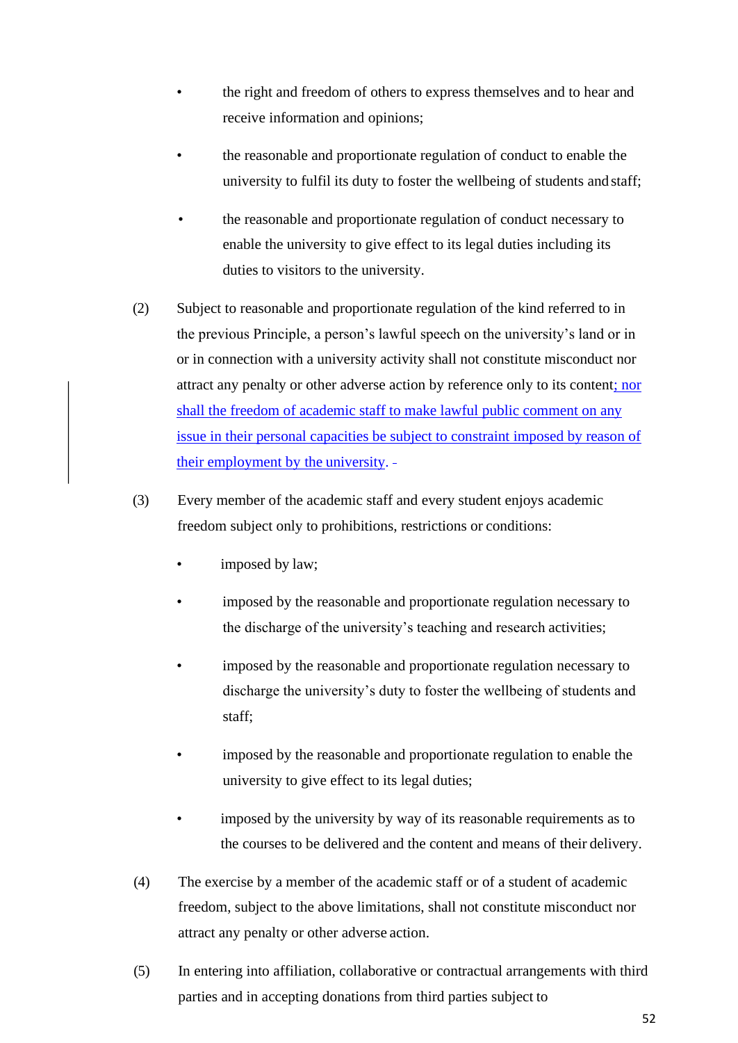- the right and freedom of others to express themselves and to hear and receive information and opinions;
- the reasonable and proportionate regulation of conduct to enable the university to fulfil its duty to foster the wellbeing of students and staff;
- the reasonable and proportionate regulation of conduct necessary to enable the university to give effect to its legal duties including its duties to visitors to the university.

(2) Subject to reasonable and proportionate regulation of the kind referred to in the previous Principle, a person's lawful speech on the university's land or in or in connection with a university activity shall not constitute misconduct nor attract any penalty or other adverse action by reference only to its content; nor shall the freedom of academic staff to make lawful public comment on any issue in their personal capacities be subject to constraint imposed by reason of their employment by the university.

(3) Every member of the academic staff and every student enjoys academic freedom subject only to prohibitions, restrictions or conditions:

- imposed by law;
- imposed by the reasonable and proportionate regulation necessary to the discharge of the university's teaching and research activities;
- imposed by the reasonable and proportionate regulation necessary to discharge the university's duty to foster the wellbeing of students and staff;
- imposed by the reasonable and proportionate regulation to enable the university to give effect to its legal duties;
- imposed by the university by way of its reasonable requirements as to the courses to be delivered and the content and means of their delivery.

(4) The exercise by a member of the academic staff or of a student of academic freedom, subject to the above limitations, shall not constitute misconduct nor attract any penalty or other adverse action.

(5) In entering into affiliation, collaborative or contractual arrangements with third parties and in accepting donations from third parties subject to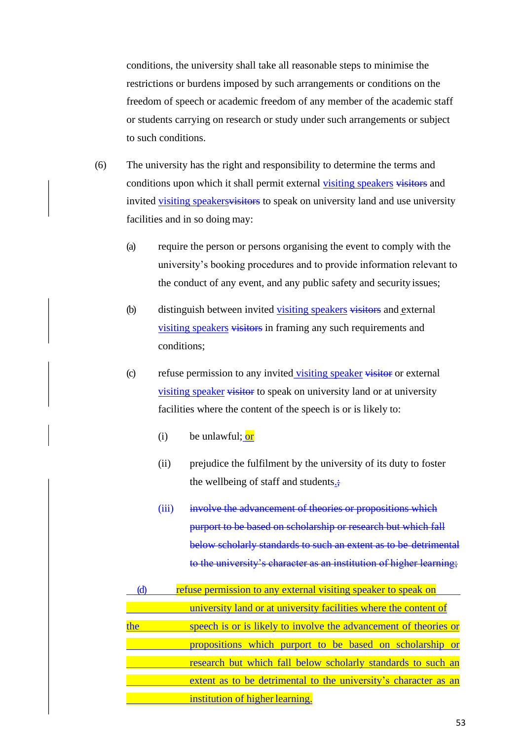conditions, the university shall take all reasonable steps to minimise the restrictions or burdens imposed by such arrangements or conditions on the freedom of speech or academic freedom of any member of the academic staff or students carrying on research or study under such arrangements or subject to such conditions.

(6) The university has the right and responsibility to determine the terms and conditions upon which it shall permit external visiting speakers ~~visitors~~ and invited visiting speakers~~visitors~~ to speak on university land and use university facilities and in so doing may:

(a) require the person or persons organising the event to comply with the university's booking procedures and to provide information relevant to the conduct of any event, and any public safety and security issues;

(b) distinguish between invited visiting speakers ~~visitors~~ and external visiting speakers ~~visitors~~ in framing any such requirements and conditions;

(c) refuse permission to any invited visiting speaker ~~visitor~~ or external visiting speaker ~~visitor~~ to speak on university land or at university facilities where the content of the speech is or is likely to:

(i) be unlawful; or

(ii) prejudice the fulfilment by the university of its duty to foster the wellbeing of staff and students.~~;~~

~~(iii) involve the advancement of theories or propositions which purport to be based on scholarship or research but which fall below scholarly standards to such an extent as to be detrimental to the university's character as an institution of higher learning;~~

(d) refuse permission to any external visiting speaker to speak on university land or at university facilities where the content of the speech is or is likely to involve the advancement of theories or propositions which purport to be based on scholarship or research but which fall below scholarly standards to such an extent as to be detrimental to the university's character as an institution of higher learning.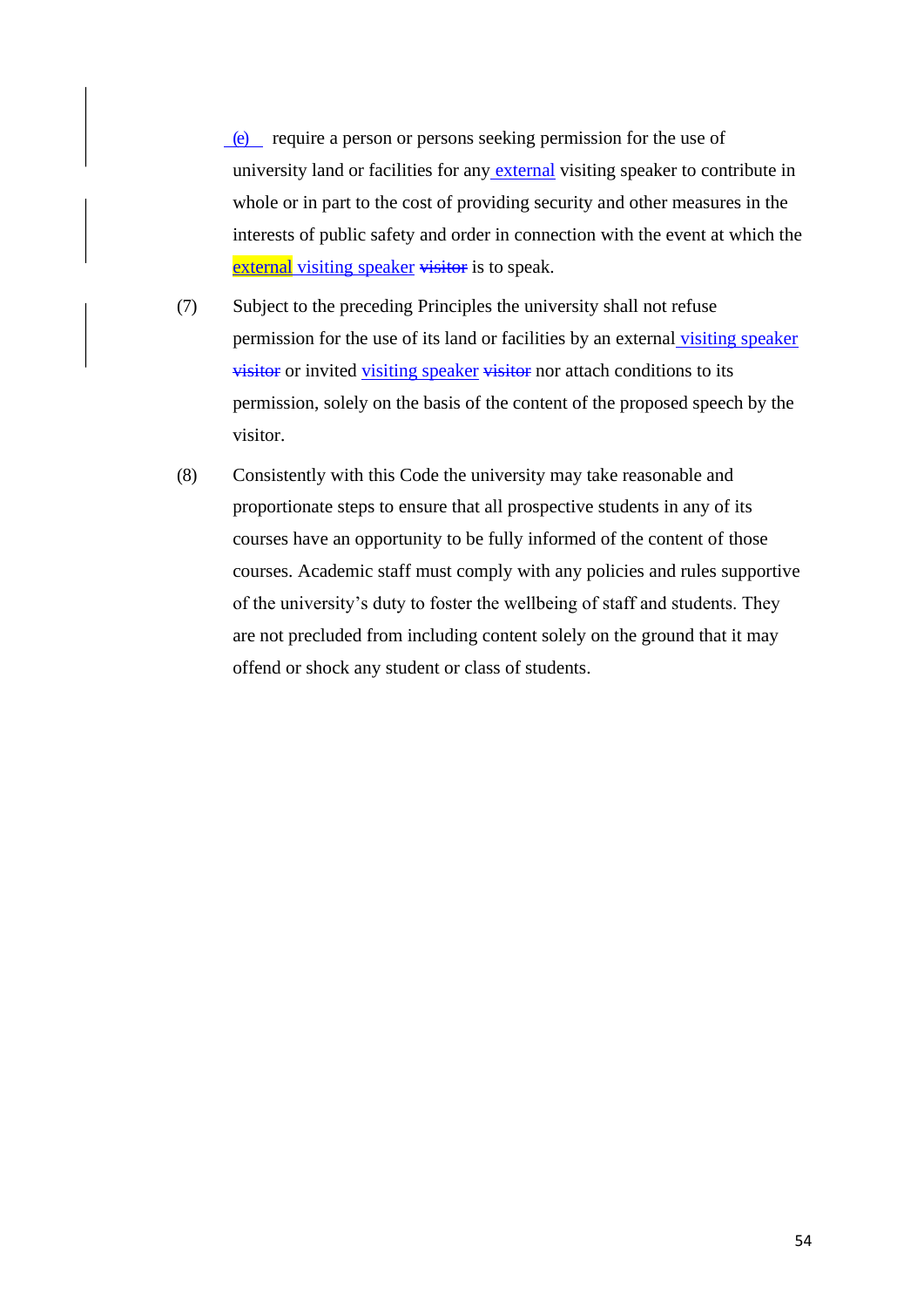(e) require a person or persons seeking permission for the use of university land or facilities for any external visiting speaker to contribute in whole or in part to the cost of providing security and other measures in the interests of public safety and order in connection with the event at which the external visiting speaker ~~visitor~~ is to speak.

(7) Subject to the preceding Principles the university shall not refuse permission for the use of its land or facilities by an external visiting speaker ~~visitor~~ or invited visiting speaker ~~visitor~~ nor attach conditions to its permission, solely on the basis of the content of the proposed speech by the visitor.

(8) Consistently with this Code the university may take reasonable and proportionate steps to ensure that all prospective students in any of its courses have an opportunity to be fully informed of the content of those courses. Academic staff must comply with any policies and rules supportive of the university's duty to foster the wellbeing of staff and students. They are not precluded from including content solely on the ground that it may offend or shock any student or class of students.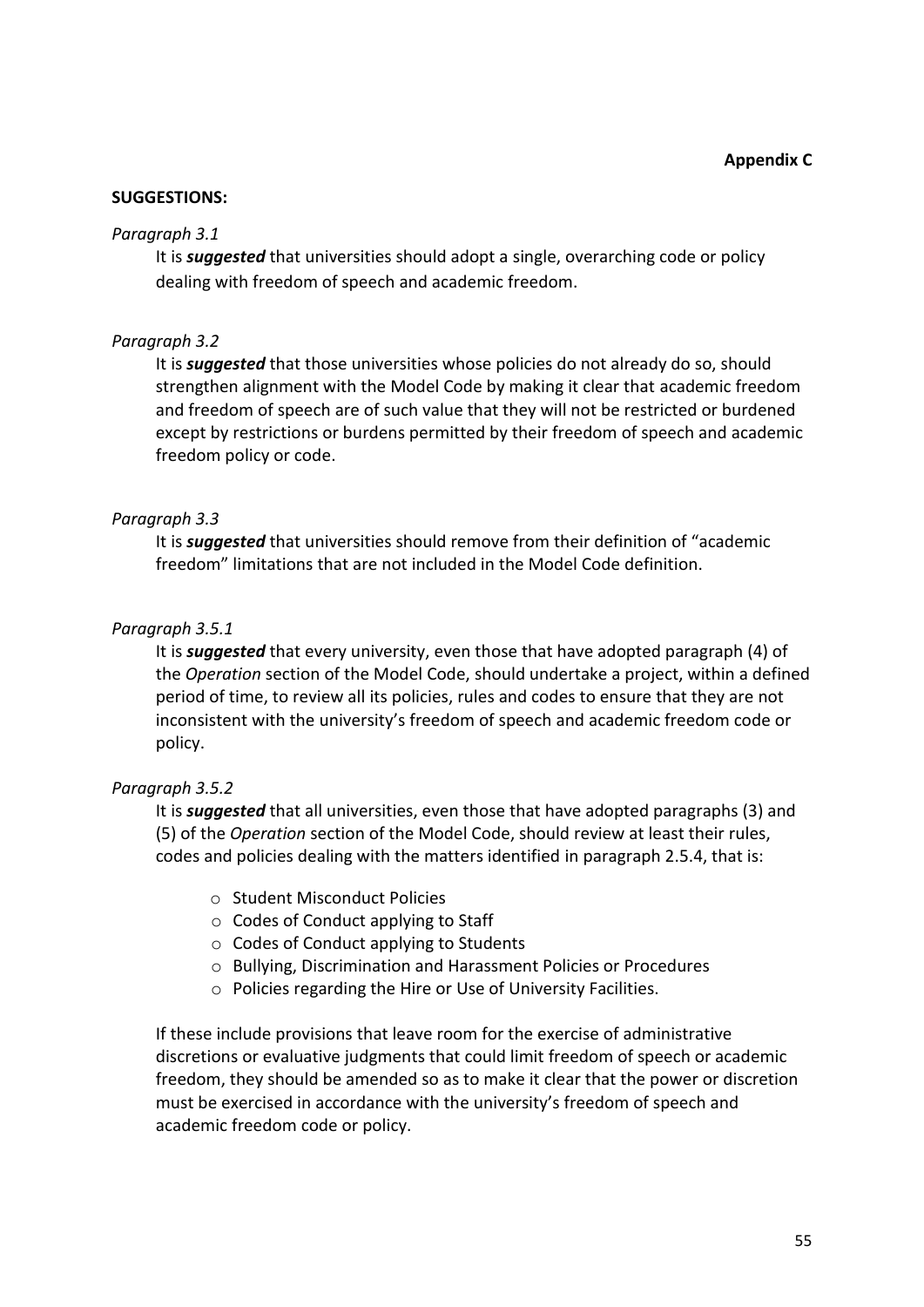**Appendix C**

**SUGGESTIONS:**

*Paragraph 3.1*

It is ***suggested*** that universities should adopt a single, overarching code or policy dealing with freedom of speech and academic freedom.

*Paragraph 3.2*

It is ***suggested*** that those universities whose policies do not already do so, should strengthen alignment with the Model Code by making it clear that academic freedom and freedom of speech are of such value that they will not be restricted or burdened except by restrictions or burdens permitted by their freedom of speech and academic freedom policy or code.

*Paragraph 3.3*

It is ***suggested*** that universities should remove from their definition of "academic freedom" limitations that are not included in the Model Code definition.

*Paragraph 3.5.1*

It is ***suggested*** that every university, even those that have adopted paragraph (4) of the *Operation* section of the Model Code, should undertake a project, within a defined period of time, to review all its policies, rules and codes to ensure that they are not inconsistent with the university's freedom of speech and academic freedom code or policy.

*Paragraph 3.5.2*

It is ***suggested*** that all universities, even those that have adopted paragraphs (3) and (5) of the *Operation* section of the Model Code, should review at least their rules, codes and policies dealing with the matters identified in paragraph 2.5.4, that is:

- Student Misconduct Policies
- Codes of Conduct applying to Staff
- Codes of Conduct applying to Students
- Bullying, Discrimination and Harassment Policies or Procedures
- Policies regarding the Hire or Use of University Facilities.

If these include provisions that leave room for the exercise of administrative discretions or evaluative judgments that could limit freedom of speech or academic freedom, they should be amended so as to make it clear that the power or discretion must be exercised in accordance with the university's freedom of speech and academic freedom code or policy.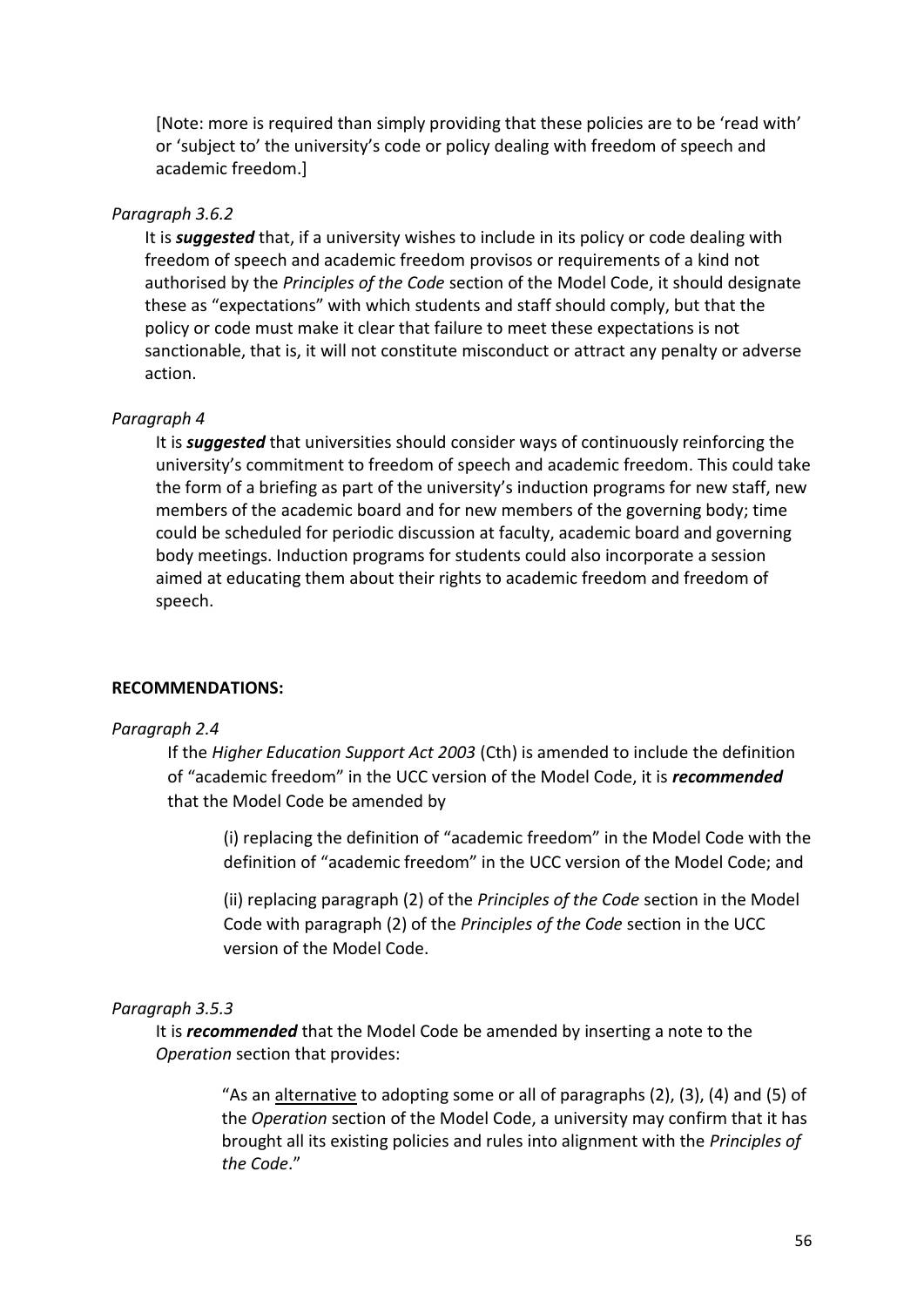[Note: more is required than simply providing that these policies are to be 'read with' or 'subject to' the university's code or policy dealing with freedom of speech and academic freedom.]

*Paragraph 3.6.2*

It is ***suggested*** that, if a university wishes to include in its policy or code dealing with freedom of speech and academic freedom provisos or requirements of a kind not authorised by the *Principles of the Code* section of the Model Code, it should designate these as "expectations" with which students and staff should comply, but that the policy or code must make it clear that failure to meet these expectations is not sanctionable, that is, it will not constitute misconduct or attract any penalty or adverse action.

*Paragraph 4*

It is ***suggested*** that universities should consider ways of continuously reinforcing the university's commitment to freedom of speech and academic freedom. This could take the form of a briefing as part of the university's induction programs for new staff, new members of the academic board and for new members of the governing body; time could be scheduled for periodic discussion at faculty, academic board and governing body meetings. Induction programs for students could also incorporate a session aimed at educating them about their rights to academic freedom and freedom of speech.

**RECOMMENDATIONS:**

*Paragraph 2.4*

If the *Higher Education Support Act 2003* (Cth) is amended to include the definition of "academic freedom" in the UCC version of the Model Code, it is ***recommended*** that the Model Code be amended by

(i) replacing the definition of "academic freedom" in the Model Code with the definition of "academic freedom" in the UCC version of the Model Code; and

(ii) replacing paragraph (2) of the *Principles of the Code* section in the Model Code with paragraph (2) of the *Principles of the Code* section in the UCC version of the Model Code.

*Paragraph 3.5.3*

It is ***recommended*** that the Model Code be amended by inserting a note to the *Operation* section that provides:

"As an alternative to adopting some or all of paragraphs (2), (3), (4) and (5) of the *Operation* section of the Model Code, a university may confirm that it has brought all its existing policies and rules into alignment with the *Principles of the Code*."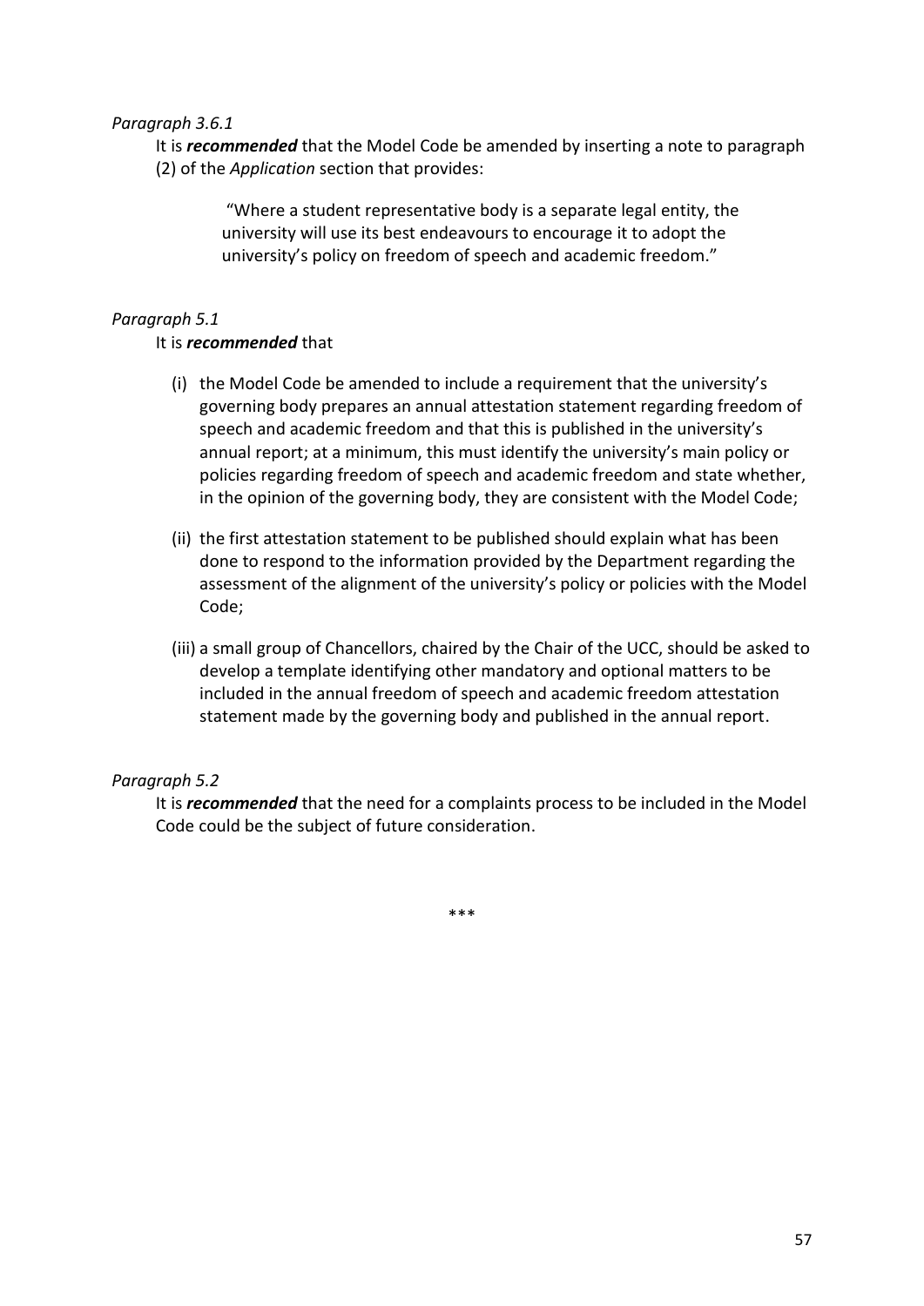*Paragraph 3.6.1*

It is ***recommended*** that the Model Code be amended by inserting a note to paragraph (2) of the *Application* section that provides:

> "Where a student representative body is a separate legal entity, the university will use its best endeavours to encourage it to adopt the university's policy on freedom of speech and academic freedom."

*Paragraph 5.1*

It is ***recommended*** that

(i) the Model Code be amended to include a requirement that the university's governing body prepares an annual attestation statement regarding freedom of speech and academic freedom and that this is published in the university's annual report; at a minimum, this must identify the university's main policy or policies regarding freedom of speech and academic freedom and state whether, in the opinion of the governing body, they are consistent with the Model Code;

(ii) the first attestation statement to be published should explain what has been done to respond to the information provided by the Department regarding the assessment of the alignment of the university's policy or policies with the Model Code;

(iii) a small group of Chancellors, chaired by the Chair of the UCC, should be asked to develop a template identifying other mandatory and optional matters to be included in the annual freedom of speech and academic freedom attestation statement made by the governing body and published in the annual report.

*Paragraph 5.2*

It is ***recommended*** that the need for a complaints process to be included in the Model Code could be the subject of future consideration.

***